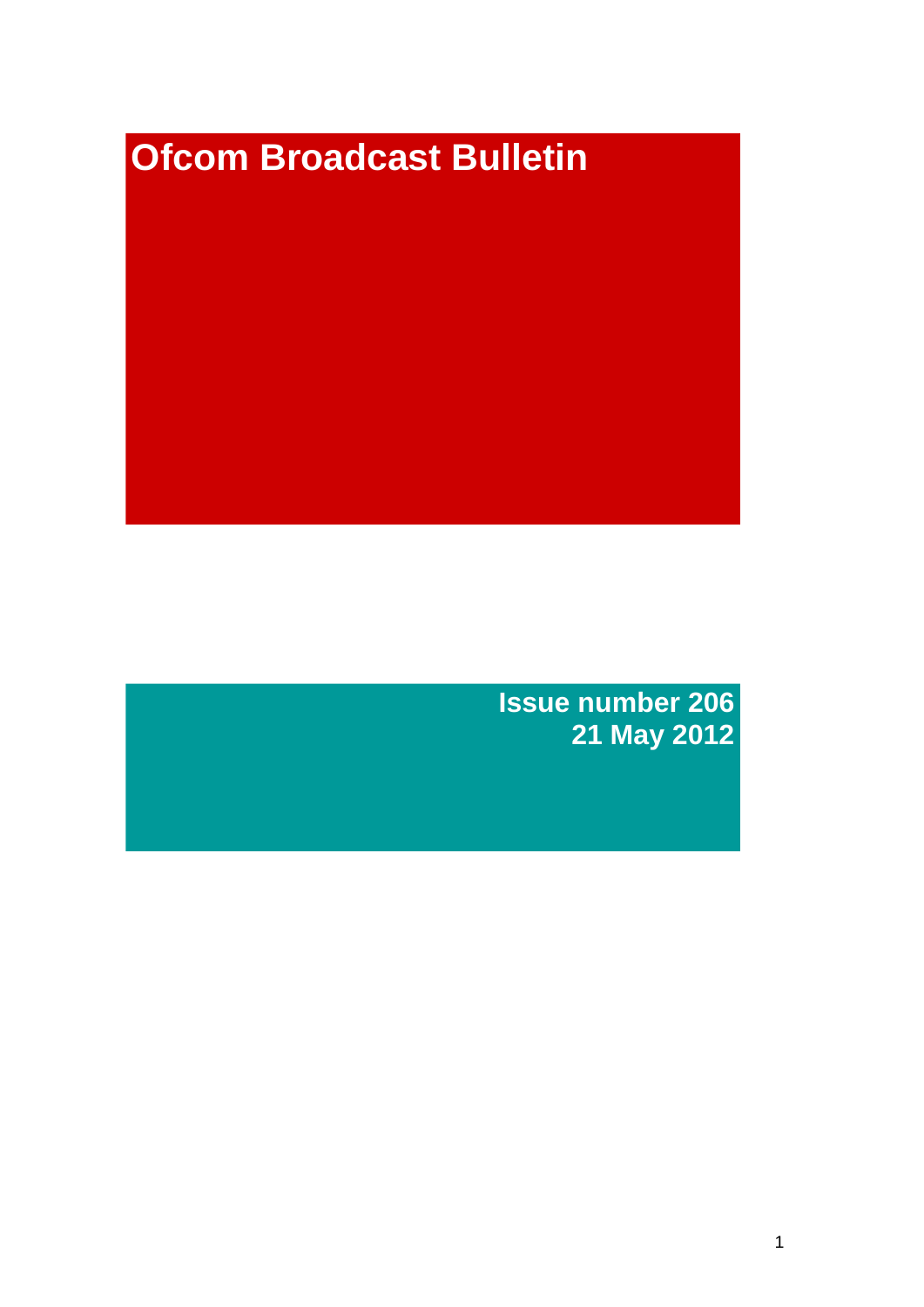# Ofcom Broadcast Bulletin

**Issue number 206**
**21 May 2012**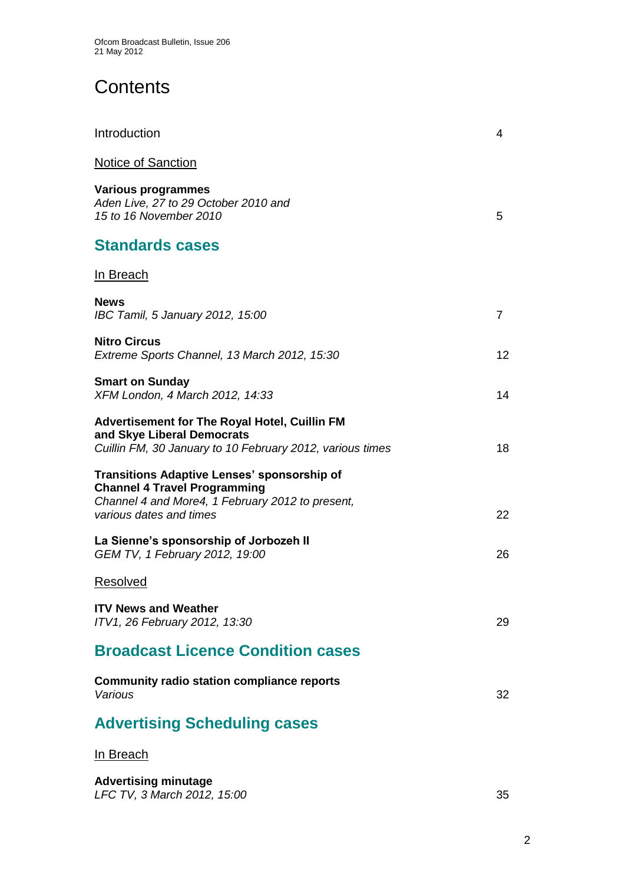# Contents

Introduction 4

Notice of Sanction

**Various programmes**
*Aden Live, 27 to 29 October 2010 and 15 to 16 November 2010* 5

## Standards cases

In Breach

**News**
*IBC Tamil, 5 January 2012, 15:00* 7

**Nitro Circus**
*Extreme Sports Channel, 13 March 2012, 15:30* 12

**Smart on Sunday**
*XFM London, 4 March 2012, 14:33* 14

**Advertisement for The Royal Hotel, Cuillin FM and Skye Liberal Democrats**
*Cuillin FM, 30 January to 10 February 2012, various times* 18

**Transitions Adaptive Lenses' sponsorship of Channel 4 Travel Programming**
*Channel 4 and More4, 1 February 2012 to present, various dates and times* 22

**La Sienne's sponsorship of Jorbozeh II**
*GEM TV, 1 February 2012, 19:00* 26

Resolved

**ITV News and Weather**
*ITV1, 26 February 2012, 13:30* 29

## Broadcast Licence Condition cases

**Community radio station compliance reports**
*Various* 32

## Advertising Scheduling cases

In Breach

**Advertising minutage**
*LFC TV, 3 March 2012, 15:00* 35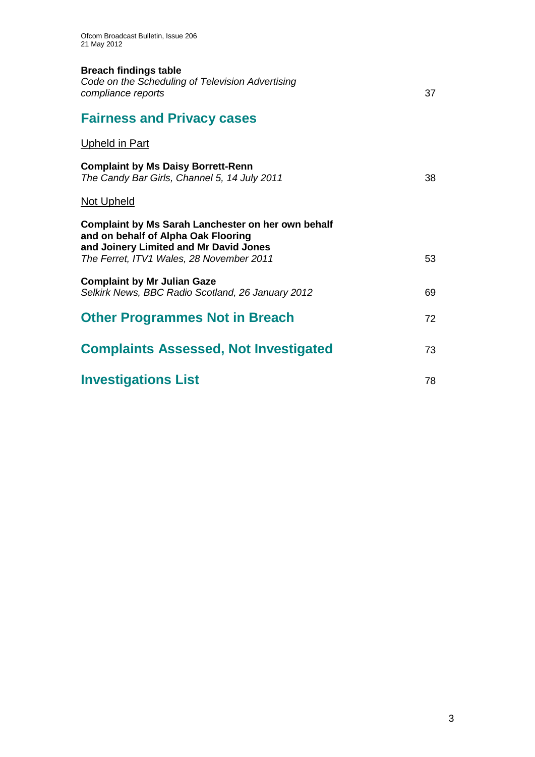**Breach findings table**
*Code on the Scheduling of Television Advertising compliance reports* 37

## Fairness and Privacy cases

Upheld in Part

**Complaint by Ms Daisy Borrett-Renn**
*The Candy Bar Girls, Channel 5, 14 July 2011* 38

Not Upheld

**Complaint by Ms Sarah Lanchester on her own behalf and on behalf of Alpha Oak Flooring and Joinery Limited and Mr David Jones**
*The Ferret, ITV1 Wales, 28 November 2011* 53

**Complaint by Mr Julian Gaze**
*Selkirk News, BBC Radio Scotland, 26 January 2012* 69

## Other Programmes Not in Breach 72

## Complaints Assessed, Not Investigated 73

## Investigations List 78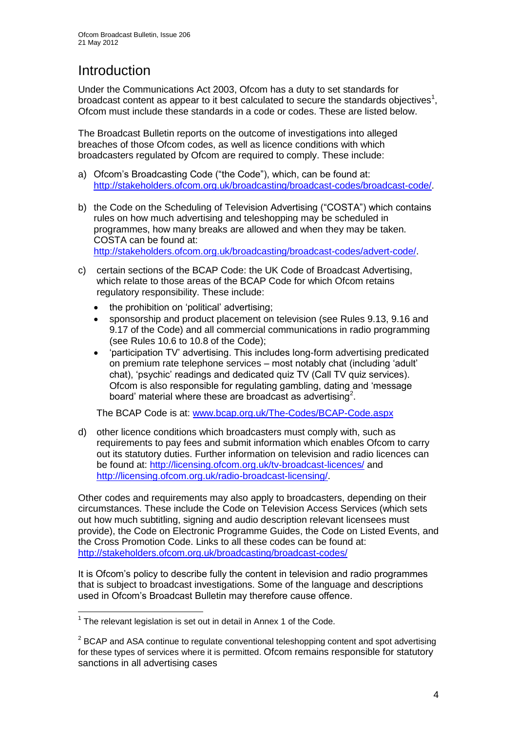# Introduction

Under the Communications Act 2003, Ofcom has a duty to set standards for broadcast content as appear to it best calculated to secure the standards objectives[1], Ofcom must include these standards in a code or codes. These are listed below.

The Broadcast Bulletin reports on the outcome of investigations into alleged breaches of those Ofcom codes, as well as licence conditions with which broadcasters regulated by Ofcom are required to comply. These include:

a) Ofcom's Broadcasting Code ("the Code"), which, can be found at: http://stakeholders.ofcom.org.uk/broadcasting/broadcast-codes/broadcast-code/.

b) the Code on the Scheduling of Television Advertising ("COSTA") which contains rules on how much advertising and teleshopping may be scheduled in programmes, how many breaks are allowed and when they may be taken. COSTA can be found at: http://stakeholders.ofcom.org.uk/broadcasting/broadcast-codes/advert-code/.

c) certain sections of the BCAP Code: the UK Code of Broadcast Advertising, which relate to those areas of the BCAP Code for which Ofcom retains regulatory responsibility. These include:
   - the prohibition on 'political' advertising;
   - sponsorship and product placement on television (see Rules 9.13, 9.16 and 9.17 of the Code) and all commercial communications in radio programming (see Rules 10.6 to 10.8 of the Code);
   - 'participation TV' advertising. This includes long-form advertising predicated on premium rate telephone services – most notably chat (including 'adult' chat), 'psychic' readings and dedicated quiz TV (Call TV quiz services). Ofcom is also responsible for regulating gambling, dating and 'message board' material where these are broadcast as advertising[2].

   The BCAP Code is at: www.bcap.org.uk/The-Codes/BCAP-Code.aspx

d) other licence conditions which broadcasters must comply with, such as requirements to pay fees and submit information which enables Ofcom to carry out its statutory duties. Further information on television and radio licences can be found at: http://licensing.ofcom.org.uk/tv-broadcast-licences/ and http://licensing.ofcom.org.uk/radio-broadcast-licensing/.

Other codes and requirements may also apply to broadcasters, depending on their circumstances. These include the Code on Television Access Services (which sets out how much subtitling, signing and audio description relevant licensees must provide), the Code on Electronic Programme Guides, the Code on Listed Events, and the Cross Promotion Code. Links to all these codes can be found at: http://stakeholders.ofcom.org.uk/broadcasting/broadcast-codes/

It is Ofcom's policy to describe fully the content in television and radio programmes that is subject to broadcast investigations. Some of the language and descriptions used in Ofcom's Broadcast Bulletin may therefore cause offence.

---

[1] The relevant legislation is set out in detail in Annex 1 of the Code.

[2] BCAP and ASA continue to regulate conventional teleshopping content and spot advertising for these types of services where it is permitted. Ofcom remains responsible for statutory sanctions in all advertising cases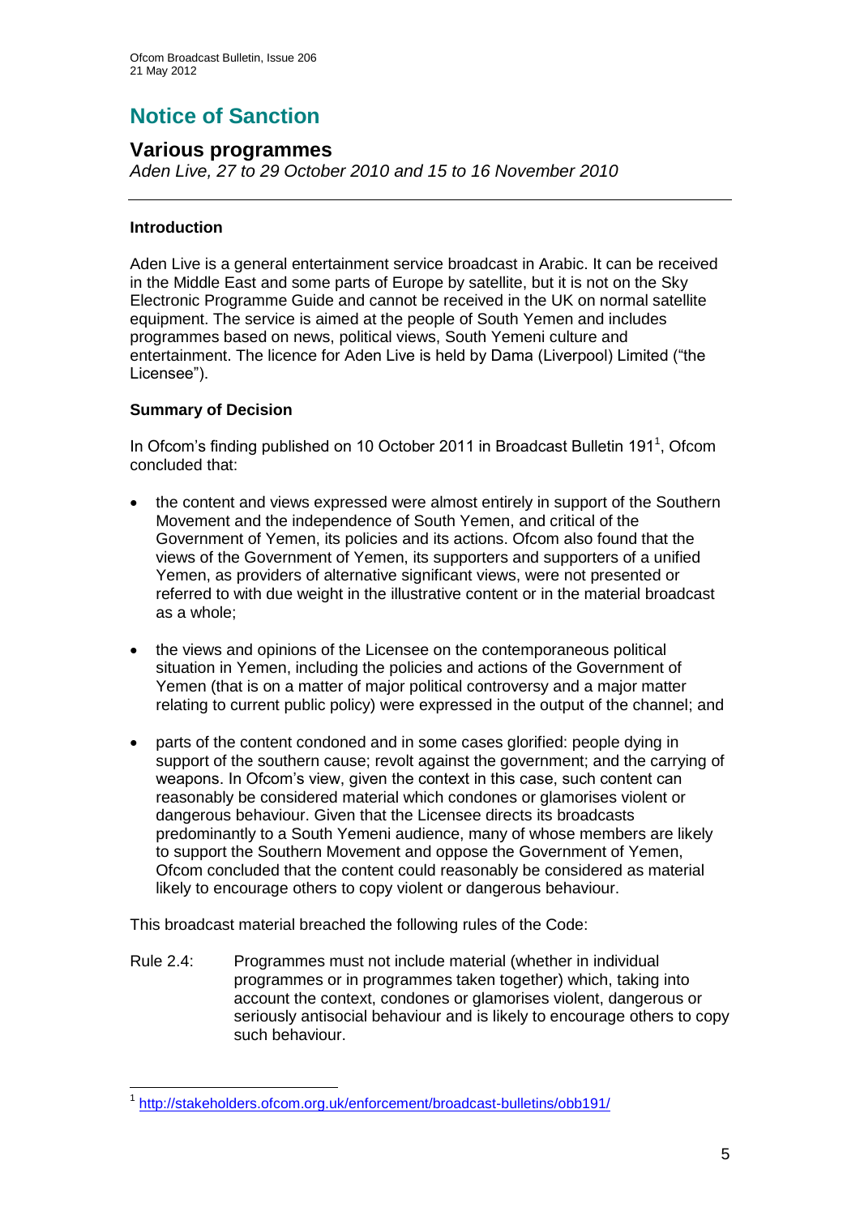# Notice of Sanction

## Various programmes

*Aden Live, 27 to 29 October 2010 and 15 to 16 November 2010*

### Introduction

Aden Live is a general entertainment service broadcast in Arabic. It can be received in the Middle East and some parts of Europe by satellite, but it is not on the Sky Electronic Programme Guide and cannot be received in the UK on normal satellite equipment. The service is aimed at the people of South Yemen and includes programmes based on news, political views, South Yemeni culture and entertainment. The licence for Aden Live is held by Dama (Liverpool) Limited ("the Licensee").

### Summary of Decision

In Ofcom's finding published on 10 October 2011 in Broadcast Bulletin 191[1], Ofcom concluded that:

- the content and views expressed were almost entirely in support of the Southern Movement and the independence of South Yemen, and critical of the Government of Yemen, its policies and its actions. Ofcom also found that the views of the Government of Yemen, its supporters and supporters of a unified Yemen, as providers of alternative significant views, were not presented or referred to with due weight in the illustrative content or in the material broadcast as a whole;
- the views and opinions of the Licensee on the contemporaneous political situation in Yemen, including the policies and actions of the Government of Yemen (that is on a matter of major political controversy and a major matter relating to current public policy) were expressed in the output of the channel; and
- parts of the content condoned and in some cases glorified: people dying in support of the southern cause; revolt against the government; and the carrying of weapons. In Ofcom's view, given the context in this case, such content can reasonably be considered material which condones or glamorises violent or dangerous behaviour. Given that the Licensee directs its broadcasts predominantly to a South Yemeni audience, many of whose members are likely to support the Southern Movement and oppose the Government of Yemen, Ofcom concluded that the content could reasonably be considered as material likely to encourage others to copy violent or dangerous behaviour.

This broadcast material breached the following rules of the Code:

Rule 2.4: Programmes must not include material (whether in individual programmes or in programmes taken together) which, taking into account the context, condones or glamorises violent, dangerous or seriously antisocial behaviour and is likely to encourage others to copy such behaviour.

---

[1] http://stakeholders.ofcom.org.uk/enforcement/broadcast-bulletins/obb191/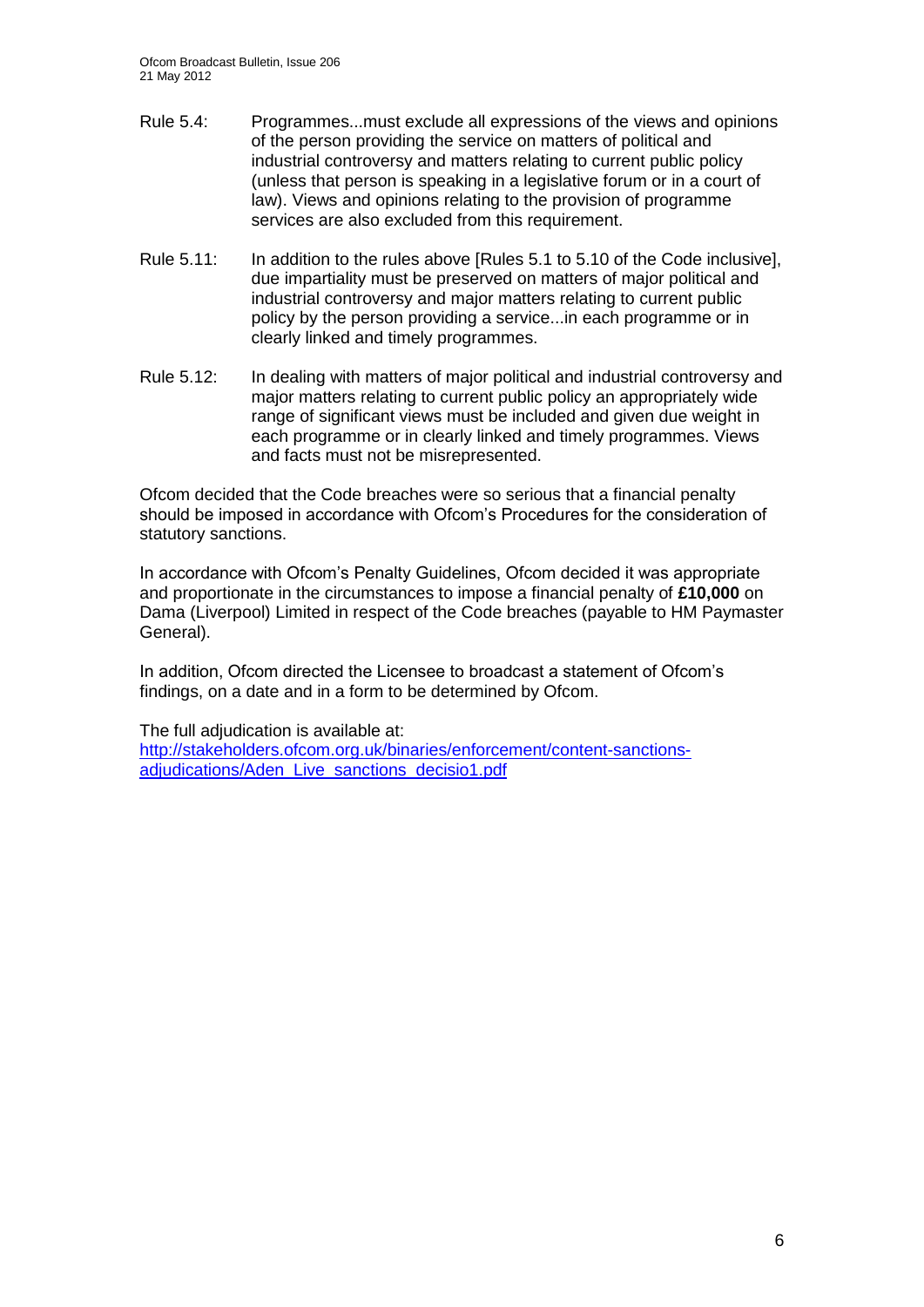Rule 5.4: Programmes...must exclude all expressions of the views and opinions of the person providing the service on matters of political and industrial controversy and matters relating to current public policy (unless that person is speaking in a legislative forum or in a court of law). Views and opinions relating to the provision of programme services are also excluded from this requirement.

Rule 5.11: In addition to the rules above [Rules 5.1 to 5.10 of the Code inclusive], due impartiality must be preserved on matters of major political and industrial controversy and major matters relating to current public policy by the person providing a service...in each programme or in clearly linked and timely programmes.

Rule 5.12: In dealing with matters of major political and industrial controversy and major matters relating to current public policy an appropriately wide range of significant views must be included and given due weight in each programme or in clearly linked and timely programmes. Views and facts must not be misrepresented.

Ofcom decided that the Code breaches were so serious that a financial penalty should be imposed in accordance with Ofcom's Procedures for the consideration of statutory sanctions.

In accordance with Ofcom's Penalty Guidelines, Ofcom decided it was appropriate and proportionate in the circumstances to impose a financial penalty of **£10,000** on Dama (Liverpool) Limited in respect of the Code breaches (payable to HM Paymaster General).

In addition, Ofcom directed the Licensee to broadcast a statement of Ofcom's findings, on a date and in a form to be determined by Ofcom.

The full adjudication is available at:
[http://stakeholders.ofcom.org.uk/binaries/enforcement/content-sanctions-adjudications/Aden_Live_sanctions_decisio1.pdf](http://stakeholders.ofcom.org.uk/binaries/enforcement/content-sanctions-adjudications/Aden_Live_sanctions_decisio1.pdf)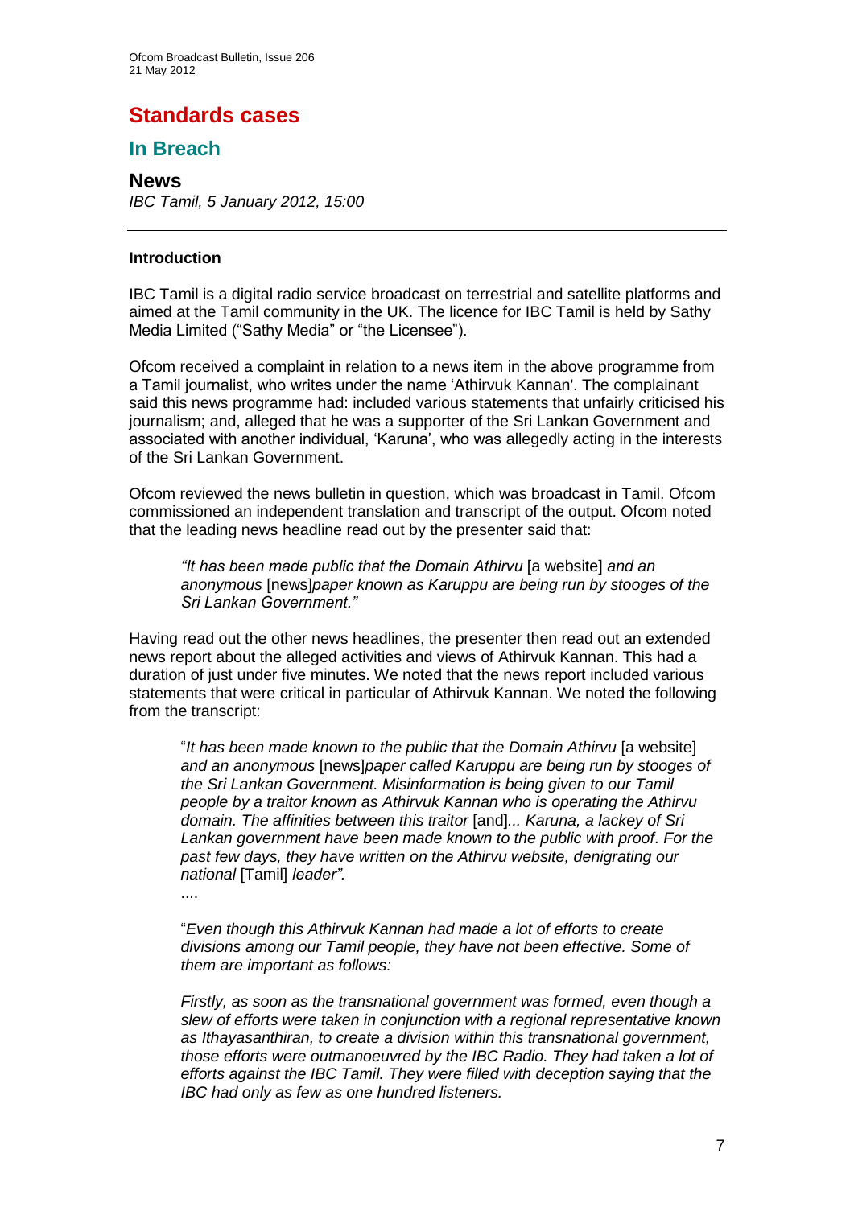# Standards cases

## In Breach

### News

*IBC Tamil, 5 January 2012, 15:00*

---

**Introduction**

IBC Tamil is a digital radio service broadcast on terrestrial and satellite platforms and aimed at the Tamil community in the UK. The licence for IBC Tamil is held by Sathy Media Limited ("Sathy Media" or "the Licensee").

Ofcom received a complaint in relation to a news item in the above programme from a Tamil journalist, who writes under the name 'Athirvuk Kannan'. The complainant said this news programme had: included various statements that unfairly criticised his journalism; and, alleged that he was a supporter of the Sri Lankan Government and associated with another individual, 'Karuna', who was allegedly acting in the interests of the Sri Lankan Government.

Ofcom reviewed the news bulletin in question, which was broadcast in Tamil. Ofcom commissioned an independent translation and transcript of the output. Ofcom noted that the leading news headline read out by the presenter said that:

> *"It has been made public that the Domain Athirvu* [a website] *and an anonymous* [news]*paper known as Karuppu are being run by stooges of the Sri Lankan Government."*

Having read out the other news headlines, the presenter then read out an extended news report about the alleged activities and views of Athirvuk Kannan. This had a duration of just under five minutes. We noted that the news report included various statements that were critical in particular of Athirvuk Kannan. We noted the following from the transcript:

> "*It has been made known to the public that the Domain Athirvu* [a website] *and an anonymous* [news]*paper called Karuppu are being run by stooges of the Sri Lankan Government. Misinformation is being given to our Tamil people by a traitor known as Athirvuk Kannan who is operating the Athirvu domain. The affinities between this traitor* [and]*... Karuna, a lackey of Sri Lankan government have been made known to the public with proof. For the past few days, they have written on the Athirvu website, denigrating our national* [Tamil] *leader".*
>
> ....
>
> "*Even though this Athirvuk Kannan had made a lot of efforts to create divisions among our Tamil people, they have not been effective. Some of them are important as follows:*
>
> *Firstly, as soon as the transnational government was formed, even though a slew of efforts were taken in conjunction with a regional representative known as Ithayasanthiran, to create a division within this transnational government, those efforts were outmanoeuvred by the IBC Radio. They had taken a lot of efforts against the IBC Tamil. They were filled with deception saying that the IBC had only as few as one hundred listeners.*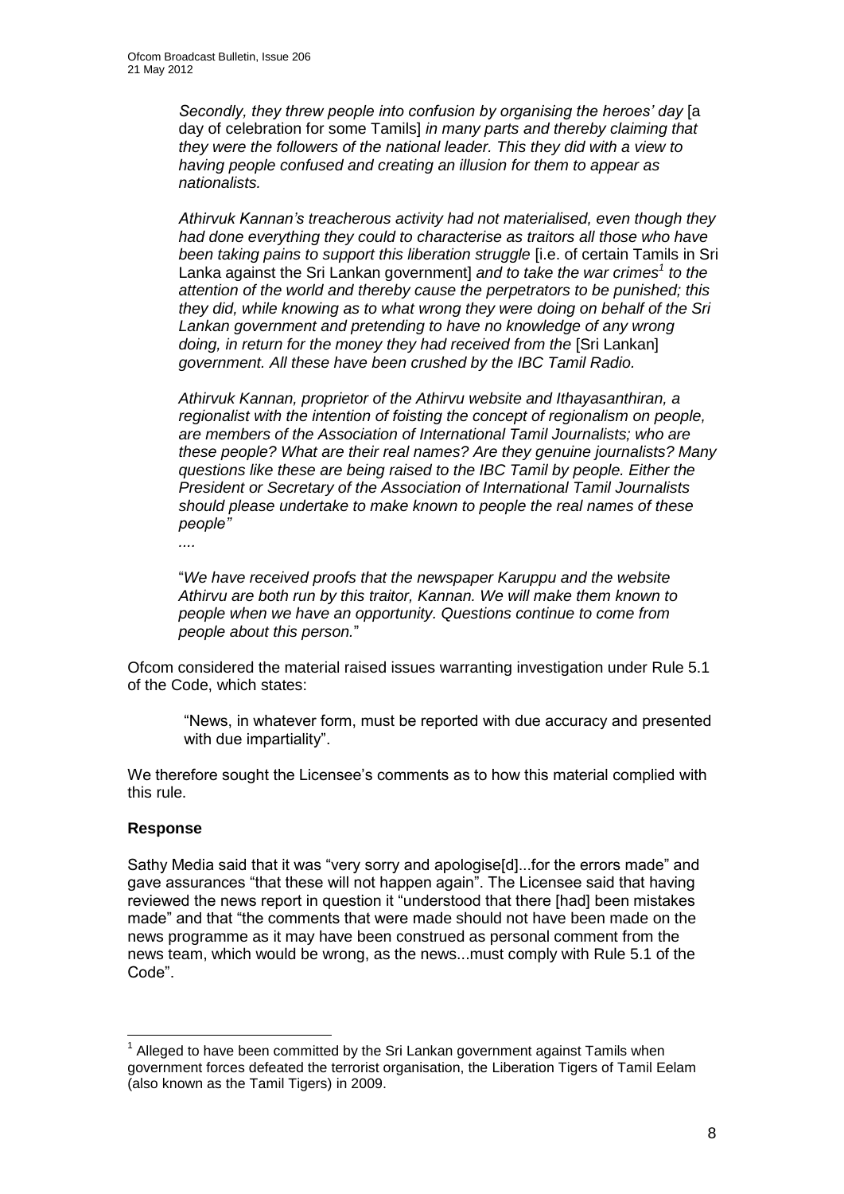> *Secondly, they threw people into confusion by organising the heroes' day* [a day of celebration for some Tamils] *in many parts and thereby claiming that they were the followers of the national leader. This they did with a view to having people confused and creating an illusion for them to appear as nationalists.*
>
> *Athirvuk Kannan's treacherous activity had not materialised, even though they had done everything they could to characterise as traitors all those who have been taking pains to support this liberation struggle* [i.e. of certain Tamils in Sri Lanka against the Sri Lankan government] *and to take the war crimes*[1] *to the attention of the world and thereby cause the perpetrators to be punished; this they did, while knowing as to what wrong they were doing on behalf of the Sri Lankan government and pretending to have no knowledge of any wrong doing, in return for the money they had received from the* [Sri Lankan] *government. All these have been crushed by the IBC Tamil Radio.*
>
> *Athirvuk Kannan, proprietor of the Athirvu website and Ithayasanthiran, a regionalist with the intention of foisting the concept of regionalism on people, are members of the Association of International Tamil Journalists; who are these people? What are their real names? Are they genuine journalists? Many questions like these are being raised to the IBC Tamil by people. Either the President or Secretary of the Association of International Tamil Journalists should please undertake to make known to people the real names of these people"*
>
> *....*
>
> "*We have received proofs that the newspaper Karuppu and the website Athirvu are both run by this traitor, Kannan. We will make them known to people when we have an opportunity. Questions continue to come from people about this person.*"

Ofcom considered the material raised issues warranting investigation under Rule 5.1 of the Code, which states:

> "News, in whatever form, must be reported with due accuracy and presented with due impartiality".

We therefore sought the Licensee's comments as to how this material complied with this rule.

**Response**

Sathy Media said that it was "very sorry and apologise[d]...for the errors made" and gave assurances "that these will not happen again". The Licensee said that having reviewed the news report in question it "understood that there [had] been mistakes made" and that "the comments that were made should not have been made on the news programme as it may have been construed as personal comment from the news team, which would be wrong, as the news...must comply with Rule 5.1 of the Code".

---

[1] Alleged to have been committed by the Sri Lankan government against Tamils when government forces defeated the terrorist organisation, the Liberation Tigers of Tamil Eelam (also known as the Tamil Tigers) in 2009.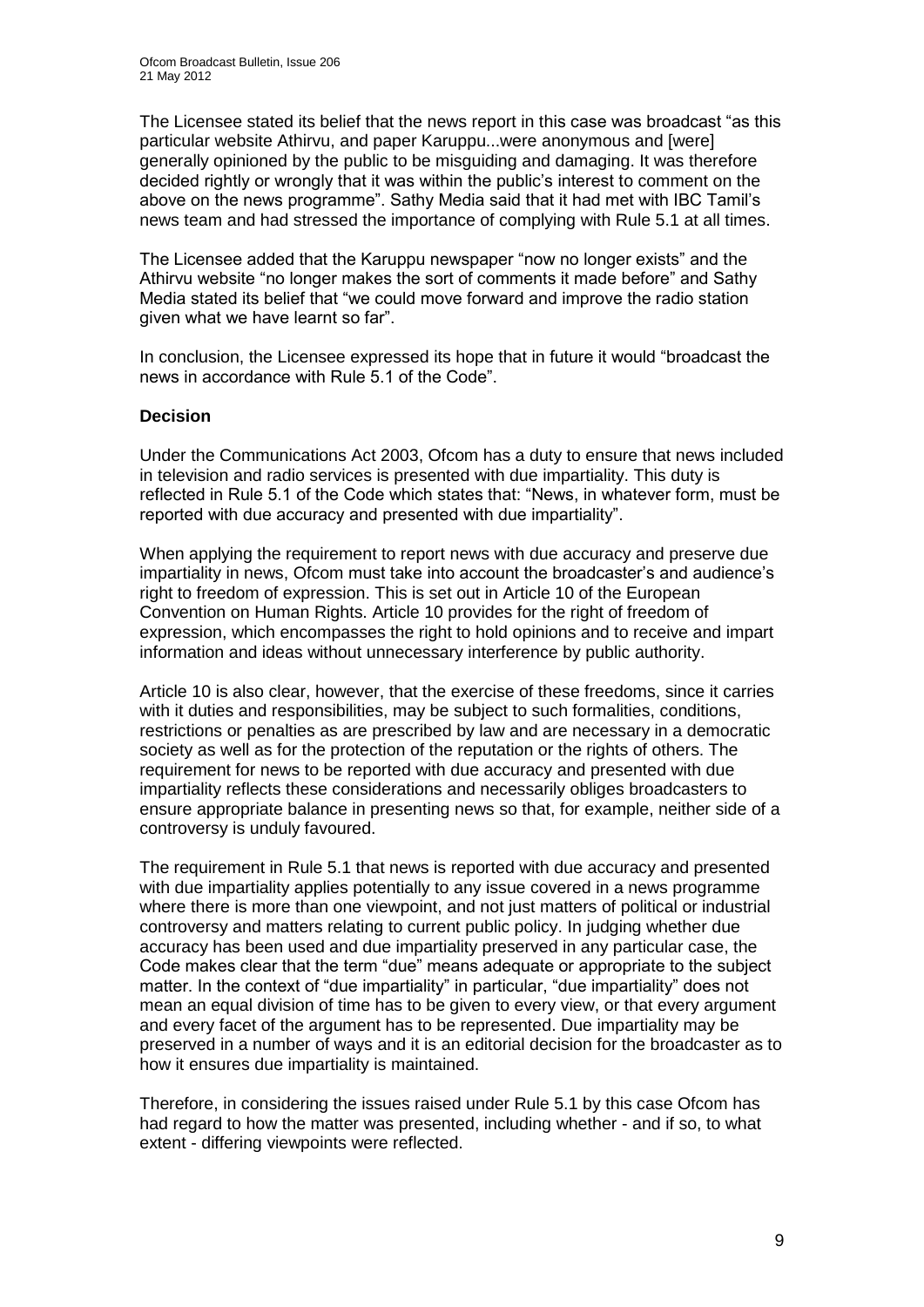The Licensee stated its belief that the news report in this case was broadcast "as this particular website Athirvu, and paper Karuppu...were anonymous and [were] generally opinioned by the public to be misguiding and damaging. It was therefore decided rightly or wrongly that it was within the public's interest to comment on the above on the news programme". Sathy Media said that it had met with IBC Tamil's news team and had stressed the importance of complying with Rule 5.1 at all times.

The Licensee added that the Karuppu newspaper "now no longer exists" and the Athirvu website "no longer makes the sort of comments it made before" and Sathy Media stated its belief that "we could move forward and improve the radio station given what we have learnt so far".

In conclusion, the Licensee expressed its hope that in future it would "broadcast the news in accordance with Rule 5.1 of the Code".

**Decision**

Under the Communications Act 2003, Ofcom has a duty to ensure that news included in television and radio services is presented with due impartiality. This duty is reflected in Rule 5.1 of the Code which states that: "News, in whatever form, must be reported with due accuracy and presented with due impartiality".

When applying the requirement to report news with due accuracy and preserve due impartiality in news, Ofcom must take into account the broadcaster's and audience's right to freedom of expression. This is set out in Article 10 of the European Convention on Human Rights. Article 10 provides for the right of freedom of expression, which encompasses the right to hold opinions and to receive and impart information and ideas without unnecessary interference by public authority.

Article 10 is also clear, however, that the exercise of these freedoms, since it carries with it duties and responsibilities, may be subject to such formalities, conditions, restrictions or penalties as are prescribed by law and are necessary in a democratic society as well as for the protection of the reputation or the rights of others. The requirement for news to be reported with due accuracy and presented with due impartiality reflects these considerations and necessarily obliges broadcasters to ensure appropriate balance in presenting news so that, for example, neither side of a controversy is unduly favoured.

The requirement in Rule 5.1 that news is reported with due accuracy and presented with due impartiality applies potentially to any issue covered in a news programme where there is more than one viewpoint, and not just matters of political or industrial controversy and matters relating to current public policy. In judging whether due accuracy has been used and due impartiality preserved in any particular case, the Code makes clear that the term "due" means adequate or appropriate to the subject matter. In the context of "due impartiality" in particular, "due impartiality" does not mean an equal division of time has to be given to every view, or that every argument and every facet of the argument has to be represented. Due impartiality may be preserved in a number of ways and it is an editorial decision for the broadcaster as to how it ensures due impartiality is maintained.

Therefore, in considering the issues raised under Rule 5.1 by this case Ofcom has had regard to how the matter was presented, including whether - and if so, to what extent - differing viewpoints were reflected.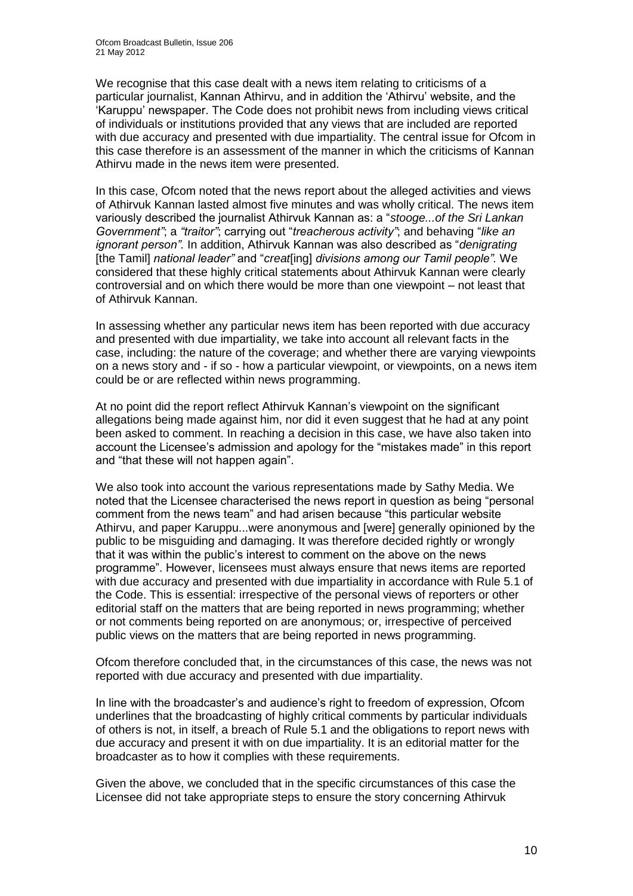We recognise that this case dealt with a news item relating to criticisms of a particular journalist, Kannan Athirvu, and in addition the 'Athirvu' website, and the 'Karuppu' newspaper. The Code does not prohibit news from including views critical of individuals or institutions provided that any views that are included are reported with due accuracy and presented with due impartiality. The central issue for Ofcom in this case therefore is an assessment of the manner in which the criticisms of Kannan Athirvu made in the news item were presented.

In this case, Ofcom noted that the news report about the alleged activities and views of Athirvuk Kannan lasted almost five minutes and was wholly critical. The news item variously described the journalist Athirvuk Kannan as: a "*stooge...of the Sri Lankan Government*"; a *"traitor"*; carrying out "*treacherous activity*"; and behaving "*like an ignorant person".* In addition, Athirvuk Kannan was also described as "*denigrating* [the Tamil] *national leader"* and "*creat*[ing] *divisions among our Tamil people".* We considered that these highly critical statements about Athirvuk Kannan were clearly controversial and on which there would be more than one viewpoint – not least that of Athirvuk Kannan.

In assessing whether any particular news item has been reported with due accuracy and presented with due impartiality, we take into account all relevant facts in the case, including: the nature of the coverage; and whether there are varying viewpoints on a news story and - if so - how a particular viewpoint, or viewpoints, on a news item could be or are reflected within news programming.

At no point did the report reflect Athirvuk Kannan's viewpoint on the significant allegations being made against him, nor did it even suggest that he had at any point been asked to comment. In reaching a decision in this case, we have also taken into account the Licensee's admission and apology for the "mistakes made" in this report and "that these will not happen again".

We also took into account the various representations made by Sathy Media. We noted that the Licensee characterised the news report in question as being "personal comment from the news team" and had arisen because "this particular website Athirvu, and paper Karuppu...were anonymous and [were] generally opinioned by the public to be misguiding and damaging. It was therefore decided rightly or wrongly that it was within the public's interest to comment on the above on the news programme". However, licensees must always ensure that news items are reported with due accuracy and presented with due impartiality in accordance with Rule 5.1 of the Code. This is essential: irrespective of the personal views of reporters or other editorial staff on the matters that are being reported in news programming; whether or not comments being reported on are anonymous; or, irrespective of perceived public views on the matters that are being reported in news programming.

Ofcom therefore concluded that, in the circumstances of this case, the news was not reported with due accuracy and presented with due impartiality.

In line with the broadcaster's and audience's right to freedom of expression, Ofcom underlines that the broadcasting of highly critical comments by particular individuals of others is not, in itself, a breach of Rule 5.1 and the obligations to report news with due accuracy and present it with on due impartiality. It is an editorial matter for the broadcaster as to how it complies with these requirements.

Given the above, we concluded that in the specific circumstances of this case the Licensee did not take appropriate steps to ensure the story concerning Athirvuk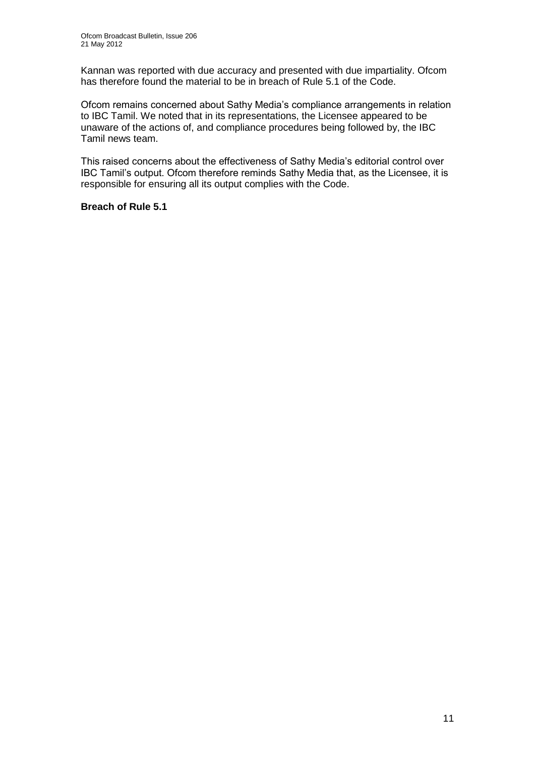Kannan was reported with due accuracy and presented with due impartiality. Ofcom has therefore found the material to be in breach of Rule 5.1 of the Code.

Ofcom remains concerned about Sathy Media's compliance arrangements in relation to IBC Tamil. We noted that in its representations, the Licensee appeared to be unaware of the actions of, and compliance procedures being followed by, the IBC Tamil news team.

This raised concerns about the effectiveness of Sathy Media's editorial control over IBC Tamil's output. Ofcom therefore reminds Sathy Media that, as the Licensee, it is responsible for ensuring all its output complies with the Code.

**Breach of Rule 5.1**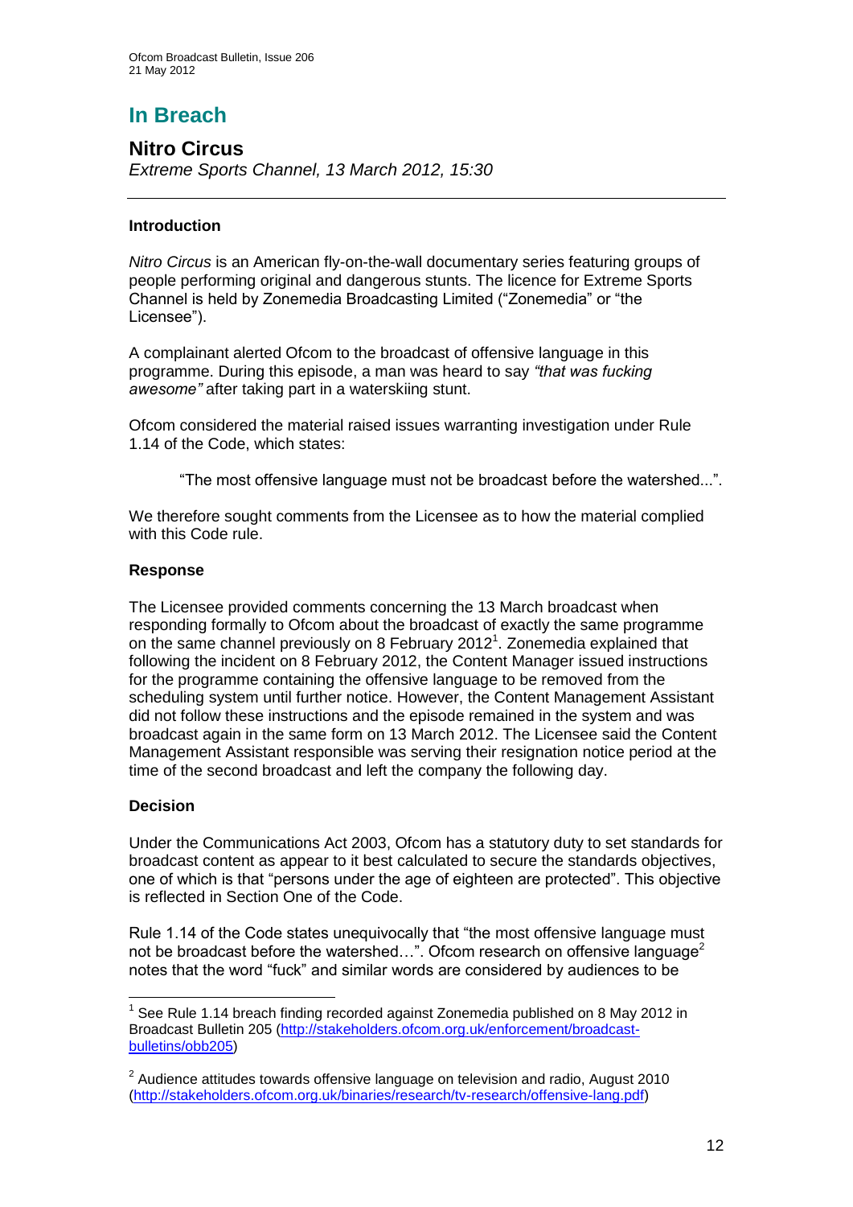# In Breach

## Nitro Circus

*Extreme Sports Channel, 13 March 2012, 15:30*

---

### Introduction

*Nitro Circus* is an American fly-on-the-wall documentary series featuring groups of people performing original and dangerous stunts. The licence for Extreme Sports Channel is held by Zonemedia Broadcasting Limited ("Zonemedia" or "the Licensee").

A complainant alerted Ofcom to the broadcast of offensive language in this programme. During this episode, a man was heard to say *"that was fucking awesome"* after taking part in a waterskiing stunt.

Ofcom considered the material raised issues warranting investigation under Rule 1.14 of the Code, which states:

> "The most offensive language must not be broadcast before the watershed...".

We therefore sought comments from the Licensee as to how the material complied with this Code rule.

### Response

The Licensee provided comments concerning the 13 March broadcast when responding formally to Ofcom about the broadcast of exactly the same programme on the same channel previously on 8 February 2012[1]. Zonemedia explained that following the incident on 8 February 2012, the Content Manager issued instructions for the programme containing the offensive language to be removed from the scheduling system until further notice. However, the Content Management Assistant did not follow these instructions and the episode remained in the system and was broadcast again in the same form on 13 March 2012. The Licensee said the Content Management Assistant responsible was serving their resignation notice period at the time of the second broadcast and left the company the following day.

### Decision

Under the Communications Act 2003, Ofcom has a statutory duty to set standards for broadcast content as appear to it best calculated to secure the standards objectives, one of which is that "persons under the age of eighteen are protected". This objective is reflected in Section One of the Code.

Rule 1.14 of the Code states unequivocally that "the most offensive language must not be broadcast before the watershed…". Ofcom research on offensive language[2] notes that the word "fuck" and similar words are considered by audiences to be

---

[1] See Rule 1.14 breach finding recorded against Zonemedia published on 8 May 2012 in Broadcast Bulletin 205 (http://stakeholders.ofcom.org.uk/enforcement/broadcast-bulletins/obb205)

[2] Audience attitudes towards offensive language on television and radio, August 2010 (http://stakeholders.ofcom.org.uk/binaries/research/tv-research/offensive-lang.pdf)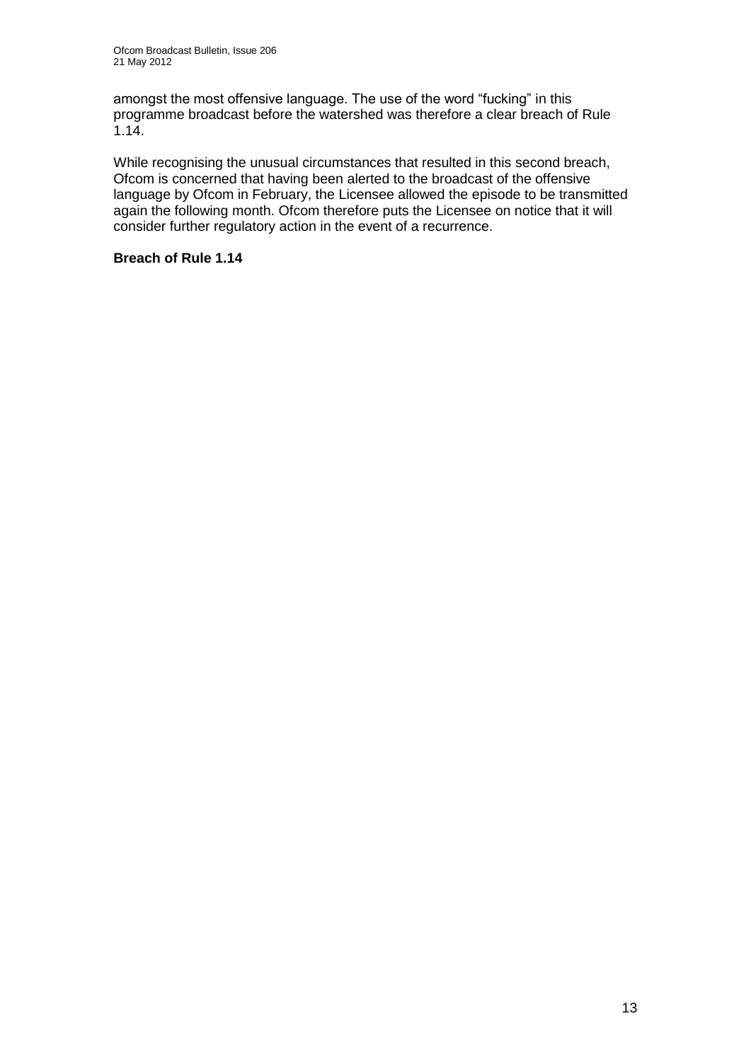amongst the most offensive language. The use of the word "fucking" in this programme broadcast before the watershed was therefore a clear breach of Rule 1.14.

While recognising the unusual circumstances that resulted in this second breach, Ofcom is concerned that having been alerted to the broadcast of the offensive language by Ofcom in February, the Licensee allowed the episode to be transmitted again the following month. Ofcom therefore puts the Licensee on notice that it will consider further regulatory action in the event of a recurrence.

**Breach of Rule 1.14**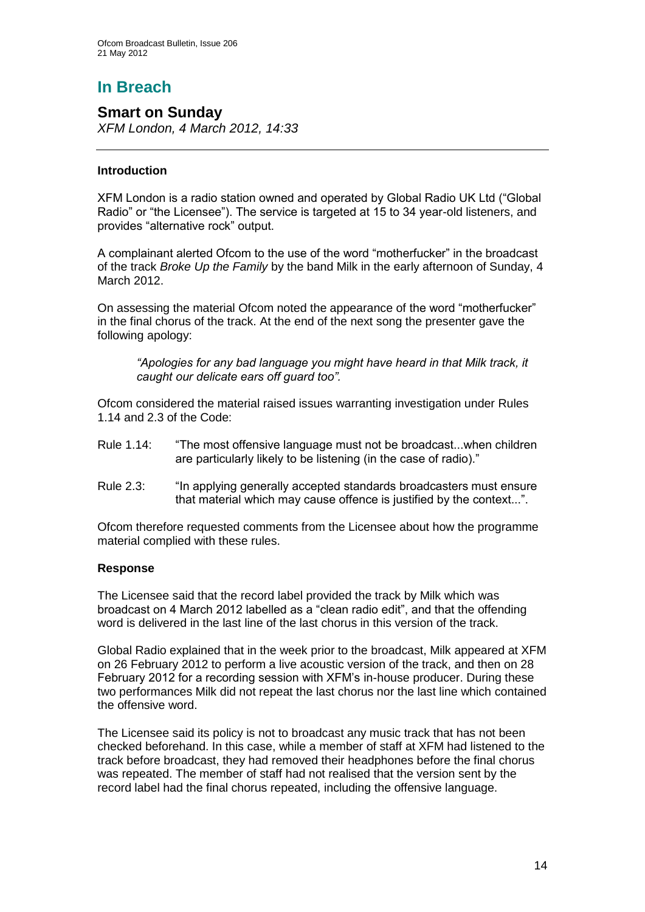## In Breach

### Smart on Sunday

*XFM London, 4 March 2012, 14:33*

---

#### Introduction

XFM London is a radio station owned and operated by Global Radio UK Ltd ("Global Radio" or "the Licensee"). The service is targeted at 15 to 34 year-old listeners, and provides "alternative rock" output.

A complainant alerted Ofcom to the use of the word "motherfucker" in the broadcast of the track *Broke Up the Family* by the band Milk in the early afternoon of Sunday, 4 March 2012.

On assessing the material Ofcom noted the appearance of the word "motherfucker" in the final chorus of the track. At the end of the next song the presenter gave the following apology:

> *"Apologies for any bad language you might have heard in that Milk track, it caught our delicate ears off guard too".*

Ofcom considered the material raised issues warranting investigation under Rules 1.14 and 2.3 of the Code:

Rule 1.14: "The most offensive language must not be broadcast...when children are particularly likely to be listening (in the case of radio)."

Rule 2.3: "In applying generally accepted standards broadcasters must ensure that material which may cause offence is justified by the context...".

Ofcom therefore requested comments from the Licensee about how the programme material complied with these rules.

#### Response

The Licensee said that the record label provided the track by Milk which was broadcast on 4 March 2012 labelled as a "clean radio edit", and that the offending word is delivered in the last line of the last chorus in this version of the track.

Global Radio explained that in the week prior to the broadcast, Milk appeared at XFM on 26 February 2012 to perform a live acoustic version of the track, and then on 28 February 2012 for a recording session with XFM's in-house producer. During these two performances Milk did not repeat the last chorus nor the last line which contained the offensive word.

The Licensee said its policy is not to broadcast any music track that has not been checked beforehand. In this case, while a member of staff at XFM had listened to the track before broadcast, they had removed their headphones before the final chorus was repeated. The member of staff had not realised that the version sent by the record label had the final chorus repeated, including the offensive language.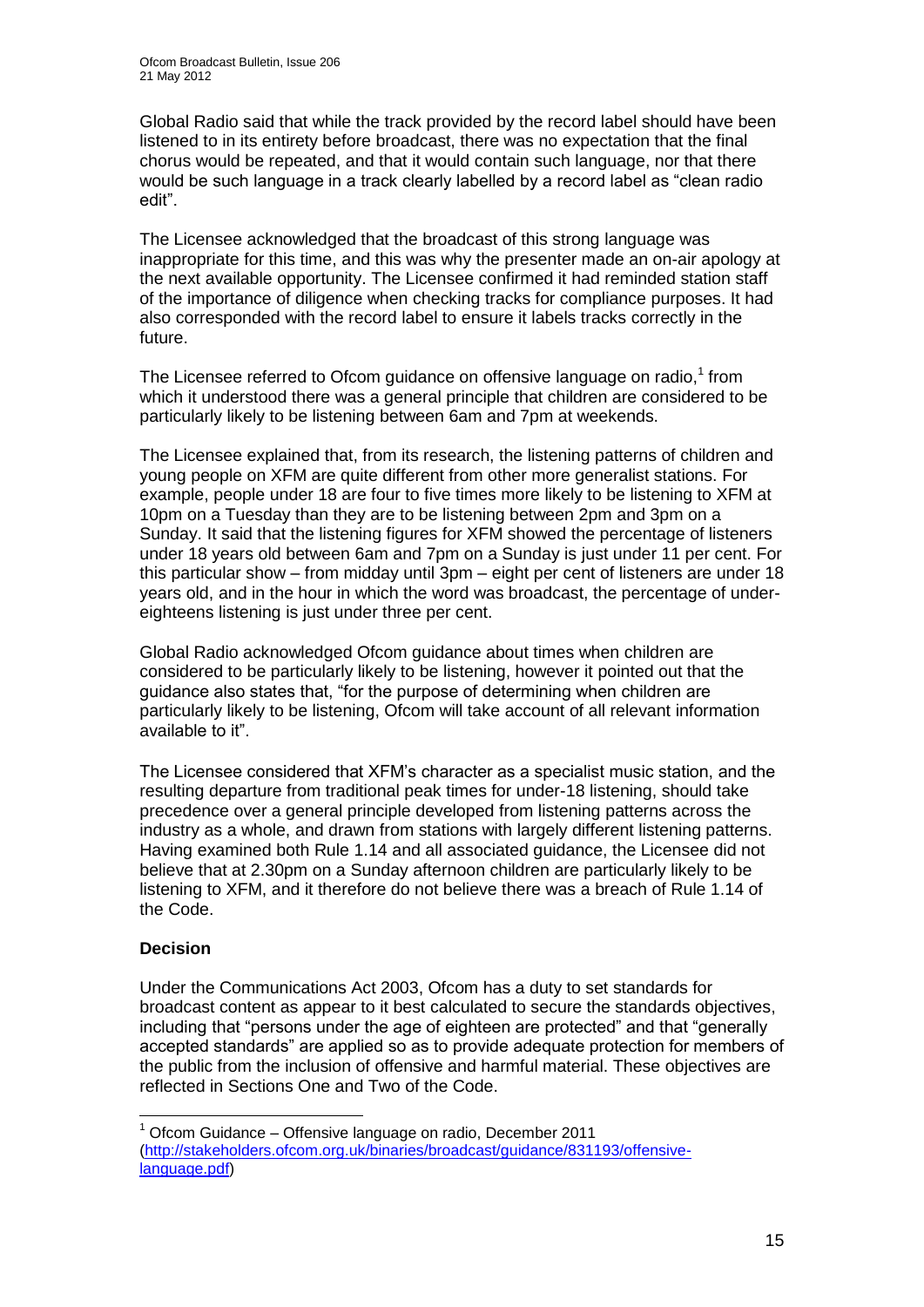Global Radio said that while the track provided by the record label should have been listened to in its entirety before broadcast, there was no expectation that the final chorus would be repeated, and that it would contain such language, nor that there would be such language in a track clearly labelled by a record label as "clean radio edit".

The Licensee acknowledged that the broadcast of this strong language was inappropriate for this time, and this was why the presenter made an on-air apology at the next available opportunity. The Licensee confirmed it had reminded station staff of the importance of diligence when checking tracks for compliance purposes. It had also corresponded with the record label to ensure it labels tracks correctly in the future.

The Licensee referred to Ofcom guidance on offensive language on radio,[1] from which it understood there was a general principle that children are considered to be particularly likely to be listening between 6am and 7pm at weekends.

The Licensee explained that, from its research, the listening patterns of children and young people on XFM are quite different from other more generalist stations. For example, people under 18 are four to five times more likely to be listening to XFM at 10pm on a Tuesday than they are to be listening between 2pm and 3pm on a Sunday. It said that the listening figures for XFM showed the percentage of listeners under 18 years old between 6am and 7pm on a Sunday is just under 11 per cent. For this particular show – from midday until 3pm – eight per cent of listeners are under 18 years old, and in the hour in which the word was broadcast, the percentage of under-eighteens listening is just under three per cent.

Global Radio acknowledged Ofcom guidance about times when children are considered to be particularly likely to be listening, however it pointed out that the guidance also states that, "for the purpose of determining when children are particularly likely to be listening, Ofcom will take account of all relevant information available to it".

The Licensee considered that XFM's character as a specialist music station, and the resulting departure from traditional peak times for under-18 listening, should take precedence over a general principle developed from listening patterns across the industry as a whole, and drawn from stations with largely different listening patterns. Having examined both Rule 1.14 and all associated guidance, the Licensee did not believe that at 2.30pm on a Sunday afternoon children are particularly likely to be listening to XFM, and it therefore do not believe there was a breach of Rule 1.14 of the Code.

**Decision**

Under the Communications Act 2003, Ofcom has a duty to set standards for broadcast content as appear to it best calculated to secure the standards objectives, including that "persons under the age of eighteen are protected" and that "generally accepted standards" are applied so as to provide adequate protection for members of the public from the inclusion of offensive and harmful material. These objectives are reflected in Sections One and Two of the Code.

---

[1] Ofcom Guidance – Offensive language on radio, December 2011 (http://stakeholders.ofcom.org.uk/binaries/broadcast/guidance/831193/offensive-language.pdf)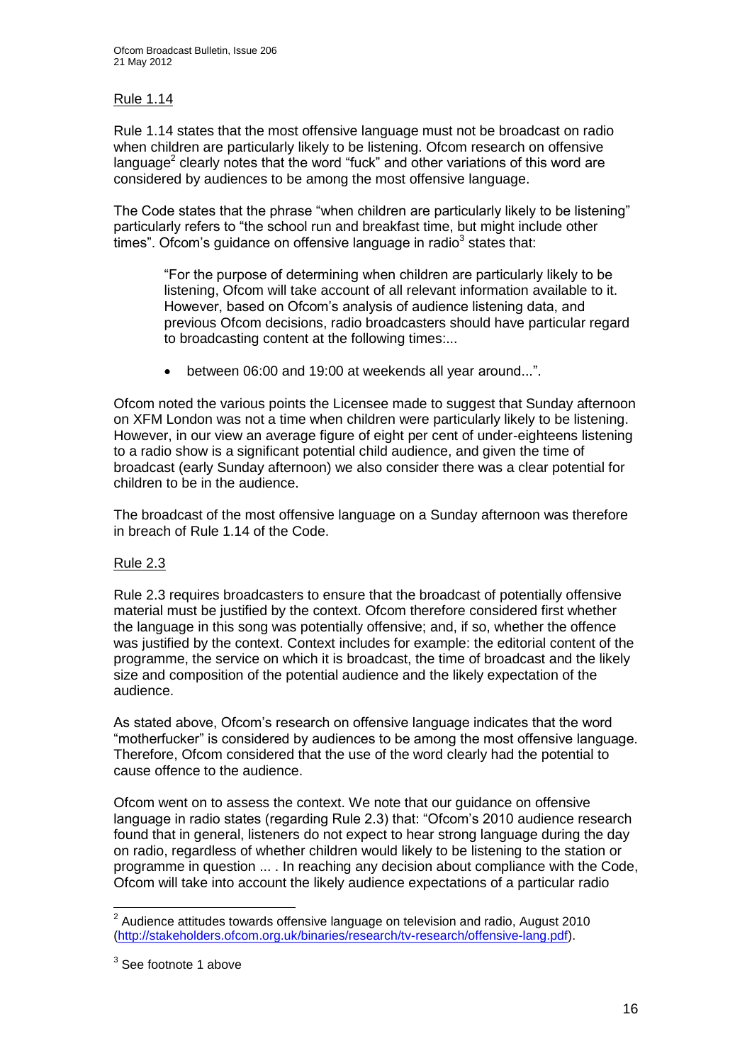Rule 1.14

Rule 1.14 states that the most offensive language must not be broadcast on radio when children are particularly likely to be listening. Ofcom research on offensive language[2] clearly notes that the word "fuck" and other variations of this word are considered by audiences to be among the most offensive language.

The Code states that the phrase "when children are particularly likely to be listening" particularly refers to "the school run and breakfast time, but might include other times". Ofcom's guidance on offensive language in radio[3] states that:

> "For the purpose of determining when children are particularly likely to be listening, Ofcom will take account of all relevant information available to it. However, based on Ofcom's analysis of audience listening data, and previous Ofcom decisions, radio broadcasters should have particular regard to broadcasting content at the following times:...
>
> - between 06:00 and 19:00 at weekends all year around...".

Ofcom noted the various points the Licensee made to suggest that Sunday afternoon on XFM London was not a time when children were particularly likely to be listening. However, in our view an average figure of eight per cent of under-eighteens listening to a radio show is a significant potential child audience, and given the time of broadcast (early Sunday afternoon) we also consider there was a clear potential for children to be in the audience.

The broadcast of the most offensive language on a Sunday afternoon was therefore in breach of Rule 1.14 of the Code.

Rule 2.3

Rule 2.3 requires broadcasters to ensure that the broadcast of potentially offensive material must be justified by the context. Ofcom therefore considered first whether the language in this song was potentially offensive; and, if so, whether the offence was justified by the context. Context includes for example: the editorial content of the programme, the service on which it is broadcast, the time of broadcast and the likely size and composition of the potential audience and the likely expectation of the audience.

As stated above, Ofcom's research on offensive language indicates that the word "motherfucker" is considered by audiences to be among the most offensive language. Therefore, Ofcom considered that the use of the word clearly had the potential to cause offence to the audience.

Ofcom went on to assess the context. We note that our guidance on offensive language in radio states (regarding Rule 2.3) that: "Ofcom's 2010 audience research found that in general, listeners do not expect to hear strong language during the day on radio, regardless of whether children would likely to be listening to the station or programme in question ... . In reaching any decision about compliance with the Code, Ofcom will take into account the likely audience expectations of a particular radio

---

[2] Audience attitudes towards offensive language on television and radio, August 2010 (http://stakeholders.ofcom.org.uk/binaries/research/tv-research/offensive-lang.pdf).

[3] See footnote 1 above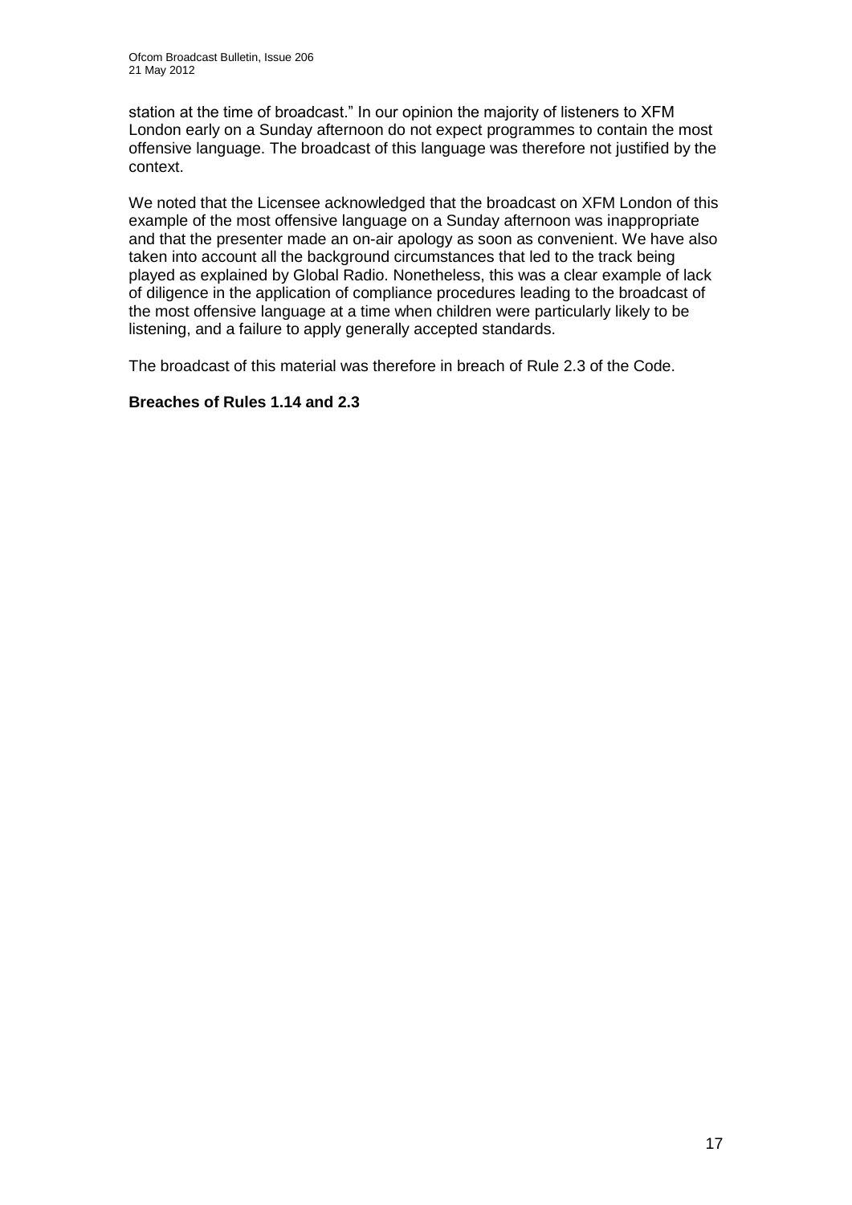station at the time of broadcast." In our opinion the majority of listeners to XFM London early on a Sunday afternoon do not expect programmes to contain the most offensive language. The broadcast of this language was therefore not justified by the context.

We noted that the Licensee acknowledged that the broadcast on XFM London of this example of the most offensive language on a Sunday afternoon was inappropriate and that the presenter made an on-air apology as soon as convenient. We have also taken into account all the background circumstances that led to the track being played as explained by Global Radio. Nonetheless, this was a clear example of lack of diligence in the application of compliance procedures leading to the broadcast of the most offensive language at a time when children were particularly likely to be listening, and a failure to apply generally accepted standards.

The broadcast of this material was therefore in breach of Rule 2.3 of the Code.

**Breaches of Rules 1.14 and 2.3**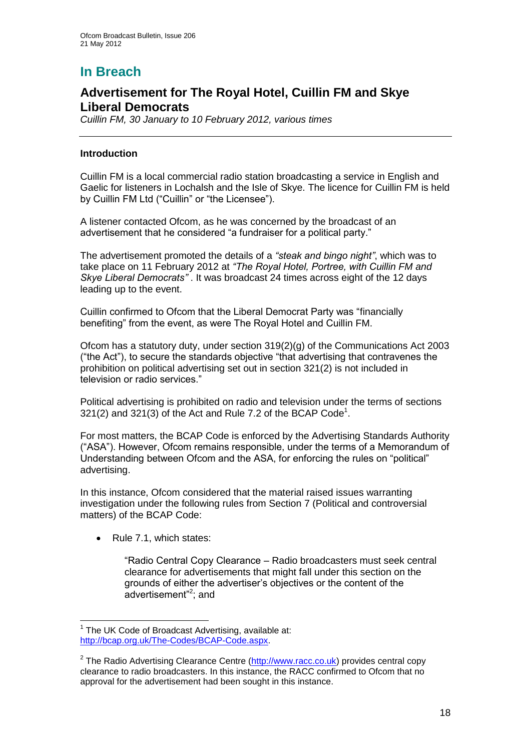## In Breach

### Advertisement for The Royal Hotel, Cuillin FM and Skye Liberal Democrats

*Cuillin FM, 30 January to 10 February 2012, various times*

---

**Introduction**

Cuillin FM is a local commercial radio station broadcasting a service in English and Gaelic for listeners in Lochalsh and the Isle of Skye. The licence for Cuillin FM is held by Cuillin FM Ltd ("Cuillin" or "the Licensee").

A listener contacted Ofcom, as he was concerned by the broadcast of an advertisement that he considered "a fundraiser for a political party."

The advertisement promoted the details of a *"steak and bingo night"*, which was to take place on 11 February 2012 at *"The Royal Hotel, Portree, with Cuillin FM and Skye Liberal Democrats"* . It was broadcast 24 times across eight of the 12 days leading up to the event.

Cuillin confirmed to Ofcom that the Liberal Democrat Party was "financially benefiting" from the event, as were The Royal Hotel and Cuillin FM.

Ofcom has a statutory duty, under section 319(2)(g) of the Communications Act 2003 ("the Act"), to secure the standards objective "that advertising that contravenes the prohibition on political advertising set out in section 321(2) is not included in television or radio services."

Political advertising is prohibited on radio and television under the terms of sections 321(2) and 321(3) of the Act and Rule 7.2 of the BCAP Code[1].

For most matters, the BCAP Code is enforced by the Advertising Standards Authority ("ASA"). However, Ofcom remains responsible, under the terms of a Memorandum of Understanding between Ofcom and the ASA, for enforcing the rules on "political" advertising.

In this instance, Ofcom considered that the material raised issues warranting investigation under the following rules from Section 7 (Political and controversial matters) of the BCAP Code:

- Rule 7.1, which states:

  "Radio Central Copy Clearance – Radio broadcasters must seek central clearance for advertisements that might fall under this section on the grounds of either the advertiser's objectives or the content of the advertisement"[2]; and

---

[1] The UK Code of Broadcast Advertising, available at: http://bcap.org.uk/The-Codes/BCAP-Code.aspx.

[2] The Radio Advertising Clearance Centre (http://www.racc.co.uk) provides central copy clearance to radio broadcasters. In this instance, the RACC confirmed to Ofcom that no approval for the advertisement had been sought in this instance.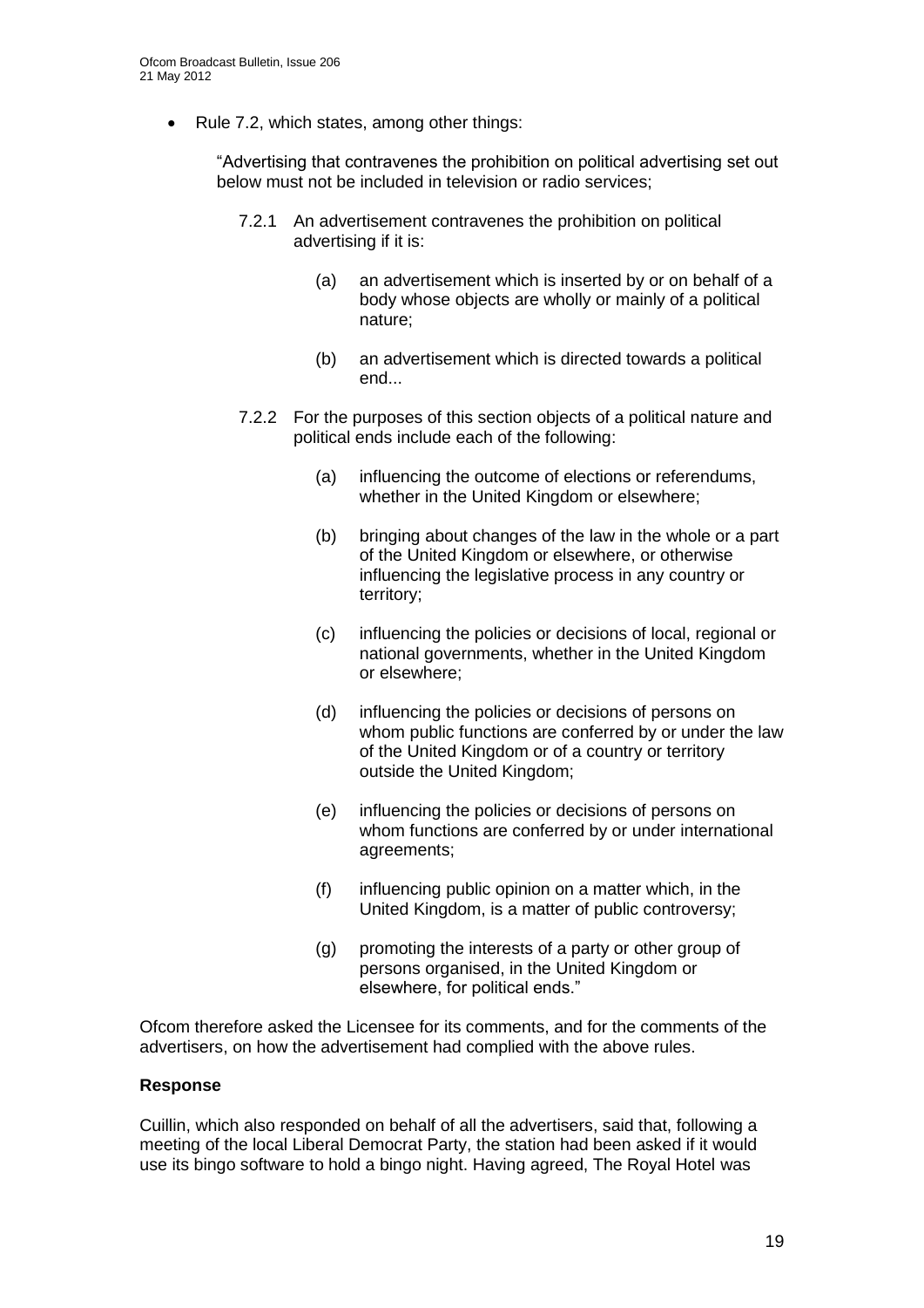- Rule 7.2, which states, among other things:

  "Advertising that contravenes the prohibition on political advertising set out below must not be included in television or radio services;

  7.2.1 An advertisement contravenes the prohibition on political advertising if it is:

  (a) an advertisement which is inserted by or on behalf of a body whose objects are wholly or mainly of a political nature;

  (b) an advertisement which is directed towards a political end...

  7.2.2 For the purposes of this section objects of a political nature and political ends include each of the following:

  (a) influencing the outcome of elections or referendums, whether in the United Kingdom or elsewhere;

  (b) bringing about changes of the law in the whole or a part of the United Kingdom or elsewhere, or otherwise influencing the legislative process in any country or territory;

  (c) influencing the policies or decisions of local, regional or national governments, whether in the United Kingdom or elsewhere;

  (d) influencing the policies or decisions of persons on whom public functions are conferred by or under the law of the United Kingdom or of a country or territory outside the United Kingdom;

  (e) influencing the policies or decisions of persons on whom functions are conferred by or under international agreements;

  (f) influencing public opinion on a matter which, in the United Kingdom, is a matter of public controversy;

  (g) promoting the interests of a party or other group of persons organised, in the United Kingdom or elsewhere, for political ends."

Ofcom therefore asked the Licensee for its comments, and for the comments of the advertisers, on how the advertisement had complied with the above rules.

**Response**

Cuillin, which also responded on behalf of all the advertisers, said that, following a meeting of the local Liberal Democrat Party, the station had been asked if it would use its bingo software to hold a bingo night. Having agreed, The Royal Hotel was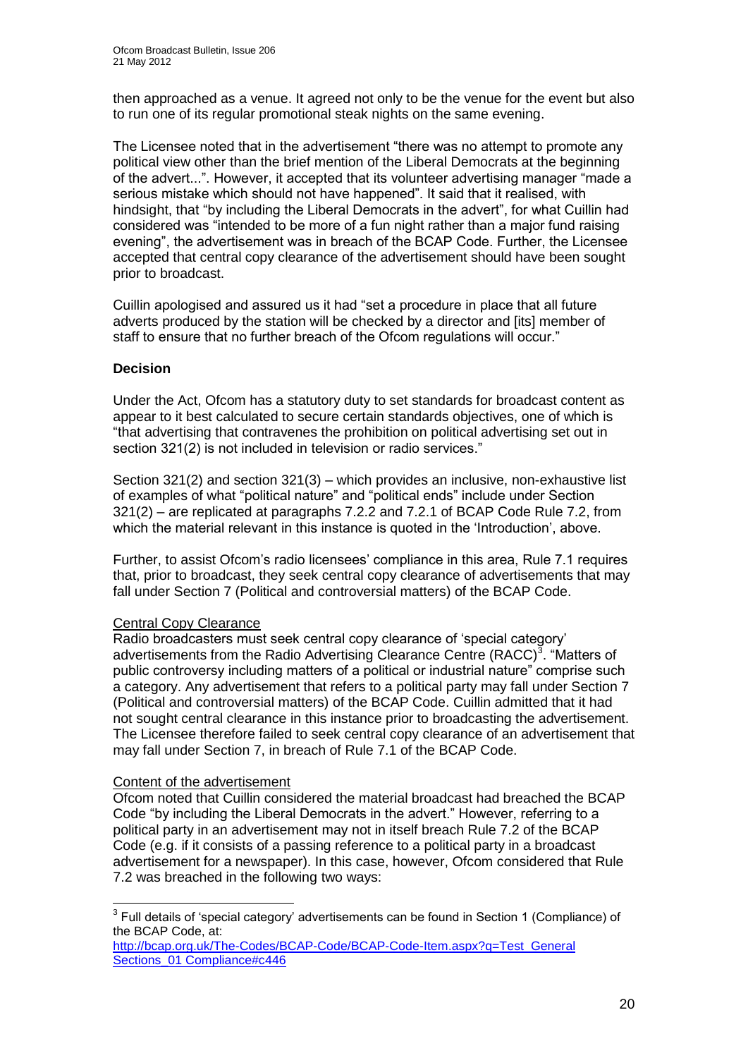then approached as a venue. It agreed not only to be the venue for the event but also to run one of its regular promotional steak nights on the same evening.

The Licensee noted that in the advertisement "there was no attempt to promote any political view other than the brief mention of the Liberal Democrats at the beginning of the advert...". However, it accepted that its volunteer advertising manager "made a serious mistake which should not have happened". It said that it realised, with hindsight, that "by including the Liberal Democrats in the advert", for what Cuillin had considered was "intended to be more of a fun night rather than a major fund raising evening", the advertisement was in breach of the BCAP Code. Further, the Licensee accepted that central copy clearance of the advertisement should have been sought prior to broadcast.

Cuillin apologised and assured us it had "set a procedure in place that all future adverts produced by the station will be checked by a director and [its] member of staff to ensure that no further breach of the Ofcom regulations will occur."

**Decision**

Under the Act, Ofcom has a statutory duty to set standards for broadcast content as appear to it best calculated to secure certain standards objectives, one of which is "that advertising that contravenes the prohibition on political advertising set out in section 321(2) is not included in television or radio services."

Section 321(2) and section 321(3) – which provides an inclusive, non-exhaustive list of examples of what "political nature" and "political ends" include under Section 321(2) – are replicated at paragraphs 7.2.2 and 7.2.1 of BCAP Code Rule 7.2, from which the material relevant in this instance is quoted in the 'Introduction', above.

Further, to assist Ofcom's radio licensees' compliance in this area, Rule 7.1 requires that, prior to broadcast, they seek central copy clearance of advertisements that may fall under Section 7 (Political and controversial matters) of the BCAP Code.

Central Copy Clearance

Radio broadcasters must seek central copy clearance of 'special category' advertisements from the Radio Advertising Clearance Centre (RACC)[3]. "Matters of public controversy including matters of a political or industrial nature" comprise such a category. Any advertisement that refers to a political party may fall under Section 7 (Political and controversial matters) of the BCAP Code. Cuillin admitted that it had not sought central clearance in this instance prior to broadcasting the advertisement. The Licensee therefore failed to seek central copy clearance of an advertisement that may fall under Section 7, in breach of Rule 7.1 of the BCAP Code.

Content of the advertisement

Ofcom noted that Cuillin considered the material broadcast had breached the BCAP Code "by including the Liberal Democrats in the advert." However, referring to a political party in an advertisement may not in itself breach Rule 7.2 of the BCAP Code (e.g. if it consists of a passing reference to a political party in a broadcast advertisement for a newspaper). In this case, however, Ofcom considered that Rule 7.2 was breached in the following two ways:

[3] Full details of 'special category' advertisements can be found in Section 1 (Compliance) of the BCAP Code, at: http://bcap.org.uk/The-Codes/BCAP-Code/BCAP-Code-Item.aspx?q=Test_General Sections_01 Compliance#c446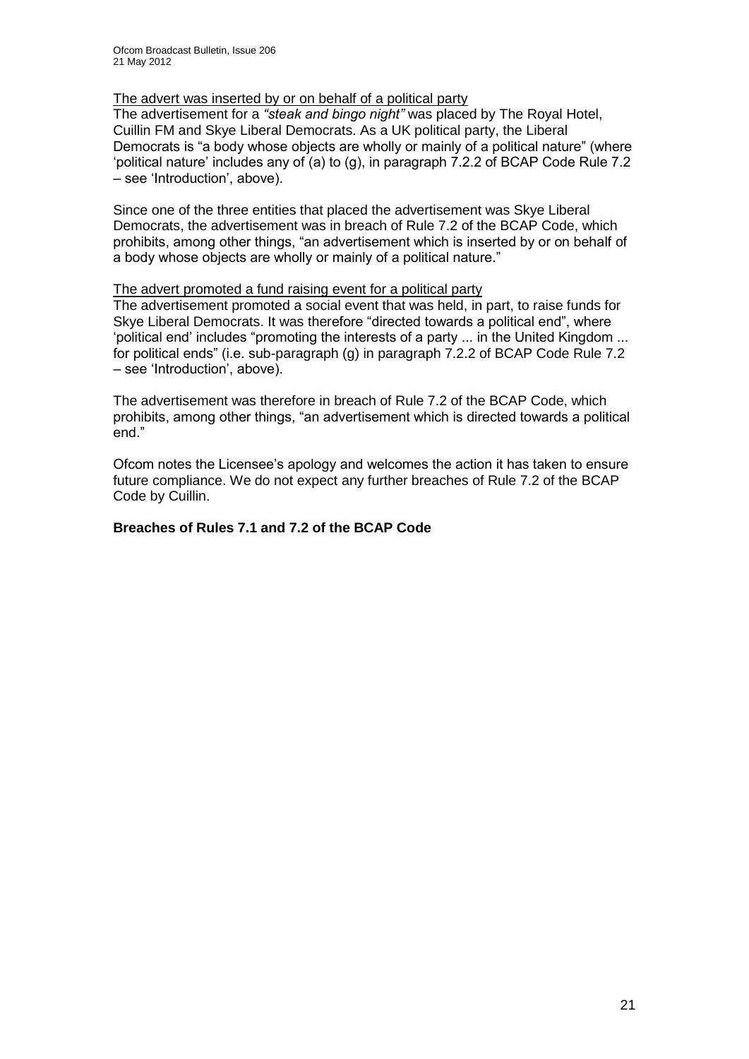<u>The advert was inserted by or on behalf of a political party</u>

The advertisement for a *"steak and bingo night"* was placed by The Royal Hotel, Cuillin FM and Skye Liberal Democrats. As a UK political party, the Liberal Democrats is "a body whose objects are wholly or mainly of a political nature" (where 'political nature' includes any of (a) to (g), in paragraph 7.2.2 of BCAP Code Rule 7.2 – see 'Introduction', above).

Since one of the three entities that placed the advertisement was Skye Liberal Democrats, the advertisement was in breach of Rule 7.2 of the BCAP Code, which prohibits, among other things, "an advertisement which is inserted by or on behalf of a body whose objects are wholly or mainly of a political nature."

<u>The advert promoted a fund raising event for a political party</u>

The advertisement promoted a social event that was held, in part, to raise funds for Skye Liberal Democrats. It was therefore "directed towards a political end", where 'political end' includes "promoting the interests of a party ... in the United Kingdom ... for political ends" (i.e. sub-paragraph (g) in paragraph 7.2.2 of BCAP Code Rule 7.2 – see 'Introduction', above).

The advertisement was therefore in breach of Rule 7.2 of the BCAP Code, which prohibits, among other things, "an advertisement which is directed towards a political end."

Ofcom notes the Licensee's apology and welcomes the action it has taken to ensure future compliance. We do not expect any further breaches of Rule 7.2 of the BCAP Code by Cuillin.

**Breaches of Rules 7.1 and 7.2 of the BCAP Code**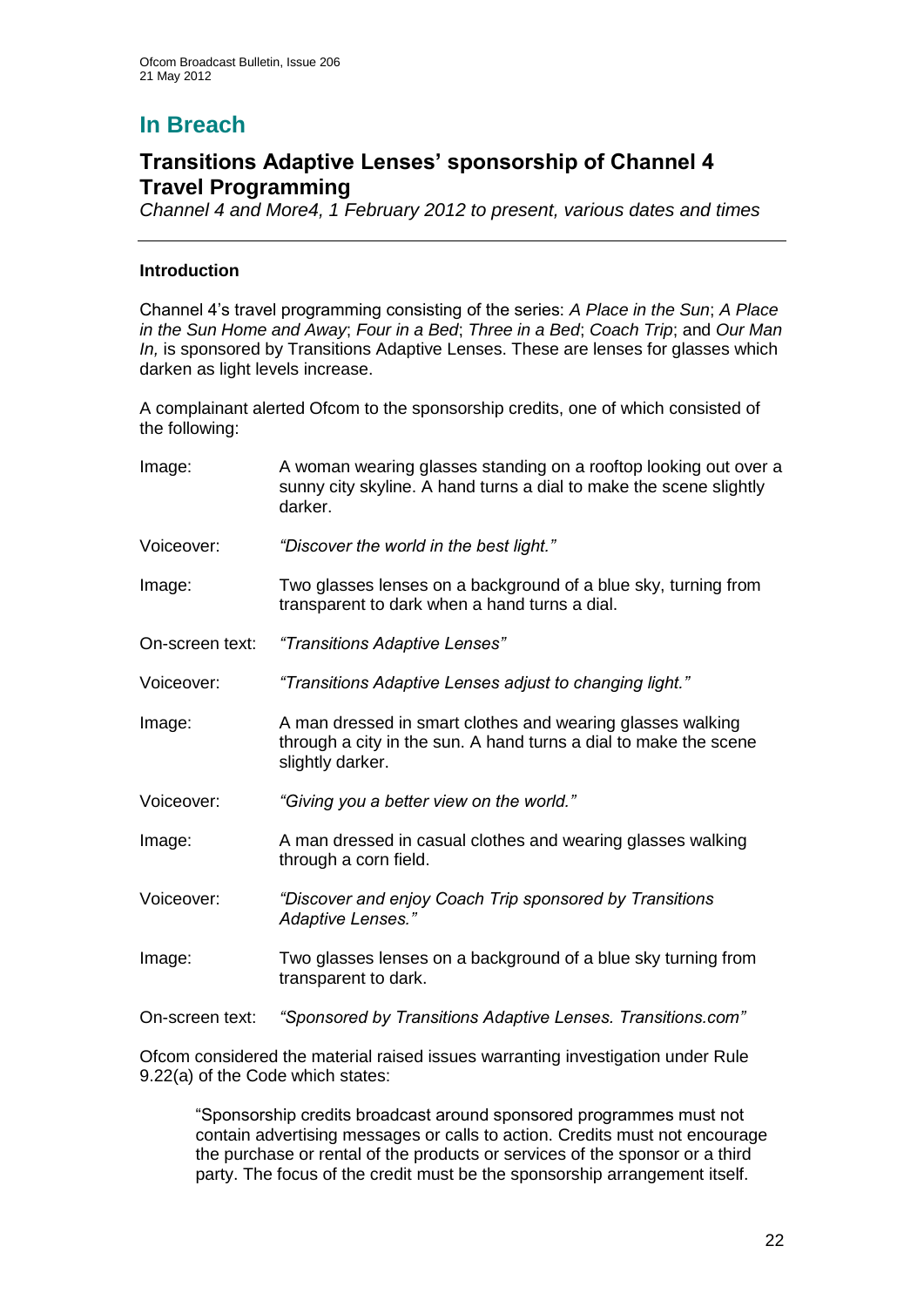# In Breach

## Transitions Adaptive Lenses' sponsorship of Channel 4 Travel Programming

*Channel 4 and More4, 1 February 2012 to present, various dates and times*

### Introduction

Channel 4's travel programming consisting of the series: *A Place in the Sun*; *A Place in the Sun Home and Away*; *Four in a Bed*; *Three in a Bed*; *Coach Trip*; and *Our Man In,* is sponsored by Transitions Adaptive Lenses. These are lenses for glasses which darken as light levels increase.

A complainant alerted Ofcom to the sponsorship credits, one of which consisted of the following:

| | |
|---|---|
| Image: | A woman wearing glasses standing on a rooftop looking out over a sunny city skyline. A hand turns a dial to make the scene slightly darker. |
| Voiceover: | *"Discover the world in the best light."* |
| Image: | Two glasses lenses on a background of a blue sky, turning from transparent to dark when a hand turns a dial. |
| On-screen text: | *"Transitions Adaptive Lenses"* |
| Voiceover: | *"Transitions Adaptive Lenses adjust to changing light."* |
| Image: | A man dressed in smart clothes and wearing glasses walking through a city in the sun. A hand turns a dial to make the scene slightly darker. |
| Voiceover: | *"Giving you a better view on the world."* |
| Image: | A man dressed in casual clothes and wearing glasses walking through a corn field. |
| Voiceover: | *"Discover and enjoy Coach Trip sponsored by Transitions Adaptive Lenses."* |
| Image: | Two glasses lenses on a background of a blue sky turning from transparent to dark. |
| On-screen text: | *"Sponsored by Transitions Adaptive Lenses. Transitions.com"* |

Ofcom considered the material raised issues warranting investigation under Rule 9.22(a) of the Code which states:

> "Sponsorship credits broadcast around sponsored programmes must not contain advertising messages or calls to action. Credits must not encourage the purchase or rental of the products or services of the sponsor or a third party. The focus of the credit must be the sponsorship arrangement itself.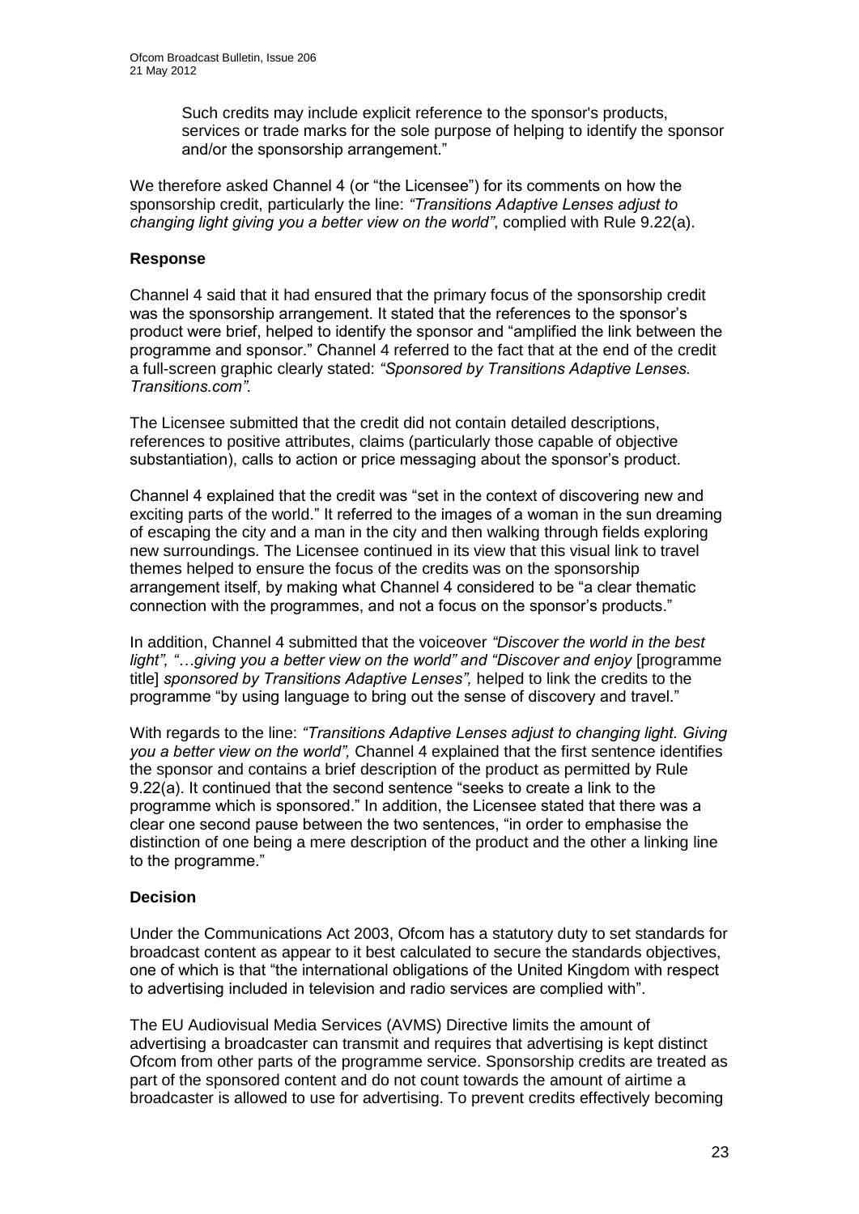Such credits may include explicit reference to the sponsor's products, services or trade marks for the sole purpose of helping to identify the sponsor and/or the sponsorship arrangement."

We therefore asked Channel 4 (or "the Licensee") for its comments on how the sponsorship credit, particularly the line: *"Transitions Adaptive Lenses adjust to changing light giving you a better view on the world"*, complied with Rule 9.22(a).

### Response

Channel 4 said that it had ensured that the primary focus of the sponsorship credit was the sponsorship arrangement. It stated that the references to the sponsor's product were brief, helped to identify the sponsor and "amplified the link between the programme and sponsor." Channel 4 referred to the fact that at the end of the credit a full-screen graphic clearly stated: *"Sponsored by Transitions Adaptive Lenses. Transitions.com".*

The Licensee submitted that the credit did not contain detailed descriptions, references to positive attributes, claims (particularly those capable of objective substantiation), calls to action or price messaging about the sponsor's product.

Channel 4 explained that the credit was "set in the context of discovering new and exciting parts of the world." It referred to the images of a woman in the sun dreaming of escaping the city and a man in the city and then walking through fields exploring new surroundings. The Licensee continued in its view that this visual link to travel themes helped to ensure the focus of the credits was on the sponsorship arrangement itself, by making what Channel 4 considered to be "a clear thematic connection with the programmes, and not a focus on the sponsor's products."

In addition, Channel 4 submitted that the voiceover *"Discover the world in the best light", "…giving you a better view on the world" and "Discover and enjoy* [programme title] *sponsored by Transitions Adaptive Lenses",* helped to link the credits to the programme "by using language to bring out the sense of discovery and travel."

With regards to the line: *"Transitions Adaptive Lenses adjust to changing light. Giving you a better view on the world",* Channel 4 explained that the first sentence identifies the sponsor and contains a brief description of the product as permitted by Rule 9.22(a). It continued that the second sentence "seeks to create a link to the programme which is sponsored." In addition, the Licensee stated that there was a clear one second pause between the two sentences, "in order to emphasise the distinction of one being a mere description of the product and the other a linking line to the programme."

### Decision

Under the Communications Act 2003, Ofcom has a statutory duty to set standards for broadcast content as appear to it best calculated to secure the standards objectives, one of which is that "the international obligations of the United Kingdom with respect to advertising included in television and radio services are complied with".

The EU Audiovisual Media Services (AVMS) Directive limits the amount of advertising a broadcaster can transmit and requires that advertising is kept distinct Ofcom from other parts of the programme service. Sponsorship credits are treated as part of the sponsored content and do not count towards the amount of airtime a broadcaster is allowed to use for advertising. To prevent credits effectively becoming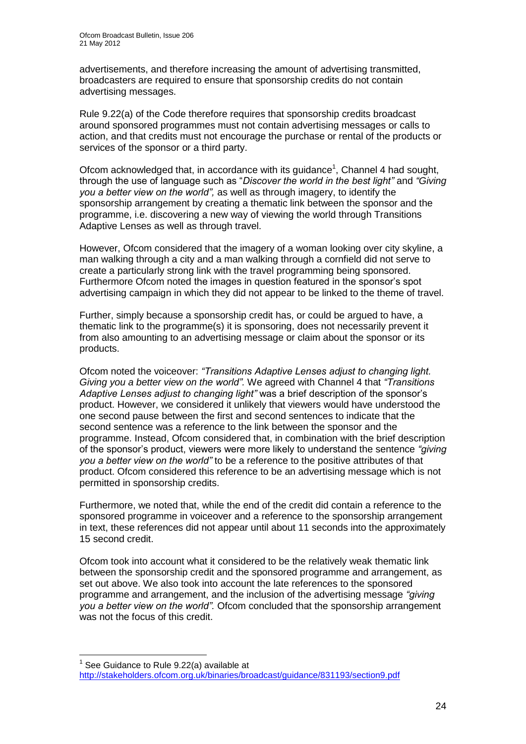advertisements, and therefore increasing the amount of advertising transmitted, broadcasters are required to ensure that sponsorship credits do not contain advertising messages.

Rule 9.22(a) of the Code therefore requires that sponsorship credits broadcast around sponsored programmes must not contain advertising messages or calls to action, and that credits must not encourage the purchase or rental of the products or services of the sponsor or a third party.

Ofcom acknowledged that, in accordance with its guidance[1], Channel 4 had sought, through the use of language such as "*Discover the world in the best light"* and *"Giving you a better view on the world",* as well as through imagery, to identify the sponsorship arrangement by creating a thematic link between the sponsor and the programme, i.e. discovering a new way of viewing the world through Transitions Adaptive Lenses as well as through travel.

However, Ofcom considered that the imagery of a woman looking over city skyline, a man walking through a city and a man walking through a cornfield did not serve to create a particularly strong link with the travel programming being sponsored. Furthermore Ofcom noted the images in question featured in the sponsor's spot advertising campaign in which they did not appear to be linked to the theme of travel.

Further, simply because a sponsorship credit has, or could be argued to have, a thematic link to the programme(s) it is sponsoring, does not necessarily prevent it from also amounting to an advertising message or claim about the sponsor or its products.

Ofcom noted the voiceover: *"Transitions Adaptive Lenses adjust to changing light. Giving you a better view on the world".* We agreed with Channel 4 that *"Transitions Adaptive Lenses adjust to changing light"* was a brief description of the sponsor's product. However, we considered it unlikely that viewers would have understood the one second pause between the first and second sentences to indicate that the second sentence was a reference to the link between the sponsor and the programme. Instead, Ofcom considered that, in combination with the brief description of the sponsor's product, viewers were more likely to understand the sentence *"giving you a better view on the world"* to be a reference to the positive attributes of that product. Ofcom considered this reference to be an advertising message which is not permitted in sponsorship credits.

Furthermore, we noted that, while the end of the credit did contain a reference to the sponsored programme in voiceover and a reference to the sponsorship arrangement in text, these references did not appear until about 11 seconds into the approximately 15 second credit.

Ofcom took into account what it considered to be the relatively weak thematic link between the sponsorship credit and the sponsored programme and arrangement, as set out above. We also took into account the late references to the sponsored programme and arrangement, and the inclusion of the advertising message *"giving you a better view on the world".* Ofcom concluded that the sponsorship arrangement was not the focus of this credit.

---

[1] See Guidance to Rule 9.22(a) available at http://stakeholders.ofcom.org.uk/binaries/broadcast/guidance/831193/section9.pdf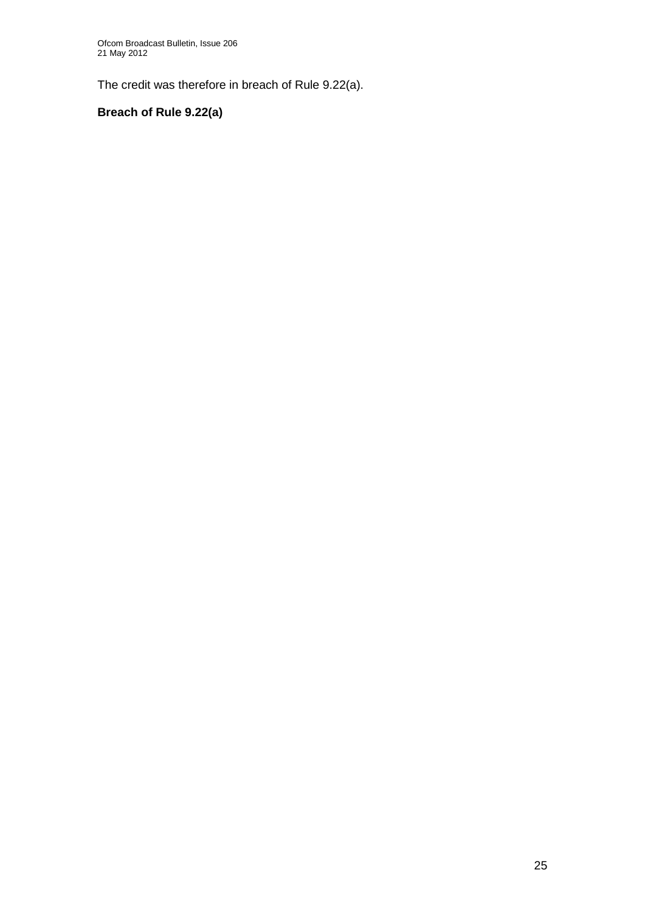The credit was therefore in breach of Rule 9.22(a).

**Breach of Rule 9.22(a)**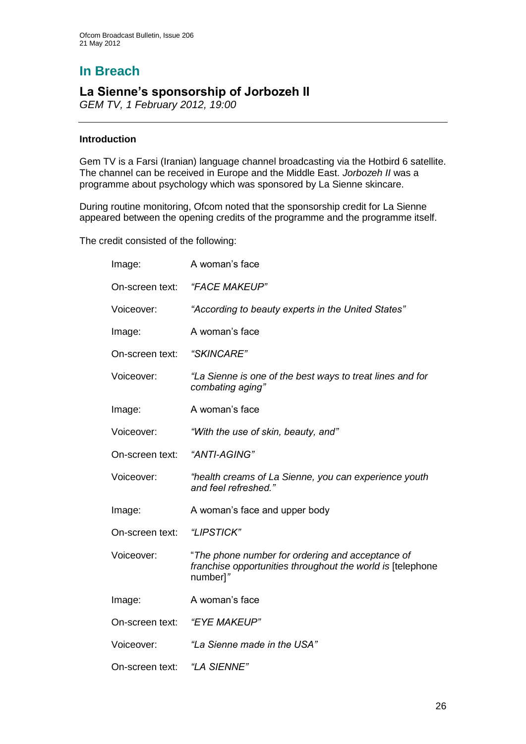# In Breach

## La Sienne's sponsorship of Jorbozeh II

*GEM TV, 1 February 2012, 19:00*

### Introduction

Gem TV is a Farsi (Iranian) language channel broadcasting via the Hotbird 6 satellite. The channel can be received in Europe and the Middle East. *Jorbozeh II* was a programme about psychology which was sponsored by La Sienne skincare.

During routine monitoring, Ofcom noted that the sponsorship credit for La Sienne appeared between the opening credits of the programme and the programme itself.

The credit consisted of the following:

| | |
|---|---|
| Image: | A woman's face |
| On-screen text: | *"FACE MAKEUP"* |
| Voiceover: | *"According to beauty experts in the United States"* |
| Image: | A woman's face |
| On-screen text: | *"SKINCARE"* |
| Voiceover: | *"La Sienne is one of the best ways to treat lines and for combating aging"* |
| Image: | A woman's face |
| Voiceover: | *"With the use of skin, beauty, and"* |
| On-screen text: | *"ANTI-AGING"* |
| Voiceover: | *"health creams of La Sienne, you can experience youth and feel refreshed."* |
| Image: | A woman's face and upper body |
| On-screen text: | *"LIPSTICK"* |
| Voiceover: | "*The phone number for ordering and acceptance of franchise opportunities throughout the world is* [telephone number]*"* |
| Image: | A woman's face |
| On-screen text: | *"EYE MAKEUP"* |
| Voiceover: | *"La Sienne made in the USA"* |
| On-screen text: | *"LA SIENNE"* |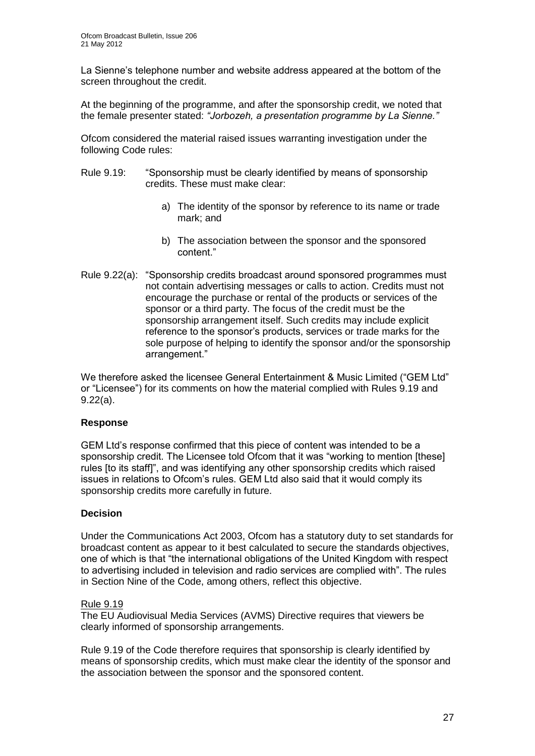La Sienne's telephone number and website address appeared at the bottom of the screen throughout the credit.

At the beginning of the programme, and after the sponsorship credit, we noted that the female presenter stated: *"Jorbozeh, a presentation programme by La Sienne."*

Ofcom considered the material raised issues warranting investigation under the following Code rules:

Rule 9.19: "Sponsorship must be clearly identified by means of sponsorship credits. These must make clear:

a) The identity of the sponsor by reference to its name or trade mark; and

b) The association between the sponsor and the sponsored content."

Rule 9.22(a): "Sponsorship credits broadcast around sponsored programmes must not contain advertising messages or calls to action. Credits must not encourage the purchase or rental of the products or services of the sponsor or a third party. The focus of the credit must be the sponsorship arrangement itself. Such credits may include explicit reference to the sponsor's products, services or trade marks for the sole purpose of helping to identify the sponsor and/or the sponsorship arrangement."

We therefore asked the licensee General Entertainment & Music Limited ("GEM Ltd" or "Licensee") for its comments on how the material complied with Rules 9.19 and 9.22(a).

**Response**

GEM Ltd's response confirmed that this piece of content was intended to be a sponsorship credit. The Licensee told Ofcom that it was "working to mention [these] rules [to its staff]", and was identifying any other sponsorship credits which raised issues in relations to Ofcom's rules. GEM Ltd also said that it would comply its sponsorship credits more carefully in future.

**Decision**

Under the Communications Act 2003, Ofcom has a statutory duty to set standards for broadcast content as appear to it best calculated to secure the standards objectives, one of which is that "the international obligations of the United Kingdom with respect to advertising included in television and radio services are complied with". The rules in Section Nine of the Code, among others, reflect this objective.

Rule 9.19

The EU Audiovisual Media Services (AVMS) Directive requires that viewers be clearly informed of sponsorship arrangements.

Rule 9.19 of the Code therefore requires that sponsorship is clearly identified by means of sponsorship credits, which must make clear the identity of the sponsor and the association between the sponsor and the sponsored content.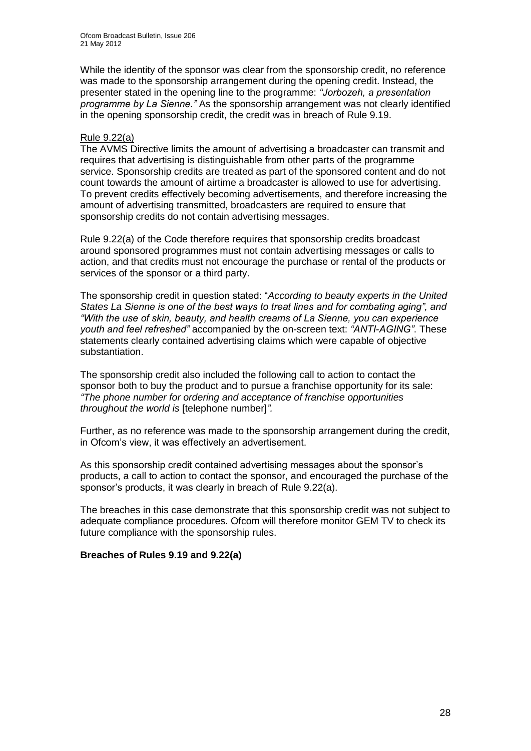While the identity of the sponsor was clear from the sponsorship credit, no reference was made to the sponsorship arrangement during the opening credit. Instead, the presenter stated in the opening line to the programme: *"Jorbozeh, a presentation programme by La Sienne."* As the sponsorship arrangement was not clearly identified in the opening sponsorship credit, the credit was in breach of Rule 9.19.

Rule 9.22(a)

The AVMS Directive limits the amount of advertising a broadcaster can transmit and requires that advertising is distinguishable from other parts of the programme service. Sponsorship credits are treated as part of the sponsored content and do not count towards the amount of airtime a broadcaster is allowed to use for advertising. To prevent credits effectively becoming advertisements, and therefore increasing the amount of advertising transmitted, broadcasters are required to ensure that sponsorship credits do not contain advertising messages.

Rule 9.22(a) of the Code therefore requires that sponsorship credits broadcast around sponsored programmes must not contain advertising messages or calls to action, and that credits must not encourage the purchase or rental of the products or services of the sponsor or a third party.

The sponsorship credit in question stated: "*According to beauty experts in the United States La Sienne is one of the best ways to treat lines and for combating aging", and "With the use of skin, beauty, and health creams of La Sienne, you can experience youth and feel refreshed"* accompanied by the on-screen text: *"ANTI-AGING"*. These statements clearly contained advertising claims which were capable of objective substantiation.

The sponsorship credit also included the following call to action to contact the sponsor both to buy the product and to pursue a franchise opportunity for its sale: *"The phone number for ordering and acceptance of franchise opportunities throughout the world is* [telephone number]*".*

Further, as no reference was made to the sponsorship arrangement during the credit, in Ofcom's view, it was effectively an advertisement.

As this sponsorship credit contained advertising messages about the sponsor's products, a call to action to contact the sponsor, and encouraged the purchase of the sponsor's products, it was clearly in breach of Rule 9.22(a).

The breaches in this case demonstrate that this sponsorship credit was not subject to adequate compliance procedures. Ofcom will therefore monitor GEM TV to check its future compliance with the sponsorship rules.

**Breaches of Rules 9.19 and 9.22(a)**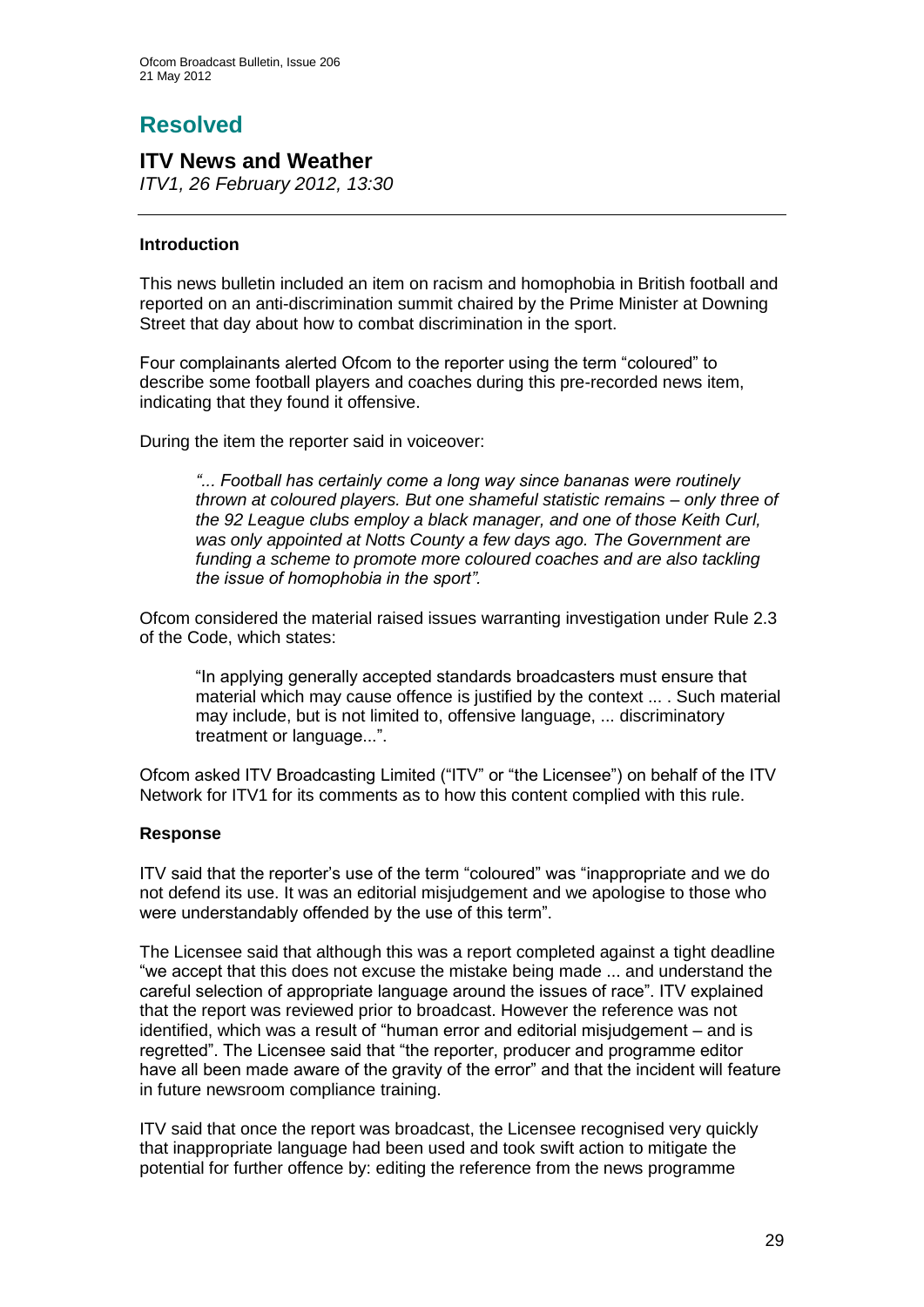# Resolved

## ITV News and Weather

*ITV1, 26 February 2012, 13:30*

---

### Introduction

This news bulletin included an item on racism and homophobia in British football and reported on an anti-discrimination summit chaired by the Prime Minister at Downing Street that day about how to combat discrimination in the sport.

Four complainants alerted Ofcom to the reporter using the term "coloured" to describe some football players and coaches during this pre-recorded news item, indicating that they found it offensive.

During the item the reporter said in voiceover:

> *"... Football has certainly come a long way since bananas were routinely thrown at coloured players. But one shameful statistic remains – only three of the 92 League clubs employ a black manager, and one of those Keith Curl, was only appointed at Notts County a few days ago. The Government are funding a scheme to promote more coloured coaches and are also tackling the issue of homophobia in the sport".*

Ofcom considered the material raised issues warranting investigation under Rule 2.3 of the Code, which states:

> "In applying generally accepted standards broadcasters must ensure that material which may cause offence is justified by the context ... . Such material may include, but is not limited to, offensive language, ... discriminatory treatment or language...".

Ofcom asked ITV Broadcasting Limited ("ITV" or "the Licensee") on behalf of the ITV Network for ITV1 for its comments as to how this content complied with this rule.

### Response

ITV said that the reporter's use of the term "coloured" was "inappropriate and we do not defend its use. It was an editorial misjudgement and we apologise to those who were understandably offended by the use of this term".

The Licensee said that although this was a report completed against a tight deadline "we accept that this does not excuse the mistake being made ... and understand the careful selection of appropriate language around the issues of race". ITV explained that the report was reviewed prior to broadcast. However the reference was not identified, which was a result of "human error and editorial misjudgement – and is regretted". The Licensee said that "the reporter, producer and programme editor have all been made aware of the gravity of the error" and that the incident will feature in future newsroom compliance training.

ITV said that once the report was broadcast, the Licensee recognised very quickly that inappropriate language had been used and took swift action to mitigate the potential for further offence by: editing the reference from the news programme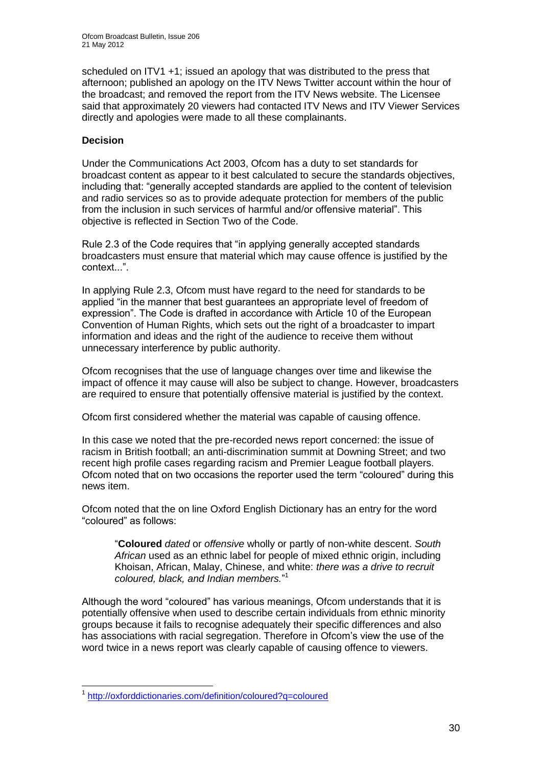scheduled on ITV1 +1; issued an apology that was distributed to the press that afternoon; published an apology on the ITV News Twitter account within the hour of the broadcast; and removed the report from the ITV News website. The Licensee said that approximately 20 viewers had contacted ITV News and ITV Viewer Services directly and apologies were made to all these complainants.

**Decision**

Under the Communications Act 2003, Ofcom has a duty to set standards for broadcast content as appear to it best calculated to secure the standards objectives, including that: "generally accepted standards are applied to the content of television and radio services so as to provide adequate protection for members of the public from the inclusion in such services of harmful and/or offensive material". This objective is reflected in Section Two of the Code.

Rule 2.3 of the Code requires that "in applying generally accepted standards broadcasters must ensure that material which may cause offence is justified by the context...".

In applying Rule 2.3, Ofcom must have regard to the need for standards to be applied "in the manner that best guarantees an appropriate level of freedom of expression". The Code is drafted in accordance with Article 10 of the European Convention of Human Rights, which sets out the right of a broadcaster to impart information and ideas and the right of the audience to receive them without unnecessary interference by public authority.

Ofcom recognises that the use of language changes over time and likewise the impact of offence it may cause will also be subject to change. However, broadcasters are required to ensure that potentially offensive material is justified by the context.

Ofcom first considered whether the material was capable of causing offence.

In this case we noted that the pre-recorded news report concerned: the issue of racism in British football; an anti-discrimination summit at Downing Street; and two recent high profile cases regarding racism and Premier League football players. Ofcom noted that on two occasions the reporter used the term "coloured" during this news item.

Ofcom noted that the on line Oxford English Dictionary has an entry for the word "coloured" as follows:

> "**Coloured** *dated* or *offensive* wholly or partly of non-white descent. *South African* used as an ethnic label for people of mixed ethnic origin, including Khoisan, African, Malay, Chinese, and white: *there was a drive to recruit coloured, black, and Indian members.*"[1]

Although the word "coloured" has various meanings, Ofcom understands that it is potentially offensive when used to describe certain individuals from ethnic minority groups because it fails to recognise adequately their specific differences and also has associations with racial segregation. Therefore in Ofcom's view the use of the word twice in a news report was clearly capable of causing offence to viewers.

---

[1] http://oxforddictionaries.com/definition/coloured?q=coloured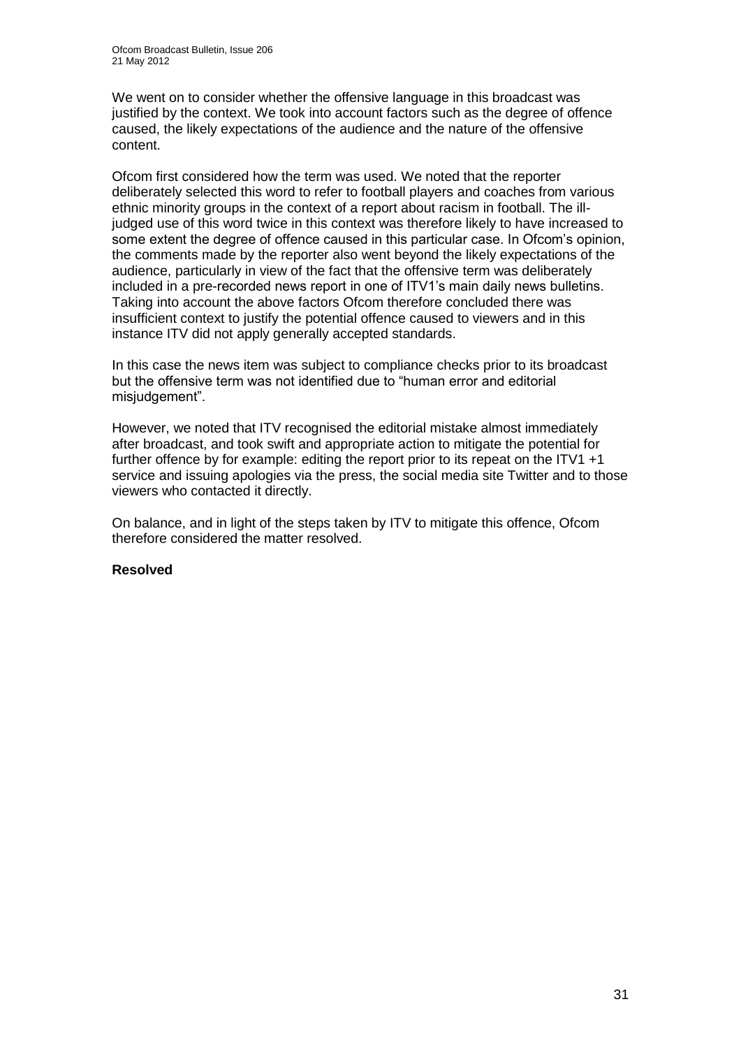We went on to consider whether the offensive language in this broadcast was justified by the context. We took into account factors such as the degree of offence caused, the likely expectations of the audience and the nature of the offensive content.

Ofcom first considered how the term was used. We noted that the reporter deliberately selected this word to refer to football players and coaches from various ethnic minority groups in the context of a report about racism in football. The ill-judged use of this word twice in this context was therefore likely to have increased to some extent the degree of offence caused in this particular case. In Ofcom's opinion, the comments made by the reporter also went beyond the likely expectations of the audience, particularly in view of the fact that the offensive term was deliberately included in a pre-recorded news report in one of ITV1's main daily news bulletins. Taking into account the above factors Ofcom therefore concluded there was insufficient context to justify the potential offence caused to viewers and in this instance ITV did not apply generally accepted standards.

In this case the news item was subject to compliance checks prior to its broadcast but the offensive term was not identified due to "human error and editorial misjudgement".

However, we noted that ITV recognised the editorial mistake almost immediately after broadcast, and took swift and appropriate action to mitigate the potential for further offence by for example: editing the report prior to its repeat on the ITV1 +1 service and issuing apologies via the press, the social media site Twitter and to those viewers who contacted it directly.

On balance, and in light of the steps taken by ITV to mitigate this offence, Ofcom therefore considered the matter resolved.

**Resolved**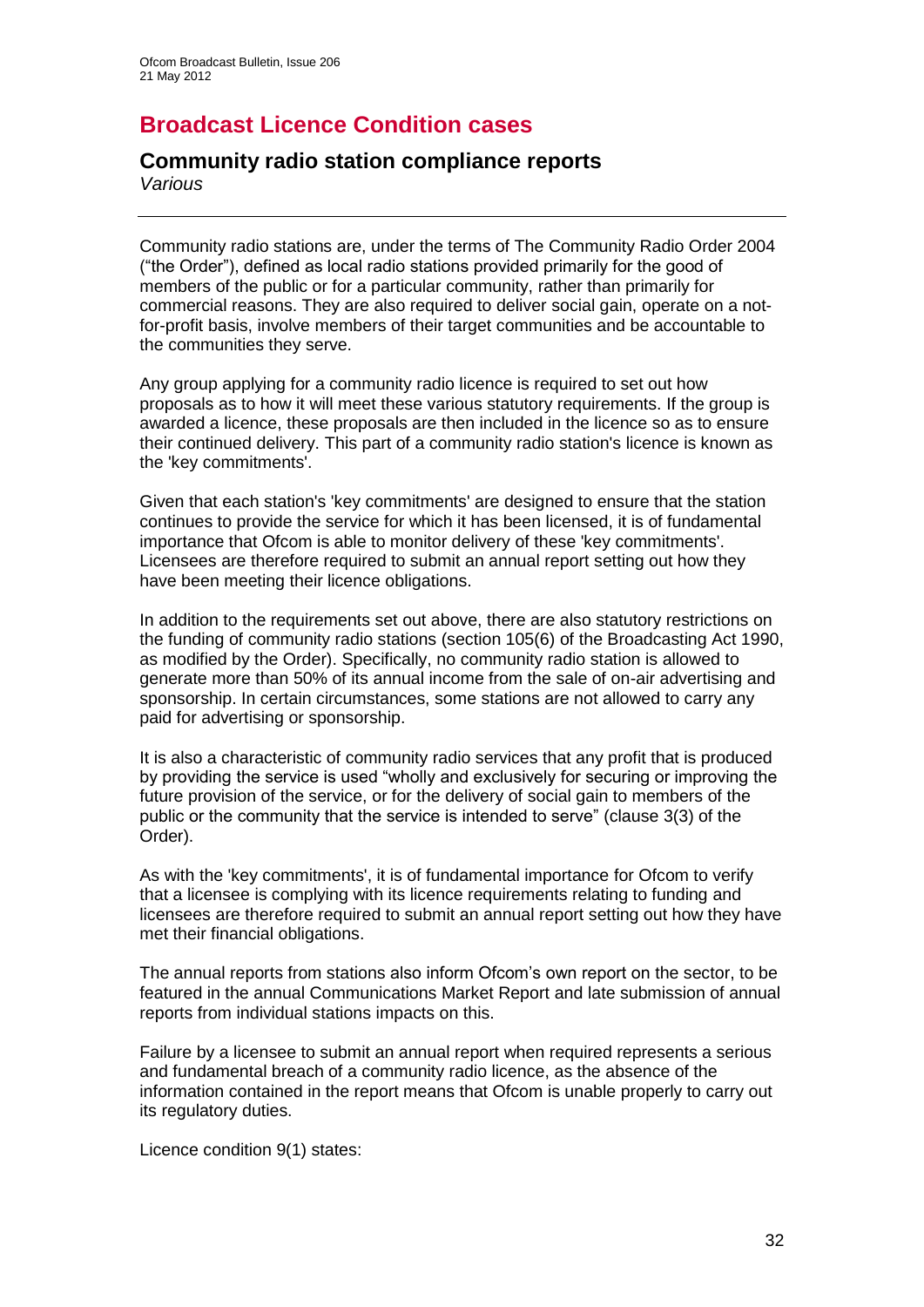# Broadcast Licence Condition cases

## Community radio station compliance reports

*Various*

---

Community radio stations are, under the terms of The Community Radio Order 2004 ("the Order"), defined as local radio stations provided primarily for the good of members of the public or for a particular community, rather than primarily for commercial reasons. They are also required to deliver social gain, operate on a not-for-profit basis, involve members of their target communities and be accountable to the communities they serve.

Any group applying for a community radio licence is required to set out how proposals as to how it will meet these various statutory requirements. If the group is awarded a licence, these proposals are then included in the licence so as to ensure their continued delivery. This part of a community radio station's licence is known as the 'key commitments'.

Given that each station's 'key commitments' are designed to ensure that the station continues to provide the service for which it has been licensed, it is of fundamental importance that Ofcom is able to monitor delivery of these 'key commitments'. Licensees are therefore required to submit an annual report setting out how they have been meeting their licence obligations.

In addition to the requirements set out above, there are also statutory restrictions on the funding of community radio stations (section 105(6) of the Broadcasting Act 1990, as modified by the Order). Specifically, no community radio station is allowed to generate more than 50% of its annual income from the sale of on-air advertising and sponsorship. In certain circumstances, some stations are not allowed to carry any paid for advertising or sponsorship.

It is also a characteristic of community radio services that any profit that is produced by providing the service is used "wholly and exclusively for securing or improving the future provision of the service, or for the delivery of social gain to members of the public or the community that the service is intended to serve" (clause 3(3) of the Order).

As with the 'key commitments', it is of fundamental importance for Ofcom to verify that a licensee is complying with its licence requirements relating to funding and licensees are therefore required to submit an annual report setting out how they have met their financial obligations.

The annual reports from stations also inform Ofcom's own report on the sector, to be featured in the annual Communications Market Report and late submission of annual reports from individual stations impacts on this.

Failure by a licensee to submit an annual report when required represents a serious and fundamental breach of a community radio licence, as the absence of the information contained in the report means that Ofcom is unable properly to carry out its regulatory duties.

Licence condition 9(1) states: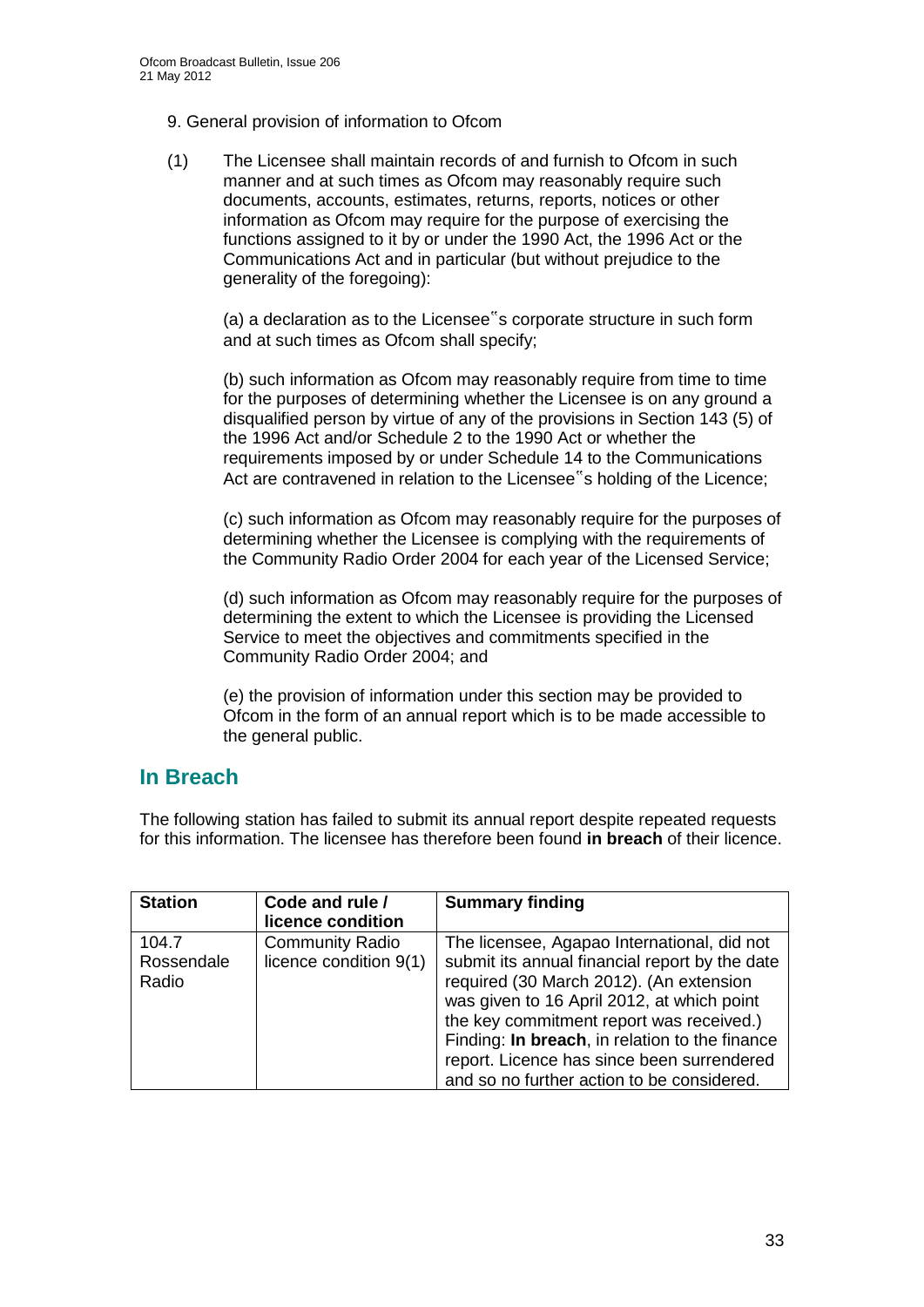9. General provision of information to Ofcom

(1) The Licensee shall maintain records of and furnish to Ofcom in such manner and at such times as Ofcom may reasonably require such documents, accounts, estimates, returns, reports, notices or other information as Ofcom may require for the purpose of exercising the functions assigned to it by or under the 1990 Act, the 1996 Act or the Communications Act and in particular (but without prejudice to the generality of the foregoing):

(a) a declaration as to the Licensee‟s corporate structure in such form and at such times as Ofcom shall specify;

(b) such information as Ofcom may reasonably require from time to time for the purposes of determining whether the Licensee is on any ground a disqualified person by virtue of any of the provisions in Section 143 (5) of the 1996 Act and/or Schedule 2 to the 1990 Act or whether the requirements imposed by or under Schedule 14 to the Communications Act are contravened in relation to the Licensee‟s holding of the Licence;

(c) such information as Ofcom may reasonably require for the purposes of determining whether the Licensee is complying with the requirements of the Community Radio Order 2004 for each year of the Licensed Service;

(d) such information as Ofcom may reasonably require for the purposes of determining the extent to which the Licensee is providing the Licensed Service to meet the objectives and commitments specified in the Community Radio Order 2004; and

(e) the provision of information under this section may be provided to Ofcom in the form of an annual report which is to be made accessible to the general public.

## In Breach

The following station has failed to submit its annual report despite repeated requests for this information. The licensee has therefore been found **in breach** of their licence.

| Station | Code and rule / licence condition | Summary finding |
|---|---|---|
| 104.7 Rossendale Radio | Community Radio licence condition 9(1) | The licensee, Agapao International, did not submit its annual financial report by the date required (30 March 2012). (An extension was given to 16 April 2012, at which point the key commitment report was received.) Finding: **In breach**, in relation to the finance report. Licence has since been surrendered and so no further action to be considered. |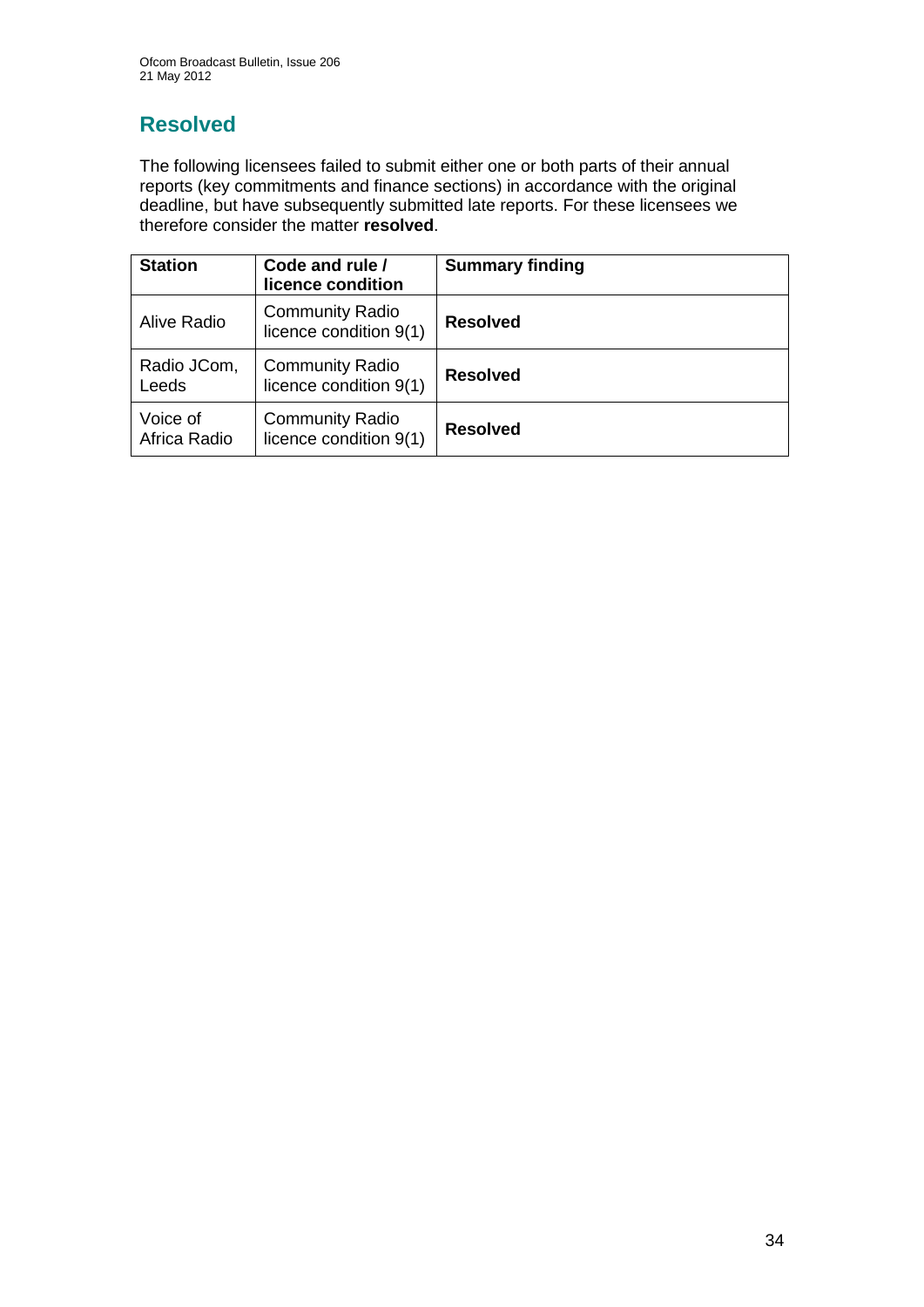## Resolved

The following licensees failed to submit either one or both parts of their annual reports (key commitments and finance sections) in accordance with the original deadline, but have subsequently submitted late reports. For these licensees we therefore consider the matter **resolved**.

| Station | Code and rule / licence condition | Summary finding |
|---|---|---|
| Alive Radio | Community Radio licence condition 9(1) | **Resolved** |
| Radio JCom, Leeds | Community Radio licence condition 9(1) | **Resolved** |
| Voice of Africa Radio | Community Radio licence condition 9(1) | **Resolved** |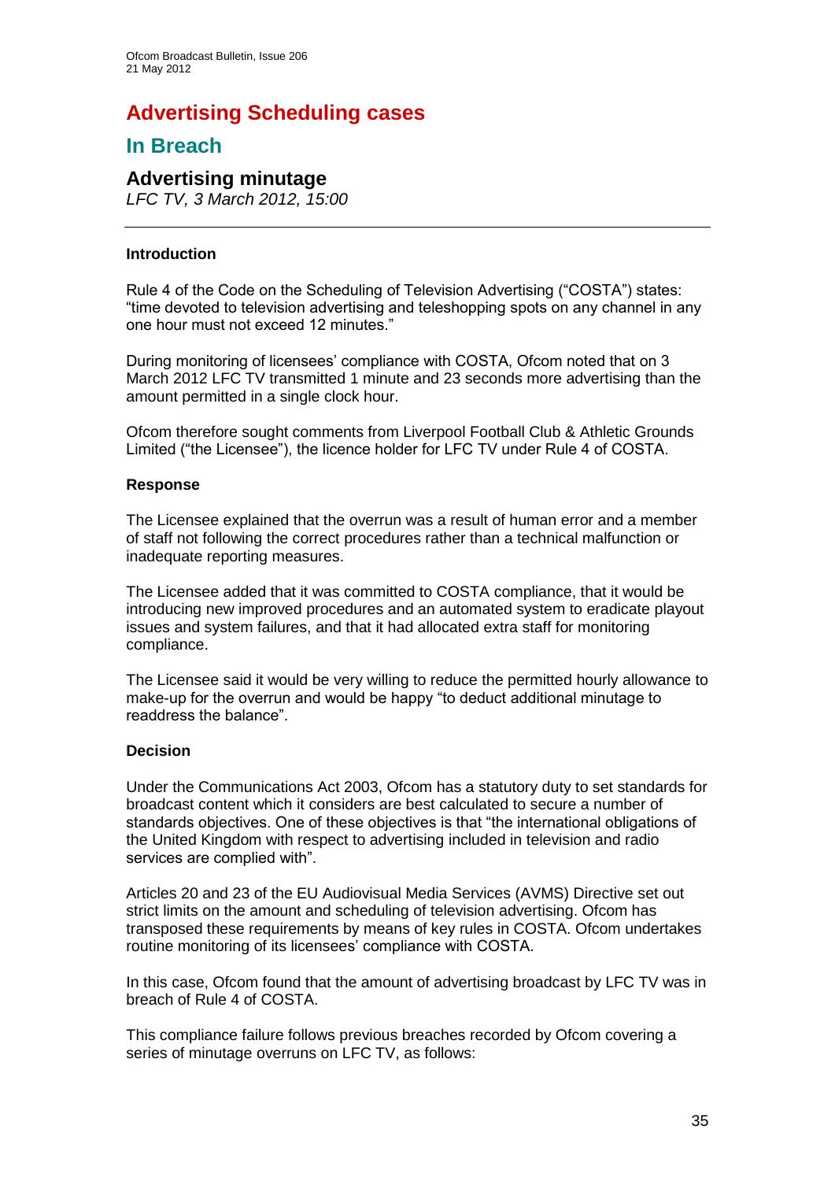# Advertising Scheduling cases

## In Breach

### Advertising minutage

*LFC TV, 3 March 2012, 15:00*

---

**Introduction**

Rule 4 of the Code on the Scheduling of Television Advertising ("COSTA") states: "time devoted to television advertising and teleshopping spots on any channel in any one hour must not exceed 12 minutes."

During monitoring of licensees' compliance with COSTA, Ofcom noted that on 3 March 2012 LFC TV transmitted 1 minute and 23 seconds more advertising than the amount permitted in a single clock hour.

Ofcom therefore sought comments from Liverpool Football Club & Athletic Grounds Limited ("the Licensee"), the licence holder for LFC TV under Rule 4 of COSTA.

**Response**

The Licensee explained that the overrun was a result of human error and a member of staff not following the correct procedures rather than a technical malfunction or inadequate reporting measures.

The Licensee added that it was committed to COSTA compliance, that it would be introducing new improved procedures and an automated system to eradicate playout issues and system failures, and that it had allocated extra staff for monitoring compliance.

The Licensee said it would be very willing to reduce the permitted hourly allowance to make-up for the overrun and would be happy "to deduct additional minutage to readdress the balance".

**Decision**

Under the Communications Act 2003, Ofcom has a statutory duty to set standards for broadcast content which it considers are best calculated to secure a number of standards objectives. One of these objectives is that "the international obligations of the United Kingdom with respect to advertising included in television and radio services are complied with".

Articles 20 and 23 of the EU Audiovisual Media Services (AVMS) Directive set out strict limits on the amount and scheduling of television advertising. Ofcom has transposed these requirements by means of key rules in COSTA. Ofcom undertakes routine monitoring of its licensees' compliance with COSTA.

In this case, Ofcom found that the amount of advertising broadcast by LFC TV was in breach of Rule 4 of COSTA.

This compliance failure follows previous breaches recorded by Ofcom covering a series of minutage overruns on LFC TV, as follows: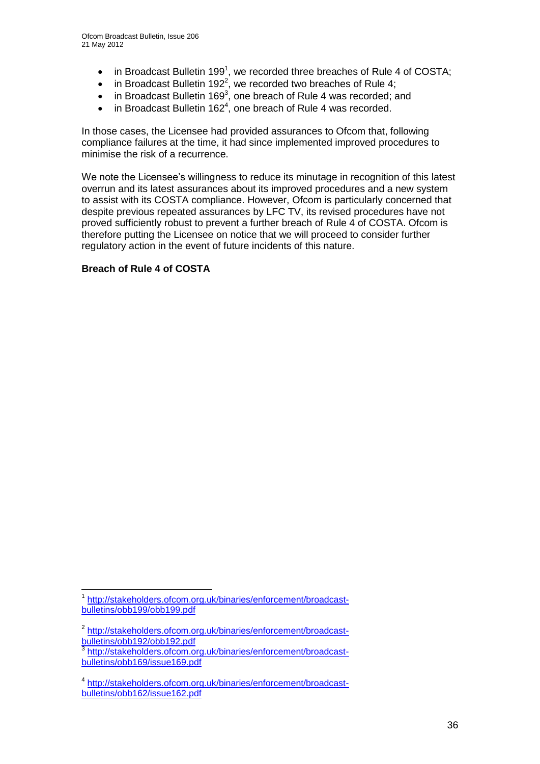- in Broadcast Bulletin 199[1], we recorded three breaches of Rule 4 of COSTA;
- in Broadcast Bulletin 192[2], we recorded two breaches of Rule 4;
- in Broadcast Bulletin 169[3], one breach of Rule 4 was recorded; and
- in Broadcast Bulletin 162[4], one breach of Rule 4 was recorded.

In those cases, the Licensee had provided assurances to Ofcom that, following compliance failures at the time, it had since implemented improved procedures to minimise the risk of a recurrence.

We note the Licensee's willingness to reduce its minutage in recognition of this latest overrun and its latest assurances about its improved procedures and a new system to assist with its COSTA compliance. However, Ofcom is particularly concerned that despite previous repeated assurances by LFC TV, its revised procedures have not proved sufficiently robust to prevent a further breach of Rule 4 of COSTA. Ofcom is therefore putting the Licensee on notice that we will proceed to consider further regulatory action in the event of future incidents of this nature.

**Breach of Rule 4 of COSTA**

---

[1] http://stakeholders.ofcom.org.uk/binaries/enforcement/broadcast-bulletins/obb199/obb199.pdf

[2] http://stakeholders.ofcom.org.uk/binaries/enforcement/broadcast-bulletins/obb192/obb192.pdf

[3] http://stakeholders.ofcom.org.uk/binaries/enforcement/broadcast-bulletins/obb169/issue169.pdf

[4] http://stakeholders.ofcom.org.uk/binaries/enforcement/broadcast-bulletins/obb162/issue162.pdf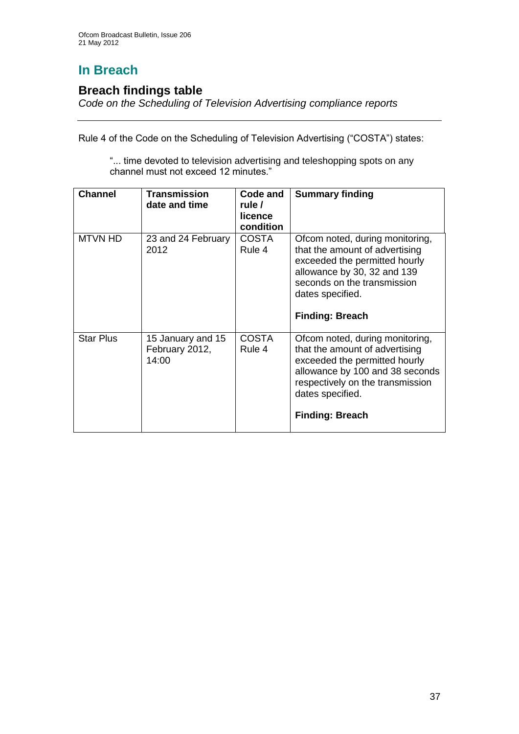# In Breach

## Breach findings table

*Code on the Scheduling of Television Advertising compliance reports*

Rule 4 of the Code on the Scheduling of Television Advertising ("COSTA") states:

> "... time devoted to television advertising and teleshopping spots on any channel must not exceed 12 minutes."

| Channel | Transmission date and time | Code and rule / licence condition | Summary finding |
|---|---|---|---|
| MTVN HD | 23 and 24 February 2012 | COSTA Rule 4 | Ofcom noted, during monitoring, that the amount of advertising exceeded the permitted hourly allowance by 30, 32 and 139 seconds on the transmission dates specified.<br><br>**Finding: Breach** |
| Star Plus | 15 January and 15 February 2012, 14:00 | COSTA Rule 4 | Ofcom noted, during monitoring, that the amount of advertising exceeded the permitted hourly allowance by 100 and 38 seconds respectively on the transmission dates specified.<br><br>**Finding: Breach** |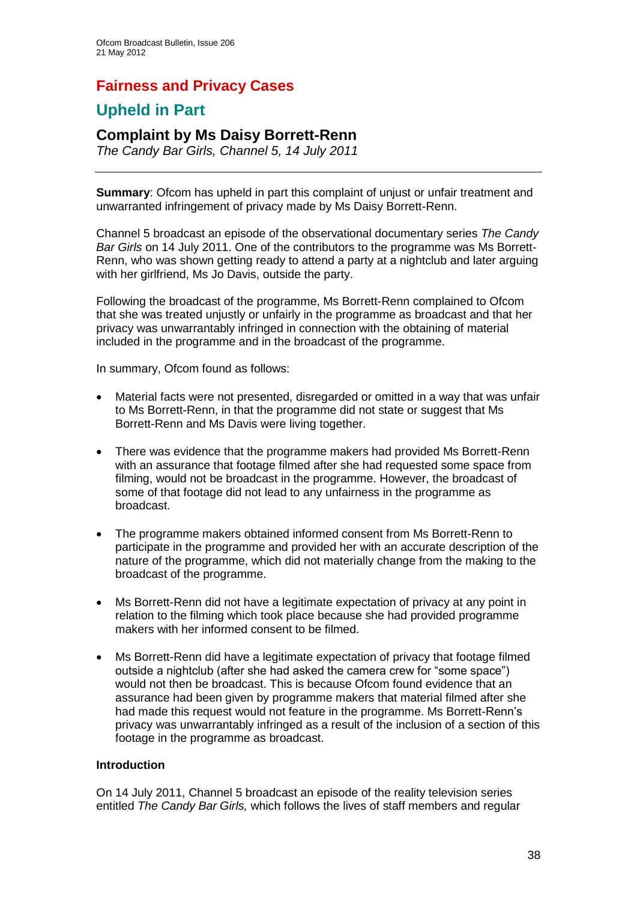# Fairness and Privacy Cases

## Upheld in Part

### Complaint by Ms Daisy Borrett-Renn

*The Candy Bar Girls, Channel 5, 14 July 2011*

---

**Summary**: Ofcom has upheld in part this complaint of unjust or unfair treatment and unwarranted infringement of privacy made by Ms Daisy Borrett-Renn.

Channel 5 broadcast an episode of the observational documentary series *The Candy Bar Girls* on 14 July 2011. One of the contributors to the programme was Ms Borrett-Renn, who was shown getting ready to attend a party at a nightclub and later arguing with her girlfriend, Ms Jo Davis, outside the party.

Following the broadcast of the programme, Ms Borrett-Renn complained to Ofcom that she was treated unjustly or unfairly in the programme as broadcast and that her privacy was unwarrantably infringed in connection with the obtaining of material included in the programme and in the broadcast of the programme.

In summary, Ofcom found as follows:

- Material facts were not presented, disregarded or omitted in a way that was unfair to Ms Borrett-Renn, in that the programme did not state or suggest that Ms Borrett-Renn and Ms Davis were living together.
- There was evidence that the programme makers had provided Ms Borrett-Renn with an assurance that footage filmed after she had requested some space from filming, would not be broadcast in the programme. However, the broadcast of some of that footage did not lead to any unfairness in the programme as broadcast.
- The programme makers obtained informed consent from Ms Borrett-Renn to participate in the programme and provided her with an accurate description of the nature of the programme, which did not materially change from the making to the broadcast of the programme.
- Ms Borrett-Renn did not have a legitimate expectation of privacy at any point in relation to the filming which took place because she had provided programme makers with her informed consent to be filmed.
- Ms Borrett-Renn did have a legitimate expectation of privacy that footage filmed outside a nightclub (after she had asked the camera crew for "some space") would not then be broadcast. This is because Ofcom found evidence that an assurance had been given by programme makers that material filmed after she had made this request would not feature in the programme. Ms Borrett-Renn's privacy was unwarrantably infringed as a result of the inclusion of a section of this footage in the programme as broadcast.

**Introduction**

On 14 July 2011, Channel 5 broadcast an episode of the reality television series entitled *The Candy Bar Girls,* which follows the lives of staff members and regular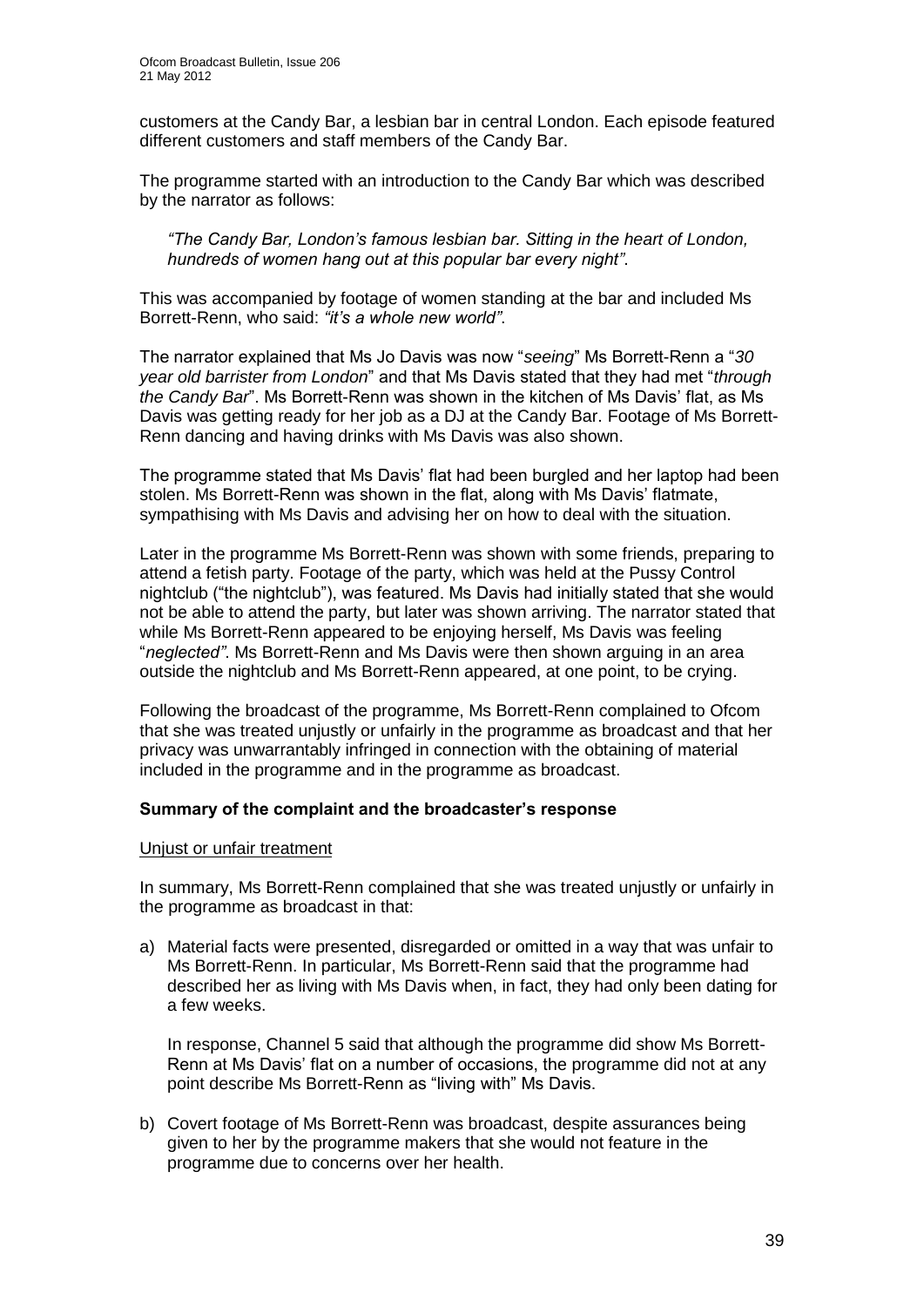customers at the Candy Bar, a lesbian bar in central London. Each episode featured different customers and staff members of the Candy Bar.

The programme started with an introduction to the Candy Bar which was described by the narrator as follows:

> *"The Candy Bar, London's famous lesbian bar. Sitting in the heart of London, hundreds of women hang out at this popular bar every night"*.

This was accompanied by footage of women standing at the bar and included Ms Borrett-Renn, who said: *"it's a whole new world"*.

The narrator explained that Ms Jo Davis was now "*seeing*" Ms Borrett-Renn a "*30 year old barrister from London*" and that Ms Davis stated that they had met "*through the Candy Bar*". Ms Borrett-Renn was shown in the kitchen of Ms Davis' flat, as Ms Davis was getting ready for her job as a DJ at the Candy Bar. Footage of Ms Borrett-Renn dancing and having drinks with Ms Davis was also shown.

The programme stated that Ms Davis' flat had been burgled and her laptop had been stolen. Ms Borrett-Renn was shown in the flat, along with Ms Davis' flatmate, sympathising with Ms Davis and advising her on how to deal with the situation.

Later in the programme Ms Borrett-Renn was shown with some friends, preparing to attend a fetish party. Footage of the party, which was held at the Pussy Control nightclub ("the nightclub"), was featured. Ms Davis had initially stated that she would not be able to attend the party, but later was shown arriving. The narrator stated that while Ms Borrett-Renn appeared to be enjoying herself, Ms Davis was feeling "*neglected"*. Ms Borrett-Renn and Ms Davis were then shown arguing in an area outside the nightclub and Ms Borrett-Renn appeared, at one point, to be crying.

Following the broadcast of the programme, Ms Borrett-Renn complained to Ofcom that she was treated unjustly or unfairly in the programme as broadcast and that her privacy was unwarrantably infringed in connection with the obtaining of material included in the programme and in the programme as broadcast.

**Summary of the complaint and the broadcaster's response**

<u>Unjust or unfair treatment</u>

In summary, Ms Borrett-Renn complained that she was treated unjustly or unfairly in the programme as broadcast in that:

a) Material facts were presented, disregarded or omitted in a way that was unfair to Ms Borrett-Renn. In particular, Ms Borrett-Renn said that the programme had described her as living with Ms Davis when, in fact, they had only been dating for a few weeks.

   In response, Channel 5 said that although the programme did show Ms Borrett-Renn at Ms Davis' flat on a number of occasions, the programme did not at any point describe Ms Borrett-Renn as "living with" Ms Davis.

b) Covert footage of Ms Borrett-Renn was broadcast, despite assurances being given to her by the programme makers that she would not feature in the programme due to concerns over her health.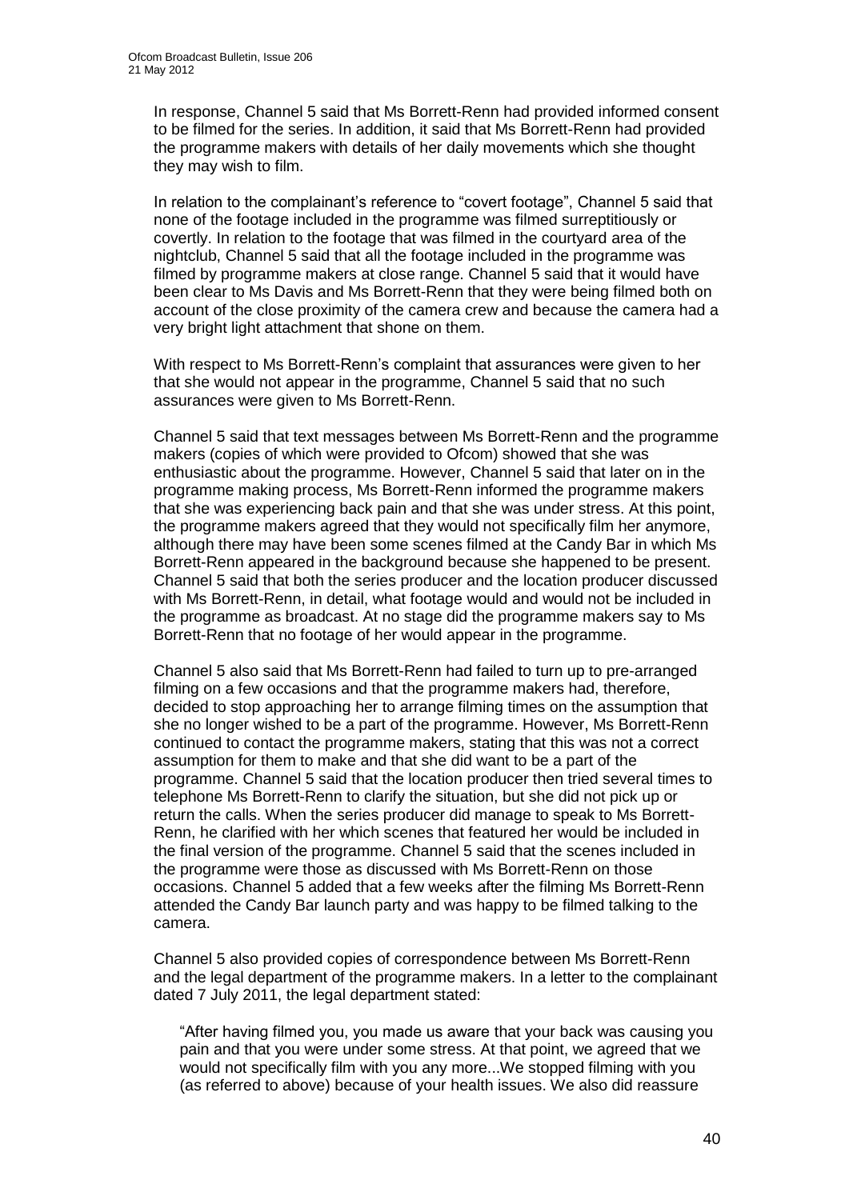In response, Channel 5 said that Ms Borrett-Renn had provided informed consent to be filmed for the series. In addition, it said that Ms Borrett-Renn had provided the programme makers with details of her daily movements which she thought they may wish to film.

In relation to the complainant's reference to "covert footage", Channel 5 said that none of the footage included in the programme was filmed surreptitiously or covertly. In relation to the footage that was filmed in the courtyard area of the nightclub, Channel 5 said that all the footage included in the programme was filmed by programme makers at close range. Channel 5 said that it would have been clear to Ms Davis and Ms Borrett-Renn that they were being filmed both on account of the close proximity of the camera crew and because the camera had a very bright light attachment that shone on them.

With respect to Ms Borrett-Renn's complaint that assurances were given to her that she would not appear in the programme, Channel 5 said that no such assurances were given to Ms Borrett-Renn.

Channel 5 said that text messages between Ms Borrett-Renn and the programme makers (copies of which were provided to Ofcom) showed that she was enthusiastic about the programme. However, Channel 5 said that later on in the programme making process, Ms Borrett-Renn informed the programme makers that she was experiencing back pain and that she was under stress. At this point, the programme makers agreed that they would not specifically film her anymore, although there may have been some scenes filmed at the Candy Bar in which Ms Borrett-Renn appeared in the background because she happened to be present. Channel 5 said that both the series producer and the location producer discussed with Ms Borrett-Renn, in detail, what footage would and would not be included in the programme as broadcast. At no stage did the programme makers say to Ms Borrett-Renn that no footage of her would appear in the programme.

Channel 5 also said that Ms Borrett-Renn had failed to turn up to pre-arranged filming on a few occasions and that the programme makers had, therefore, decided to stop approaching her to arrange filming times on the assumption that she no longer wished to be a part of the programme. However, Ms Borrett-Renn continued to contact the programme makers, stating that this was not a correct assumption for them to make and that she did want to be a part of the programme. Channel 5 said that the location producer then tried several times to telephone Ms Borrett-Renn to clarify the situation, but she did not pick up or return the calls. When the series producer did manage to speak to Ms Borrett-Renn, he clarified with her which scenes that featured her would be included in the final version of the programme. Channel 5 said that the scenes included in the programme were those as discussed with Ms Borrett-Renn on those occasions. Channel 5 added that a few weeks after the filming Ms Borrett-Renn attended the Candy Bar launch party and was happy to be filmed talking to the camera.

Channel 5 also provided copies of correspondence between Ms Borrett-Renn and the legal department of the programme makers. In a letter to the complainant dated 7 July 2011, the legal department stated:

> "After having filmed you, you made us aware that your back was causing you pain and that you were under some stress. At that point, we agreed that we would not specifically film with you any more...We stopped filming with you (as referred to above) because of your health issues. We also did reassure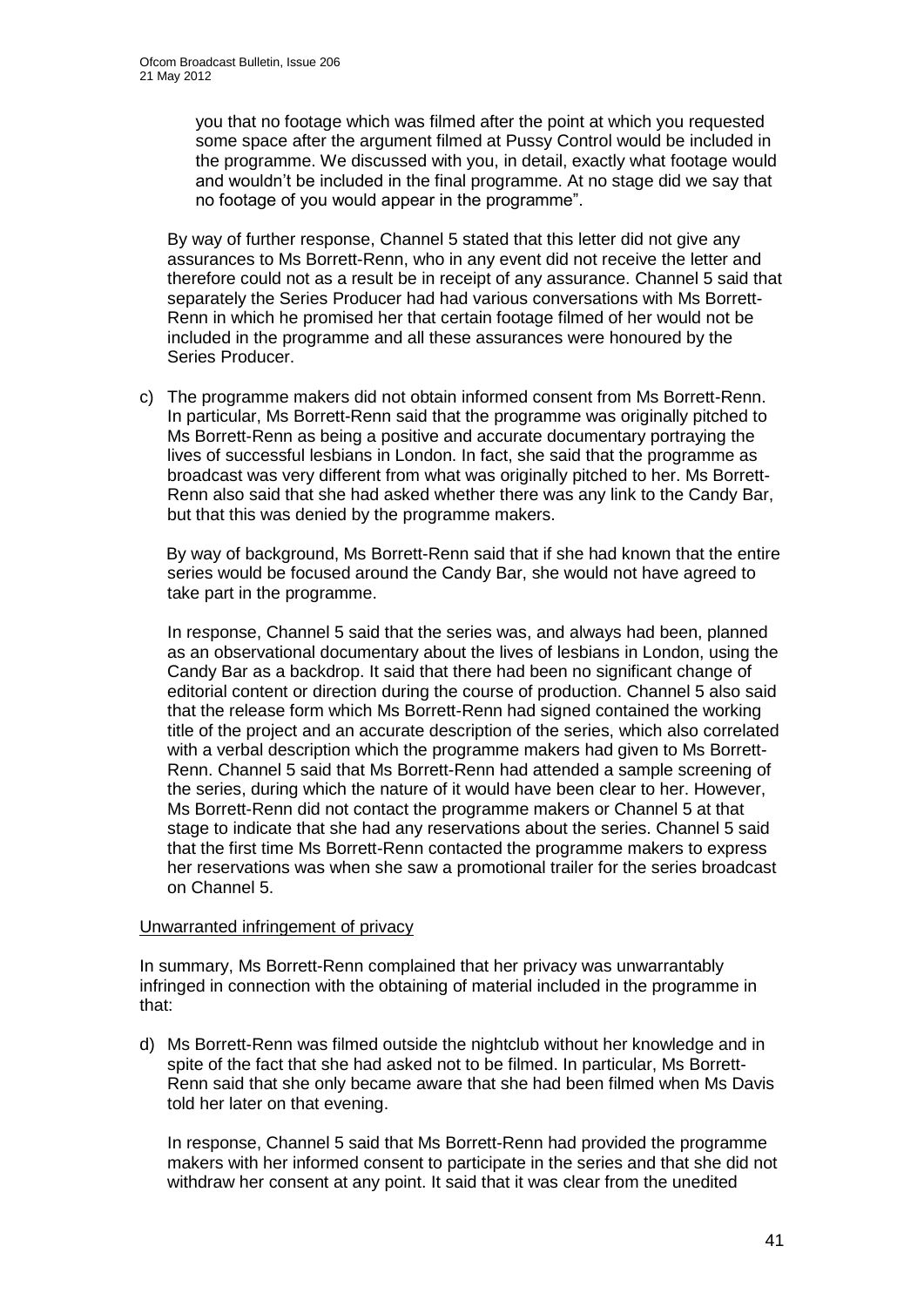you that no footage which was filmed after the point at which you requested some space after the argument filmed at Pussy Control would be included in the programme. We discussed with you, in detail, exactly what footage would and wouldn't be included in the final programme. At no stage did we say that no footage of you would appear in the programme".

By way of further response, Channel 5 stated that this letter did not give any assurances to Ms Borrett-Renn, who in any event did not receive the letter and therefore could not as a result be in receipt of any assurance. Channel 5 said that separately the Series Producer had had various conversations with Ms Borrett-Renn in which he promised her that certain footage filmed of her would not be included in the programme and all these assurances were honoured by the Series Producer.

c) The programme makers did not obtain informed consent from Ms Borrett-Renn. In particular, Ms Borrett-Renn said that the programme was originally pitched to Ms Borrett-Renn as being a positive and accurate documentary portraying the lives of successful lesbians in London. In fact, she said that the programme as broadcast was very different from what was originally pitched to her. Ms Borrett-Renn also said that she had asked whether there was any link to the Candy Bar, but that this was denied by the programme makers.

   By way of background, Ms Borrett-Renn said that if she had known that the entire series would be focused around the Candy Bar, she would not have agreed to take part in the programme.

   In response, Channel 5 said that the series was, and always had been, planned as an observational documentary about the lives of lesbians in London, using the Candy Bar as a backdrop. It said that there had been no significant change of editorial content or direction during the course of production. Channel 5 also said that the release form which Ms Borrett-Renn had signed contained the working title of the project and an accurate description of the series, which also correlated with a verbal description which the programme makers had given to Ms Borrett-Renn. Channel 5 said that Ms Borrett-Renn had attended a sample screening of the series, during which the nature of it would have been clear to her. However, Ms Borrett-Renn did not contact the programme makers or Channel 5 at that stage to indicate that she had any reservations about the series. Channel 5 said that the first time Ms Borrett-Renn contacted the programme makers to express her reservations was when she saw a promotional trailer for the series broadcast on Channel 5.

Unwarranted infringement of privacy

In summary, Ms Borrett-Renn complained that her privacy was unwarrantably infringed in connection with the obtaining of material included in the programme in that:

d) Ms Borrett-Renn was filmed outside the nightclub without her knowledge and in spite of the fact that she had asked not to be filmed. In particular, Ms Borrett-Renn said that she only became aware that she had been filmed when Ms Davis told her later on that evening.

   In response, Channel 5 said that Ms Borrett-Renn had provided the programme makers with her informed consent to participate in the series and that she did not withdraw her consent at any point. It said that it was clear from the unedited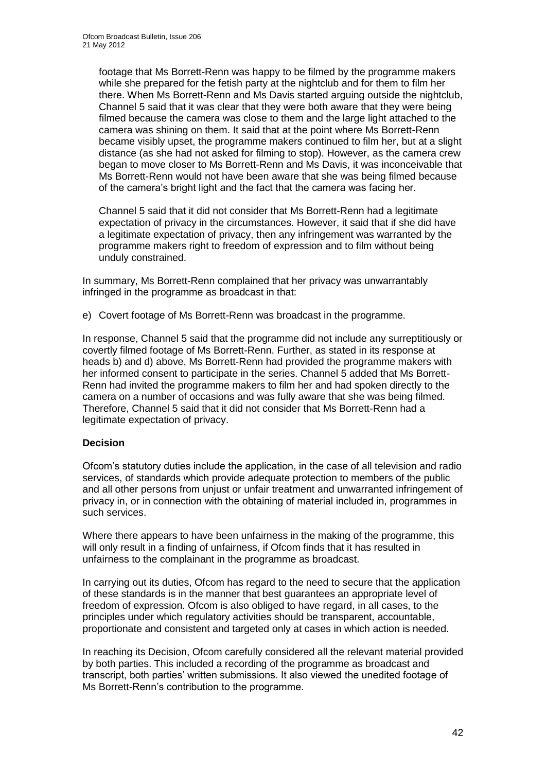footage that Ms Borrett-Renn was happy to be filmed by the programme makers while she prepared for the fetish party at the nightclub and for them to film her there. When Ms Borrett-Renn and Ms Davis started arguing outside the nightclub, Channel 5 said that it was clear that they were both aware that they were being filmed because the camera was close to them and the large light attached to the camera was shining on them. It said that at the point where Ms Borrett-Renn became visibly upset, the programme makers continued to film her, but at a slight distance (as she had not asked for filming to stop). However, as the camera crew began to move closer to Ms Borrett-Renn and Ms Davis, it was inconceivable that Ms Borrett-Renn would not have been aware that she was being filmed because of the camera's bright light and the fact that the camera was facing her.

Channel 5 said that it did not consider that Ms Borrett-Renn had a legitimate expectation of privacy in the circumstances. However, it said that if she did have a legitimate expectation of privacy, then any infringement was warranted by the programme makers right to freedom of expression and to film without being unduly constrained.

In summary, Ms Borrett-Renn complained that her privacy was unwarrantably infringed in the programme as broadcast in that:

e) Covert footage of Ms Borrett-Renn was broadcast in the programme.

In response, Channel 5 said that the programme did not include any surreptitiously or covertly filmed footage of Ms Borrett-Renn. Further, as stated in its response at heads b) and d) above, Ms Borrett-Renn had provided the programme makers with her informed consent to participate in the series. Channel 5 added that Ms Borrett-Renn had invited the programme makers to film her and had spoken directly to the camera on a number of occasions and was fully aware that she was being filmed. Therefore, Channel 5 said that it did not consider that Ms Borrett-Renn had a legitimate expectation of privacy.

**Decision**

Ofcom's statutory duties include the application, in the case of all television and radio services, of standards which provide adequate protection to members of the public and all other persons from unjust or unfair treatment and unwarranted infringement of privacy in, or in connection with the obtaining of material included in, programmes in such services.

Where there appears to have been unfairness in the making of the programme, this will only result in a finding of unfairness, if Ofcom finds that it has resulted in unfairness to the complainant in the programme as broadcast.

In carrying out its duties, Ofcom has regard to the need to secure that the application of these standards is in the manner that best guarantees an appropriate level of freedom of expression. Ofcom is also obliged to have regard, in all cases, to the principles under which regulatory activities should be transparent, accountable, proportionate and consistent and targeted only at cases in which action is needed.

In reaching its Decision, Ofcom carefully considered all the relevant material provided by both parties. This included a recording of the programme as broadcast and transcript, both parties' written submissions. It also viewed the unedited footage of Ms Borrett-Renn's contribution to the programme.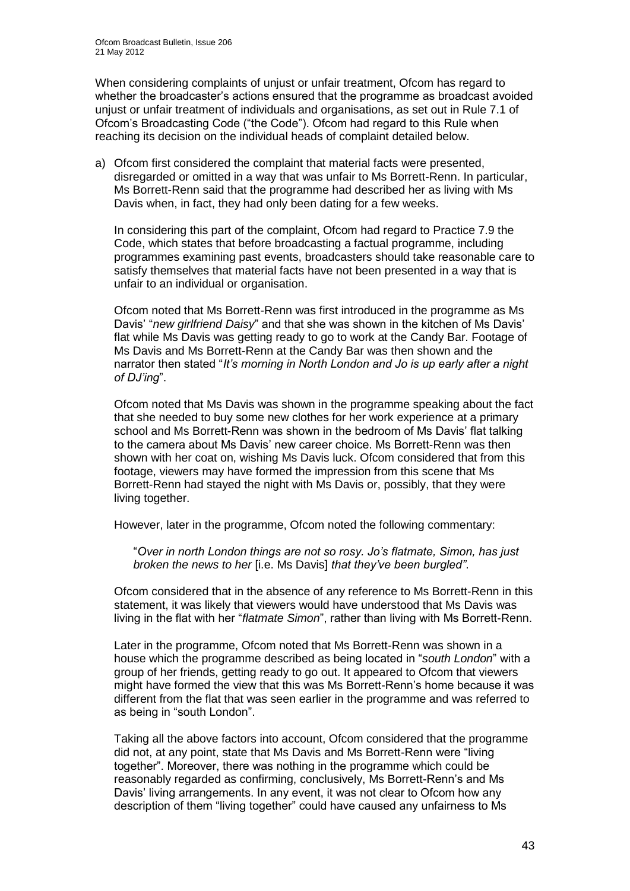When considering complaints of unjust or unfair treatment, Ofcom has regard to whether the broadcaster's actions ensured that the programme as broadcast avoided unjust or unfair treatment of individuals and organisations, as set out in Rule 7.1 of Ofcom's Broadcasting Code ("the Code"). Ofcom had regard to this Rule when reaching its decision on the individual heads of complaint detailed below.

a) Ofcom first considered the complaint that material facts were presented, disregarded or omitted in a way that was unfair to Ms Borrett-Renn. In particular, Ms Borrett-Renn said that the programme had described her as living with Ms Davis when, in fact, they had only been dating for a few weeks.

   In considering this part of the complaint, Ofcom had regard to Practice 7.9 the Code, which states that before broadcasting a factual programme, including programmes examining past events, broadcasters should take reasonable care to satisfy themselves that material facts have not been presented in a way that is unfair to an individual or organisation.

   Ofcom noted that Ms Borrett-Renn was first introduced in the programme as Ms Davis' "*new girlfriend Daisy*" and that she was shown in the kitchen of Ms Davis' flat while Ms Davis was getting ready to go to work at the Candy Bar. Footage of Ms Davis and Ms Borrett-Renn at the Candy Bar was then shown and the narrator then stated "*It's morning in North London and Jo is up early after a night of DJ'ing*".

   Ofcom noted that Ms Davis was shown in the programme speaking about the fact that she needed to buy some new clothes for her work experience at a primary school and Ms Borrett-Renn was shown in the bedroom of Ms Davis' flat talking to the camera about Ms Davis' new career choice. Ms Borrett-Renn was then shown with her coat on, wishing Ms Davis luck. Ofcom considered that from this footage, viewers may have formed the impression from this scene that Ms Borrett-Renn had stayed the night with Ms Davis or, possibly, that they were living together.

   However, later in the programme, Ofcom noted the following commentary:

   > "*Over in north London things are not so rosy. Jo's flatmate, Simon, has just broken the news to her* [i.e. Ms Davis] *that they've been burgled"*.

   Ofcom considered that in the absence of any reference to Ms Borrett-Renn in this statement, it was likely that viewers would have understood that Ms Davis was living in the flat with her "*flatmate Simon*", rather than living with Ms Borrett-Renn.

   Later in the programme, Ofcom noted that Ms Borrett-Renn was shown in a house which the programme described as being located in "*south London*" with a group of her friends, getting ready to go out. It appeared to Ofcom that viewers might have formed the view that this was Ms Borrett-Renn's home because it was different from the flat that was seen earlier in the programme and was referred to as being in "south London".

   Taking all the above factors into account, Ofcom considered that the programme did not, at any point, state that Ms Davis and Ms Borrett-Renn were "living together". Moreover, there was nothing in the programme which could be reasonably regarded as confirming, conclusively, Ms Borrett-Renn's and Ms Davis' living arrangements. In any event, it was not clear to Ofcom how any description of them "living together" could have caused any unfairness to Ms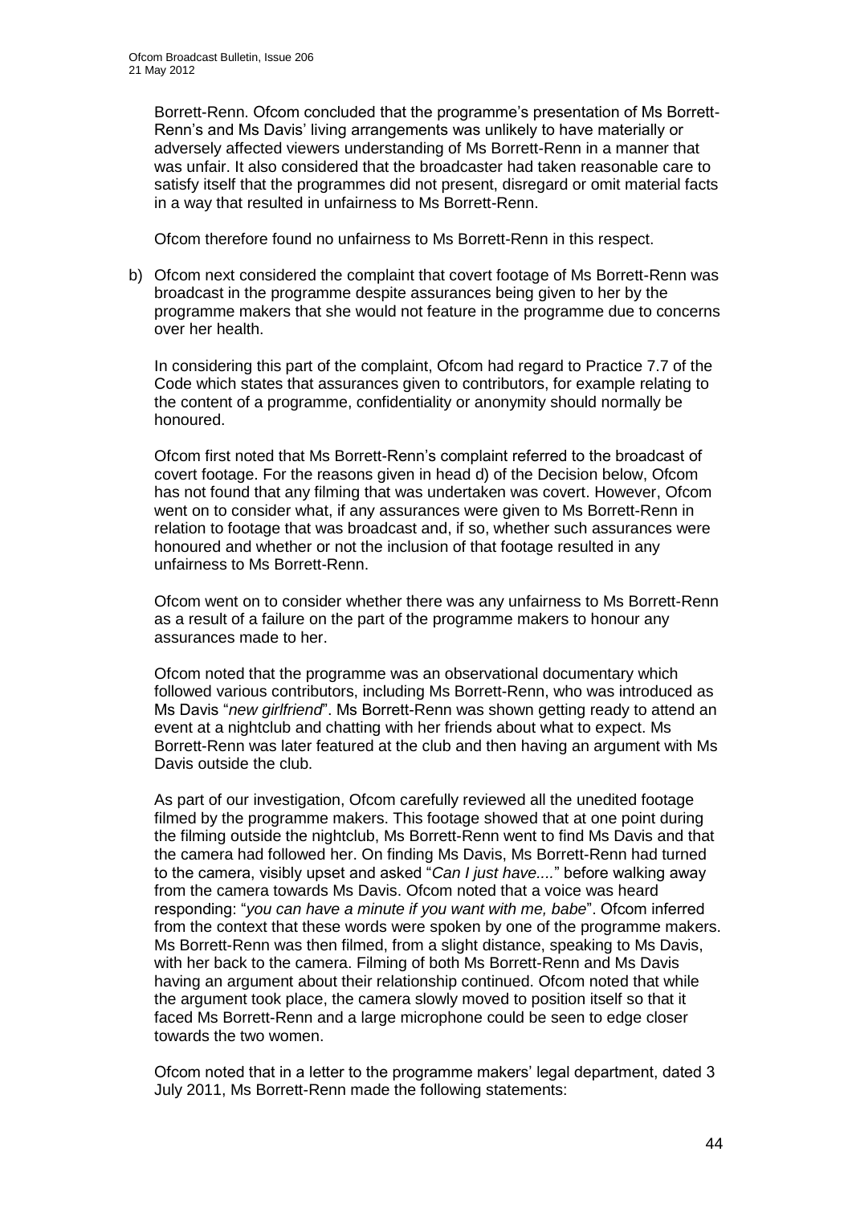Borrett-Renn. Ofcom concluded that the programme's presentation of Ms Borrett-Renn's and Ms Davis' living arrangements was unlikely to have materially or adversely affected viewers understanding of Ms Borrett-Renn in a manner that was unfair. It also considered that the broadcaster had taken reasonable care to satisfy itself that the programmes did not present, disregard or omit material facts in a way that resulted in unfairness to Ms Borrett-Renn.

Ofcom therefore found no unfairness to Ms Borrett-Renn in this respect.

b) Ofcom next considered the complaint that covert footage of Ms Borrett-Renn was broadcast in the programme despite assurances being given to her by the programme makers that she would not feature in the programme due to concerns over her health.

In considering this part of the complaint, Ofcom had regard to Practice 7.7 of the Code which states that assurances given to contributors, for example relating to the content of a programme, confidentiality or anonymity should normally be honoured.

Ofcom first noted that Ms Borrett-Renn's complaint referred to the broadcast of covert footage. For the reasons given in head d) of the Decision below, Ofcom has not found that any filming that was undertaken was covert. However, Ofcom went on to consider what, if any assurances were given to Ms Borrett-Renn in relation to footage that was broadcast and, if so, whether such assurances were honoured and whether or not the inclusion of that footage resulted in any unfairness to Ms Borrett-Renn.

Ofcom went on to consider whether there was any unfairness to Ms Borrett-Renn as a result of a failure on the part of the programme makers to honour any assurances made to her.

Ofcom noted that the programme was an observational documentary which followed various contributors, including Ms Borrett-Renn, who was introduced as Ms Davis "*new girlfriend*". Ms Borrett-Renn was shown getting ready to attend an event at a nightclub and chatting with her friends about what to expect. Ms Borrett-Renn was later featured at the club and then having an argument with Ms Davis outside the club.

As part of our investigation, Ofcom carefully reviewed all the unedited footage filmed by the programme makers. This footage showed that at one point during the filming outside the nightclub, Ms Borrett-Renn went to find Ms Davis and that the camera had followed her. On finding Ms Davis, Ms Borrett-Renn had turned to the camera, visibly upset and asked "*Can I just have....*" before walking away from the camera towards Ms Davis. Ofcom noted that a voice was heard responding: "*you can have a minute if you want with me, babe*". Ofcom inferred from the context that these words were spoken by one of the programme makers. Ms Borrett-Renn was then filmed, from a slight distance, speaking to Ms Davis, with her back to the camera. Filming of both Ms Borrett-Renn and Ms Davis having an argument about their relationship continued. Ofcom noted that while the argument took place, the camera slowly moved to position itself so that it faced Ms Borrett-Renn and a large microphone could be seen to edge closer towards the two women.

Ofcom noted that in a letter to the programme makers' legal department, dated 3 July 2011, Ms Borrett-Renn made the following statements: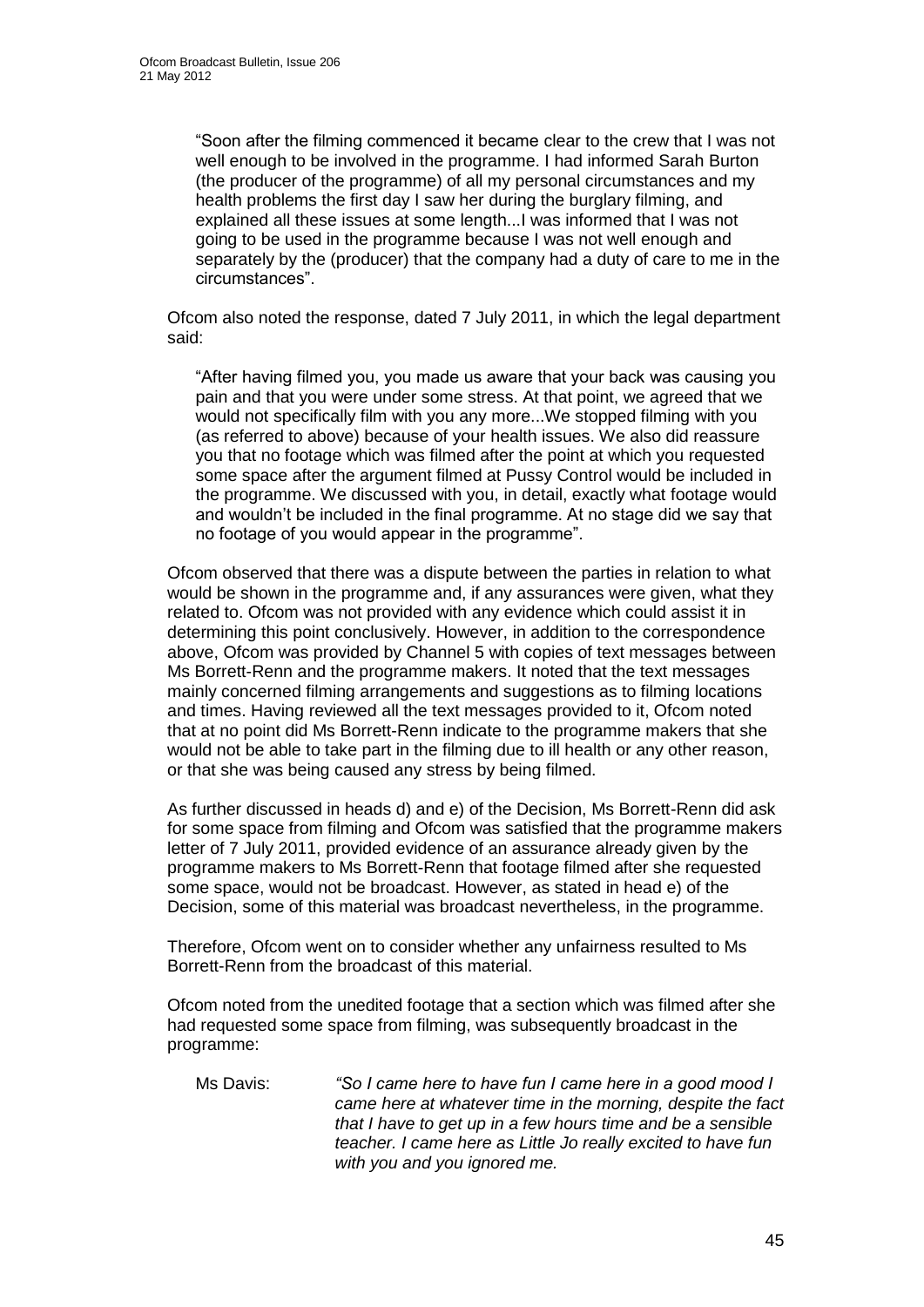> "Soon after the filming commenced it became clear to the crew that I was not well enough to be involved in the programme. I had informed Sarah Burton (the producer of the programme) of all my personal circumstances and my health problems the first day I saw her during the burglary filming, and explained all these issues at some length...I was informed that I was not going to be used in the programme because I was not well enough and separately by the (producer) that the company had a duty of care to me in the circumstances".

Ofcom also noted the response, dated 7 July 2011, in which the legal department said:

> "After having filmed you, you made us aware that your back was causing you pain and that you were under some stress. At that point, we agreed that we would not specifically film with you any more...We stopped filming with you (as referred to above) because of your health issues. We also did reassure you that no footage which was filmed after the point at which you requested some space after the argument filmed at Pussy Control would be included in the programme. We discussed with you, in detail, exactly what footage would and wouldn't be included in the final programme. At no stage did we say that no footage of you would appear in the programme".

Ofcom observed that there was a dispute between the parties in relation to what would be shown in the programme and, if any assurances were given, what they related to. Ofcom was not provided with any evidence which could assist it in determining this point conclusively. However, in addition to the correspondence above, Ofcom was provided by Channel 5 with copies of text messages between Ms Borrett-Renn and the programme makers. It noted that the text messages mainly concerned filming arrangements and suggestions as to filming locations and times. Having reviewed all the text messages provided to it, Ofcom noted that at no point did Ms Borrett-Renn indicate to the programme makers that she would not be able to take part in the filming due to ill health or any other reason, or that she was being caused any stress by being filmed.

As further discussed in heads d) and e) of the Decision, Ms Borrett-Renn did ask for some space from filming and Ofcom was satisfied that the programme makers letter of 7 July 2011, provided evidence of an assurance already given by the programme makers to Ms Borrett-Renn that footage filmed after she requested some space, would not be broadcast. However, as stated in head e) of the Decision, some of this material was broadcast nevertheless, in the programme.

Therefore, Ofcom went on to consider whether any unfairness resulted to Ms Borrett-Renn from the broadcast of this material.

Ofcom noted from the unedited footage that a section which was filmed after she had requested some space from filming, was subsequently broadcast in the programme:

> Ms Davis: *"So I came here to have fun I came here in a good mood I came here at whatever time in the morning, despite the fact that I have to get up in a few hours time and be a sensible teacher. I came here as Little Jo really excited to have fun with you and you ignored me.*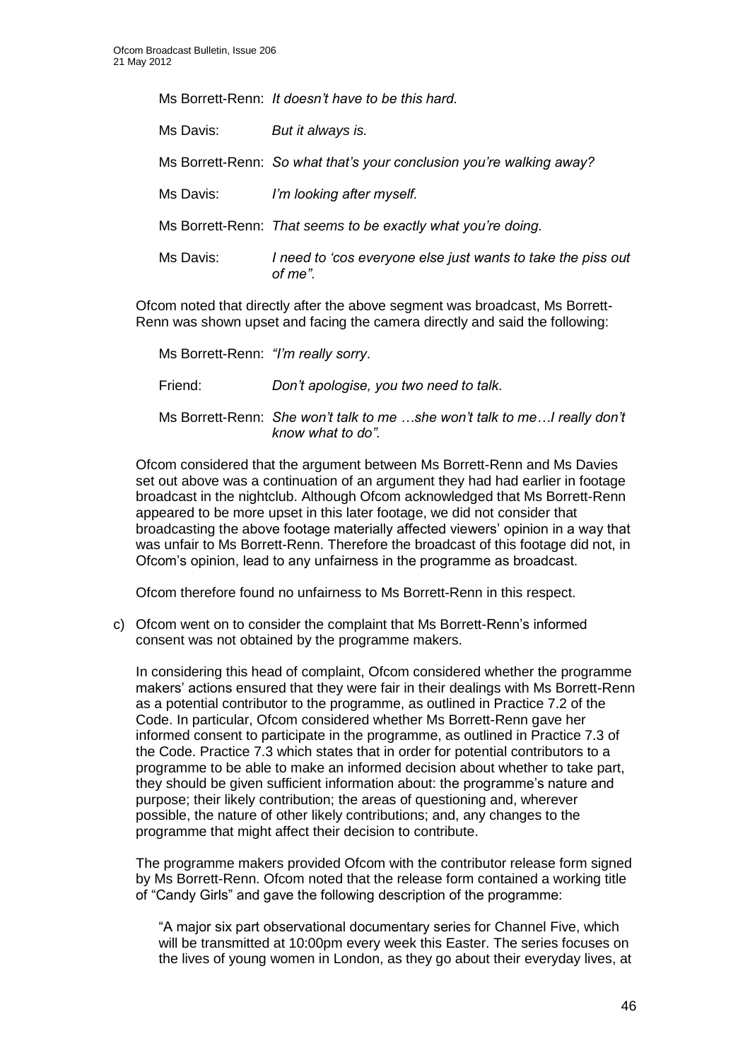Ms Borrett-Renn: *It doesn't have to be this hard.*

Ms Davis: *But it always is.*

Ms Borrett-Renn: *So what that's your conclusion you're walking away?*

Ms Davis: *I'm looking after myself.*

Ms Borrett-Renn: *That seems to be exactly what you're doing.*

Ms Davis: *I need to 'cos everyone else just wants to take the piss out of me".*

Ofcom noted that directly after the above segment was broadcast, Ms Borrett-Renn was shown upset and facing the camera directly and said the following:

Ms Borrett-Renn: *"I'm really sorry*.

Friend: *Don't apologise, you two need to talk*.

Ms Borrett-Renn: *She won't talk to me …she won't talk to me…I really don't know what to do".*

Ofcom considered that the argument between Ms Borrett-Renn and Ms Davies set out above was a continuation of an argument they had had earlier in footage broadcast in the nightclub. Although Ofcom acknowledged that Ms Borrett-Renn appeared to be more upset in this later footage, we did not consider that broadcasting the above footage materially affected viewers' opinion in a way that was unfair to Ms Borrett-Renn. Therefore the broadcast of this footage did not, in Ofcom's opinion, lead to any unfairness in the programme as broadcast.

Ofcom therefore found no unfairness to Ms Borrett-Renn in this respect.

c) Ofcom went on to consider the complaint that Ms Borrett-Renn's informed consent was not obtained by the programme makers.

In considering this head of complaint, Ofcom considered whether the programme makers' actions ensured that they were fair in their dealings with Ms Borrett-Renn as a potential contributor to the programme, as outlined in Practice 7.2 of the Code. In particular, Ofcom considered whether Ms Borrett-Renn gave her informed consent to participate in the programme, as outlined in Practice 7.3 of the Code. Practice 7.3 which states that in order for potential contributors to a programme to be able to make an informed decision about whether to take part, they should be given sufficient information about: the programme's nature and purpose; their likely contribution; the areas of questioning and, wherever possible, the nature of other likely contributions; and, any changes to the programme that might affect their decision to contribute.

The programme makers provided Ofcom with the contributor release form signed by Ms Borrett-Renn. Ofcom noted that the release form contained a working title of "Candy Girls" and gave the following description of the programme:

> "A major six part observational documentary series for Channel Five, which will be transmitted at 10:00pm every week this Easter. The series focuses on the lives of young women in London, as they go about their everyday lives, at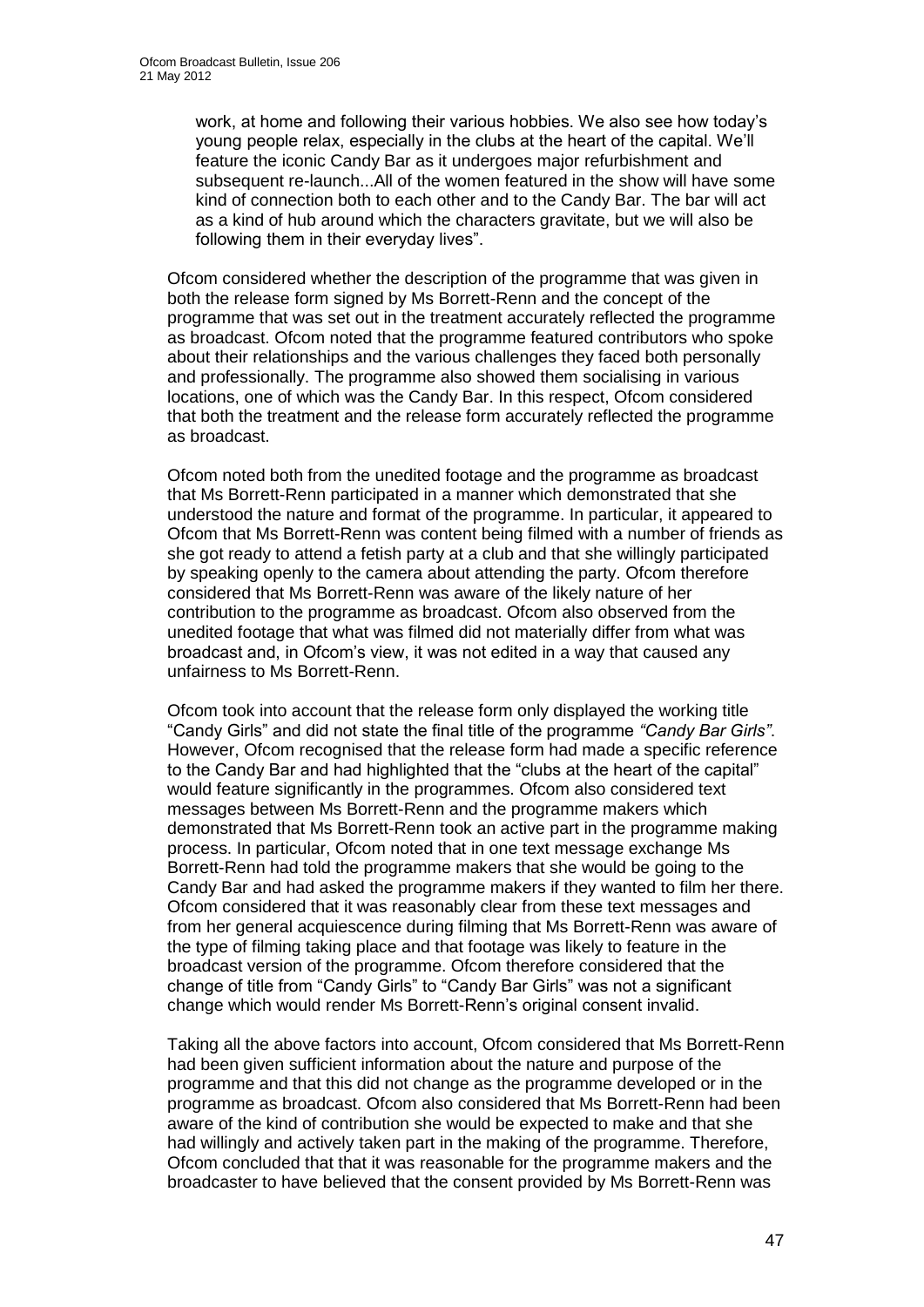work, at home and following their various hobbies. We also see how today's young people relax, especially in the clubs at the heart of the capital. We'll feature the iconic Candy Bar as it undergoes major refurbishment and subsequent re-launch...All of the women featured in the show will have some kind of connection both to each other and to the Candy Bar. The bar will act as a kind of hub around which the characters gravitate, but we will also be following them in their everyday lives".

Ofcom considered whether the description of the programme that was given in both the release form signed by Ms Borrett-Renn and the concept of the programme that was set out in the treatment accurately reflected the programme as broadcast. Ofcom noted that the programme featured contributors who spoke about their relationships and the various challenges they faced both personally and professionally. The programme also showed them socialising in various locations, one of which was the Candy Bar. In this respect, Ofcom considered that both the treatment and the release form accurately reflected the programme as broadcast.

Ofcom noted both from the unedited footage and the programme as broadcast that Ms Borrett-Renn participated in a manner which demonstrated that she understood the nature and format of the programme. In particular, it appeared to Ofcom that Ms Borrett-Renn was content being filmed with a number of friends as she got ready to attend a fetish party at a club and that she willingly participated by speaking openly to the camera about attending the party. Ofcom therefore considered that Ms Borrett-Renn was aware of the likely nature of her contribution to the programme as broadcast. Ofcom also observed from the unedited footage that what was filmed did not materially differ from what was broadcast and, in Ofcom's view, it was not edited in a way that caused any unfairness to Ms Borrett-Renn.

Ofcom took into account that the release form only displayed the working title "Candy Girls" and did not state the final title of the programme *"Candy Bar Girls"*. However, Ofcom recognised that the release form had made a specific reference to the Candy Bar and had highlighted that the "clubs at the heart of the capital" would feature significantly in the programmes. Ofcom also considered text messages between Ms Borrett-Renn and the programme makers which demonstrated that Ms Borrett-Renn took an active part in the programme making process. In particular, Ofcom noted that in one text message exchange Ms Borrett-Renn had told the programme makers that she would be going to the Candy Bar and had asked the programme makers if they wanted to film her there. Ofcom considered that it was reasonably clear from these text messages and from her general acquiescence during filming that Ms Borrett-Renn was aware of the type of filming taking place and that footage was likely to feature in the broadcast version of the programme. Ofcom therefore considered that the change of title from "Candy Girls" to "Candy Bar Girls" was not a significant change which would render Ms Borrett-Renn's original consent invalid.

Taking all the above factors into account, Ofcom considered that Ms Borrett-Renn had been given sufficient information about the nature and purpose of the programme and that this did not change as the programme developed or in the programme as broadcast. Ofcom also considered that Ms Borrett-Renn had been aware of the kind of contribution she would be expected to make and that she had willingly and actively taken part in the making of the programme. Therefore, Ofcom concluded that that it was reasonable for the programme makers and the broadcaster to have believed that the consent provided by Ms Borrett-Renn was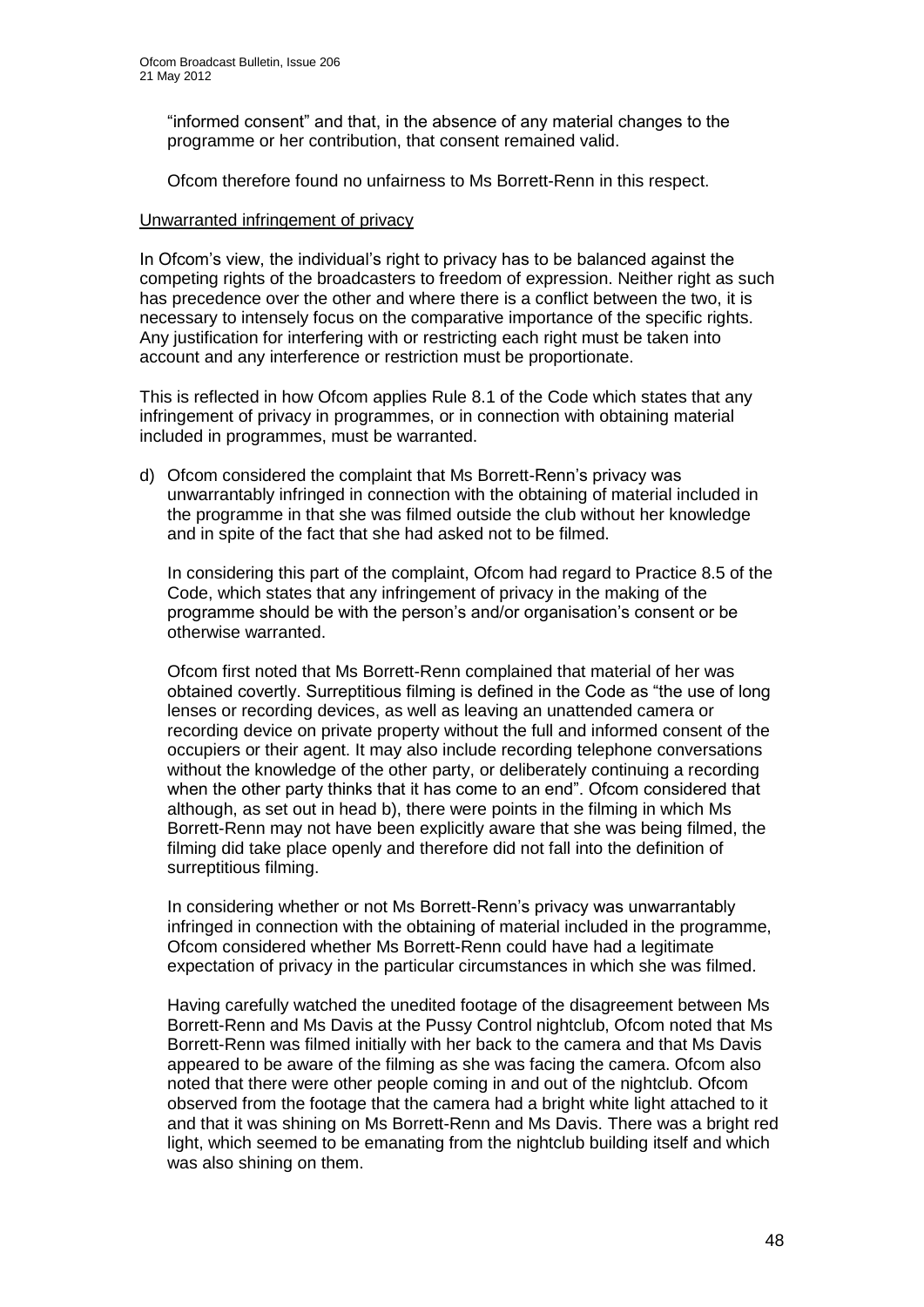"informed consent" and that, in the absence of any material changes to the programme or her contribution, that consent remained valid.

Ofcom therefore found no unfairness to Ms Borrett-Renn in this respect.

Unwarranted infringement of privacy

In Ofcom's view, the individual's right to privacy has to be balanced against the competing rights of the broadcasters to freedom of expression. Neither right as such has precedence over the other and where there is a conflict between the two, it is necessary to intensely focus on the comparative importance of the specific rights. Any justification for interfering with or restricting each right must be taken into account and any interference or restriction must be proportionate.

This is reflected in how Ofcom applies Rule 8.1 of the Code which states that any infringement of privacy in programmes, or in connection with obtaining material included in programmes, must be warranted.

d) Ofcom considered the complaint that Ms Borrett-Renn's privacy was unwarrantably infringed in connection with the obtaining of material included in the programme in that she was filmed outside the club without her knowledge and in spite of the fact that she had asked not to be filmed.

   In considering this part of the complaint, Ofcom had regard to Practice 8.5 of the Code, which states that any infringement of privacy in the making of the programme should be with the person's and/or organisation's consent or be otherwise warranted.

   Ofcom first noted that Ms Borrett-Renn complained that material of her was obtained covertly. Surreptitious filming is defined in the Code as "the use of long lenses or recording devices, as well as leaving an unattended camera or recording device on private property without the full and informed consent of the occupiers or their agent. It may also include recording telephone conversations without the knowledge of the other party, or deliberately continuing a recording when the other party thinks that it has come to an end". Ofcom considered that although, as set out in head b), there were points in the filming in which Ms Borrett-Renn may not have been explicitly aware that she was being filmed, the filming did take place openly and therefore did not fall into the definition of surreptitious filming.

   In considering whether or not Ms Borrett-Renn's privacy was unwarrantably infringed in connection with the obtaining of material included in the programme, Ofcom considered whether Ms Borrett-Renn could have had a legitimate expectation of privacy in the particular circumstances in which she was filmed.

   Having carefully watched the unedited footage of the disagreement between Ms Borrett-Renn and Ms Davis at the Pussy Control nightclub, Ofcom noted that Ms Borrett-Renn was filmed initially with her back to the camera and that Ms Davis appeared to be aware of the filming as she was facing the camera. Ofcom also noted that there were other people coming in and out of the nightclub. Ofcom observed from the footage that the camera had a bright white light attached to it and that it was shining on Ms Borrett-Renn and Ms Davis. There was a bright red light, which seemed to be emanating from the nightclub building itself and which was also shining on them.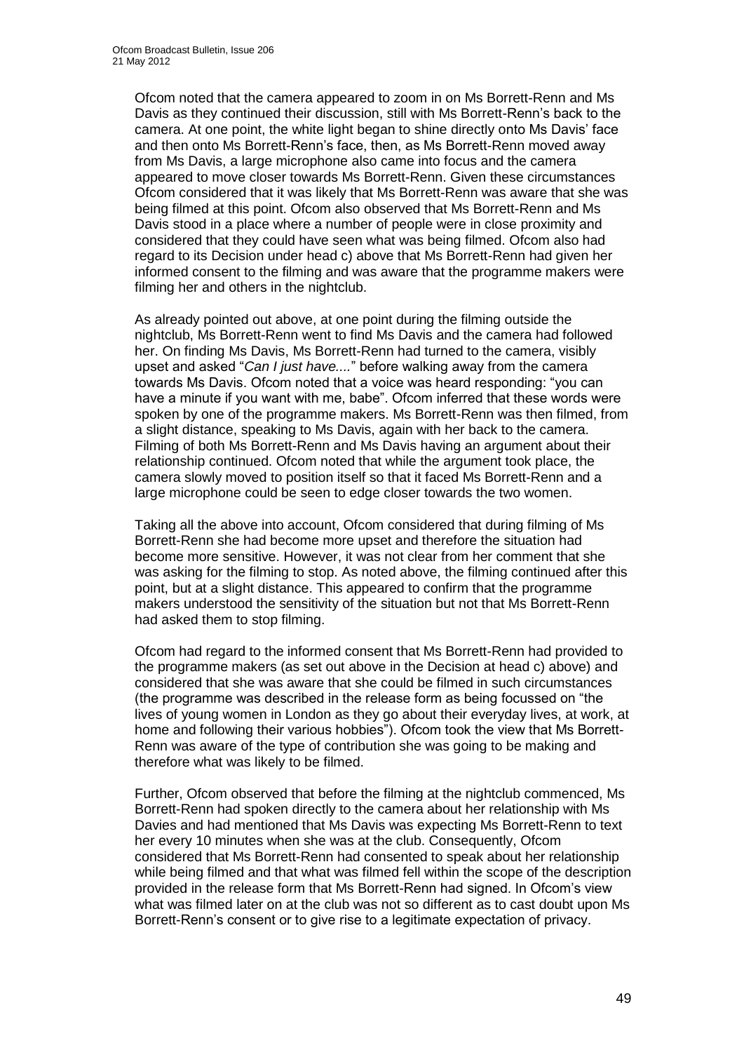Ofcom noted that the camera appeared to zoom in on Ms Borrett-Renn and Ms Davis as they continued their discussion, still with Ms Borrett-Renn's back to the camera. At one point, the white light began to shine directly onto Ms Davis' face and then onto Ms Borrett-Renn's face, then, as Ms Borrett-Renn moved away from Ms Davis, a large microphone also came into focus and the camera appeared to move closer towards Ms Borrett-Renn. Given these circumstances Ofcom considered that it was likely that Ms Borrett-Renn was aware that she was being filmed at this point. Ofcom also observed that Ms Borrett-Renn and Ms Davis stood in a place where a number of people were in close proximity and considered that they could have seen what was being filmed. Ofcom also had regard to its Decision under head c) above that Ms Borrett-Renn had given her informed consent to the filming and was aware that the programme makers were filming her and others in the nightclub.

As already pointed out above, at one point during the filming outside the nightclub, Ms Borrett-Renn went to find Ms Davis and the camera had followed her. On finding Ms Davis, Ms Borrett-Renn had turned to the camera, visibly upset and asked "*Can I just have....*" before walking away from the camera towards Ms Davis. Ofcom noted that a voice was heard responding: "you can have a minute if you want with me, babe". Ofcom inferred that these words were spoken by one of the programme makers. Ms Borrett-Renn was then filmed, from a slight distance, speaking to Ms Davis, again with her back to the camera. Filming of both Ms Borrett-Renn and Ms Davis having an argument about their relationship continued. Ofcom noted that while the argument took place, the camera slowly moved to position itself so that it faced Ms Borrett-Renn and a large microphone could be seen to edge closer towards the two women.

Taking all the above into account, Ofcom considered that during filming of Ms Borrett-Renn she had become more upset and therefore the situation had become more sensitive. However, it was not clear from her comment that she was asking for the filming to stop. As noted above, the filming continued after this point, but at a slight distance. This appeared to confirm that the programme makers understood the sensitivity of the situation but not that Ms Borrett-Renn had asked them to stop filming.

Ofcom had regard to the informed consent that Ms Borrett-Renn had provided to the programme makers (as set out above in the Decision at head c) above) and considered that she was aware that she could be filmed in such circumstances (the programme was described in the release form as being focussed on "the lives of young women in London as they go about their everyday lives, at work, at home and following their various hobbies"). Ofcom took the view that Ms Borrett-Renn was aware of the type of contribution she was going to be making and therefore what was likely to be filmed.

Further, Ofcom observed that before the filming at the nightclub commenced, Ms Borrett-Renn had spoken directly to the camera about her relationship with Ms Davies and had mentioned that Ms Davis was expecting Ms Borrett-Renn to text her every 10 minutes when she was at the club. Consequently, Ofcom considered that Ms Borrett-Renn had consented to speak about her relationship while being filmed and that what was filmed fell within the scope of the description provided in the release form that Ms Borrett-Renn had signed. In Ofcom's view what was filmed later on at the club was not so different as to cast doubt upon Ms Borrett-Renn's consent or to give rise to a legitimate expectation of privacy.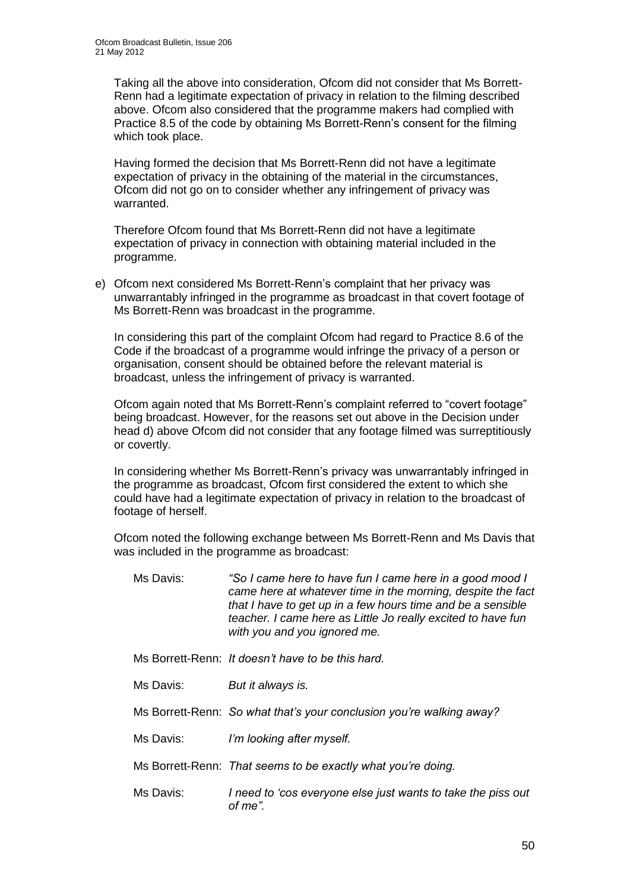Taking all the above into consideration, Ofcom did not consider that Ms Borrett-Renn had a legitimate expectation of privacy in relation to the filming described above. Ofcom also considered that the programme makers had complied with Practice 8.5 of the code by obtaining Ms Borrett-Renn's consent for the filming which took place.

Having formed the decision that Ms Borrett-Renn did not have a legitimate expectation of privacy in the obtaining of the material in the circumstances, Ofcom did not go on to consider whether any infringement of privacy was warranted.

Therefore Ofcom found that Ms Borrett-Renn did not have a legitimate expectation of privacy in connection with obtaining material included in the programme.

e) Ofcom next considered Ms Borrett-Renn's complaint that her privacy was unwarrantably infringed in the programme as broadcast in that covert footage of Ms Borrett-Renn was broadcast in the programme.

In considering this part of the complaint Ofcom had regard to Practice 8.6 of the Code if the broadcast of a programme would infringe the privacy of a person or organisation, consent should be obtained before the relevant material is broadcast, unless the infringement of privacy is warranted.

Ofcom again noted that Ms Borrett-Renn's complaint referred to "covert footage" being broadcast. However, for the reasons set out above in the Decision under head d) above Ofcom did not consider that any footage filmed was surreptitiously or covertly.

In considering whether Ms Borrett-Renn's privacy was unwarrantably infringed in the programme as broadcast, Ofcom first considered the extent to which she could have had a legitimate expectation of privacy in relation to the broadcast of footage of herself.

Ofcom noted the following exchange between Ms Borrett-Renn and Ms Davis that was included in the programme as broadcast:

Ms Davis: *"So I came here to have fun I came here in a good mood I came here at whatever time in the morning, despite the fact that I have to get up in a few hours time and be a sensible teacher. I came here as Little Jo really excited to have fun with you and you ignored me.*

Ms Borrett-Renn: *It doesn't have to be this hard.*

Ms Davis: *But it always is.*

Ms Borrett-Renn: *So what that's your conclusion you're walking away?*

Ms Davis: *I'm looking after myself.*

Ms Borrett-Renn: *That seems to be exactly what you're doing.*

Ms Davis: *I need to 'cos everyone else just wants to take the piss out of me".*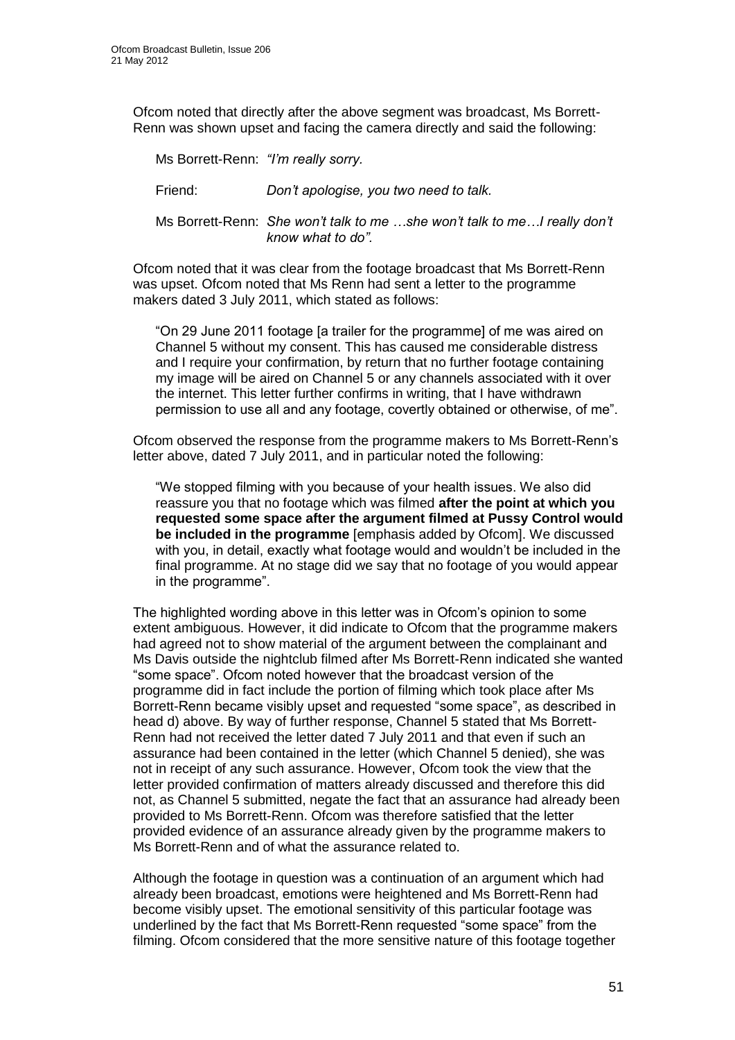Ofcom noted that directly after the above segment was broadcast, Ms Borrett-Renn was shown upset and facing the camera directly and said the following:

> Ms Borrett-Renn: *"I'm really sorry.*
>
> Friend: *Don't apologise, you two need to talk.*
>
> Ms Borrett-Renn: *She won't talk to me …she won't talk to me…I really don't know what to do".*

Ofcom noted that it was clear from the footage broadcast that Ms Borrett-Renn was upset. Ofcom noted that Ms Renn had sent a letter to the programme makers dated 3 July 2011, which stated as follows:

> "On 29 June 2011 footage [a trailer for the programme] of me was aired on Channel 5 without my consent. This has caused me considerable distress and I require your confirmation, by return that no further footage containing my image will be aired on Channel 5 or any channels associated with it over the internet. This letter further confirms in writing, that I have withdrawn permission to use all and any footage, covertly obtained or otherwise, of me".

Ofcom observed the response from the programme makers to Ms Borrett-Renn's letter above, dated 7 July 2011, and in particular noted the following:

> "We stopped filming with you because of your health issues. We also did reassure you that no footage which was filmed **after the point at which you requested some space after the argument filmed at Pussy Control would be included in the programme** [emphasis added by Ofcom]. We discussed with you, in detail, exactly what footage would and wouldn't be included in the final programme. At no stage did we say that no footage of you would appear in the programme".

The highlighted wording above in this letter was in Ofcom's opinion to some extent ambiguous. However, it did indicate to Ofcom that the programme makers had agreed not to show material of the argument between the complainant and Ms Davis outside the nightclub filmed after Ms Borrett-Renn indicated she wanted "some space". Ofcom noted however that the broadcast version of the programme did in fact include the portion of filming which took place after Ms Borrett-Renn became visibly upset and requested "some space", as described in head d) above. By way of further response, Channel 5 stated that Ms Borrett-Renn had not received the letter dated 7 July 2011 and that even if such an assurance had been contained in the letter (which Channel 5 denied), she was not in receipt of any such assurance. However, Ofcom took the view that the letter provided confirmation of matters already discussed and therefore this did not, as Channel 5 submitted, negate the fact that an assurance had already been provided to Ms Borrett-Renn. Ofcom was therefore satisfied that the letter provided evidence of an assurance already given by the programme makers to Ms Borrett-Renn and of what the assurance related to.

Although the footage in question was a continuation of an argument which had already been broadcast, emotions were heightened and Ms Borrett-Renn had become visibly upset. The emotional sensitivity of this particular footage was underlined by the fact that Ms Borrett-Renn requested "some space" from the filming. Ofcom considered that the more sensitive nature of this footage together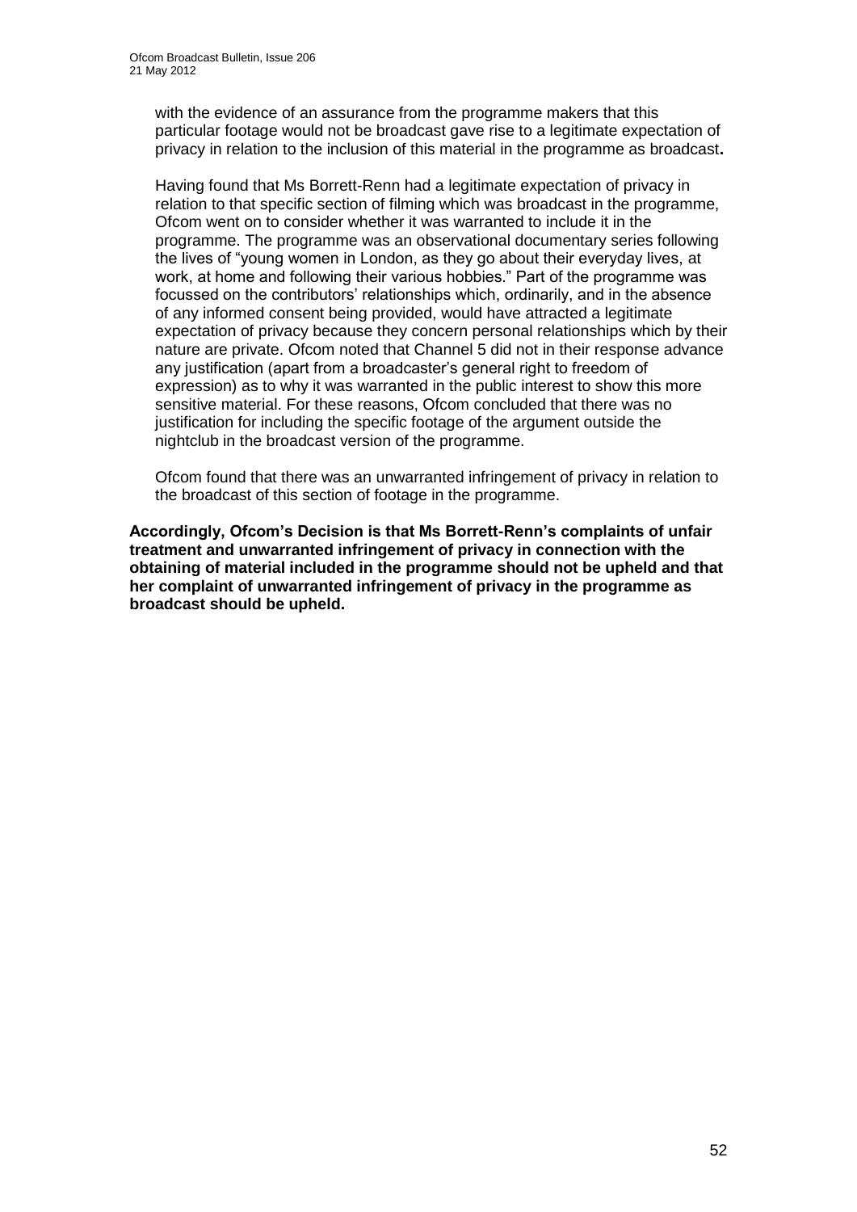with the evidence of an assurance from the programme makers that this particular footage would not be broadcast gave rise to a legitimate expectation of privacy in relation to the inclusion of this material in the programme as broadcast**.**

Having found that Ms Borrett-Renn had a legitimate expectation of privacy in relation to that specific section of filming which was broadcast in the programme, Ofcom went on to consider whether it was warranted to include it in the programme. The programme was an observational documentary series following the lives of "young women in London, as they go about their everyday lives, at work, at home and following their various hobbies." Part of the programme was focussed on the contributors' relationships which, ordinarily, and in the absence of any informed consent being provided, would have attracted a legitimate expectation of privacy because they concern personal relationships which by their nature are private. Ofcom noted that Channel 5 did not in their response advance any justification (apart from a broadcaster's general right to freedom of expression) as to why it was warranted in the public interest to show this more sensitive material. For these reasons, Ofcom concluded that there was no justification for including the specific footage of the argument outside the nightclub in the broadcast version of the programme.

Ofcom found that there was an unwarranted infringement of privacy in relation to the broadcast of this section of footage in the programme.

**Accordingly, Ofcom's Decision is that Ms Borrett-Renn's complaints of unfair treatment and unwarranted infringement of privacy in connection with the obtaining of material included in the programme should not be upheld and that her complaint of unwarranted infringement of privacy in the programme as broadcast should be upheld.**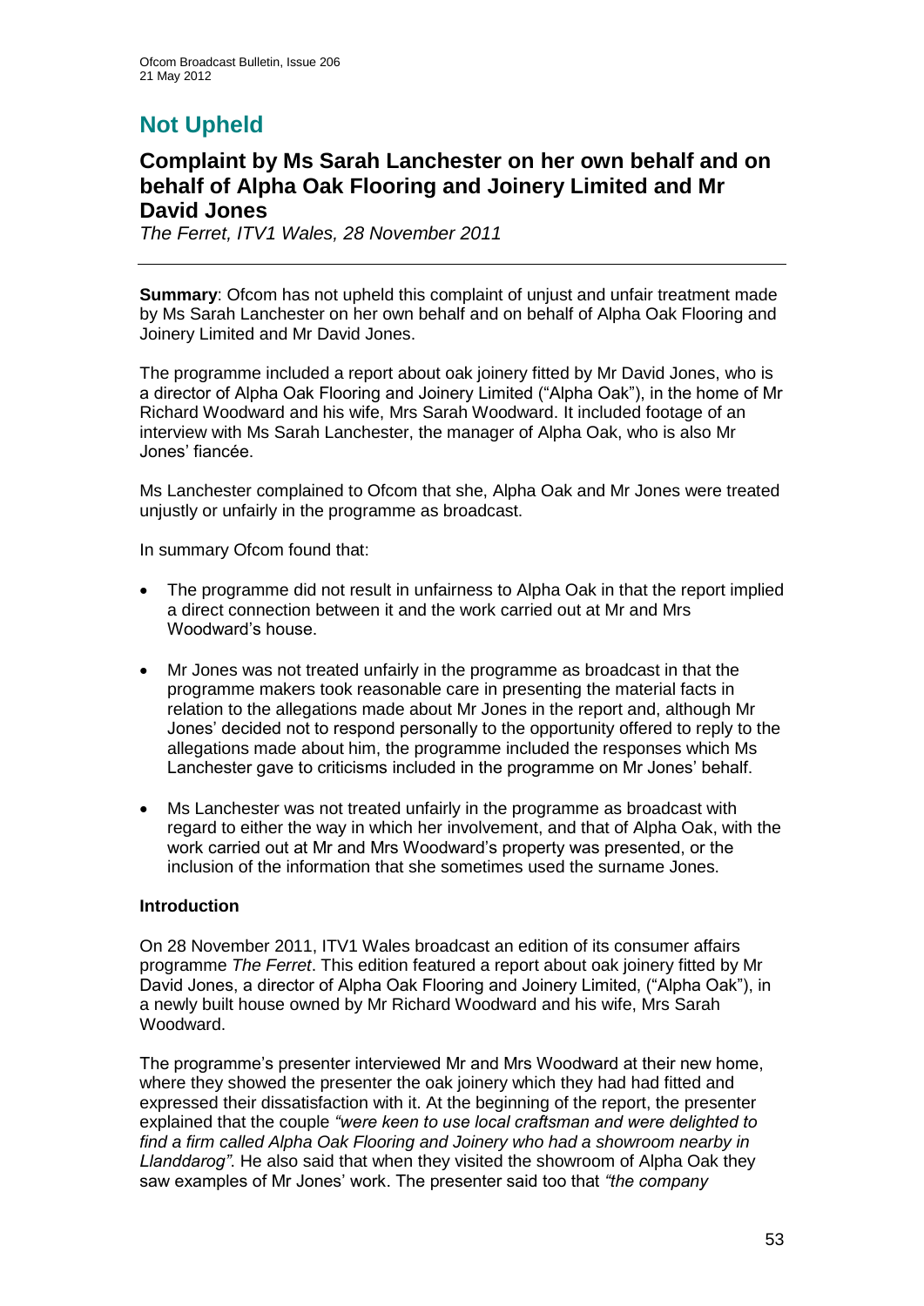## Not Upheld

### Complaint by Ms Sarah Lanchester on her own behalf and on behalf of Alpha Oak Flooring and Joinery Limited and Mr David Jones

*The Ferret, ITV1 Wales, 28 November 2011*

---

**Summary**: Ofcom has not upheld this complaint of unjust and unfair treatment made by Ms Sarah Lanchester on her own behalf and on behalf of Alpha Oak Flooring and Joinery Limited and Mr David Jones.

The programme included a report about oak joinery fitted by Mr David Jones, who is a director of Alpha Oak Flooring and Joinery Limited ("Alpha Oak"), in the home of Mr Richard Woodward and his wife, Mrs Sarah Woodward. It included footage of an interview with Ms Sarah Lanchester, the manager of Alpha Oak, who is also Mr Jones' fiancée.

Ms Lanchester complained to Ofcom that she, Alpha Oak and Mr Jones were treated unjustly or unfairly in the programme as broadcast.

In summary Ofcom found that:

- The programme did not result in unfairness to Alpha Oak in that the report implied a direct connection between it and the work carried out at Mr and Mrs Woodward's house.
- Mr Jones was not treated unfairly in the programme as broadcast in that the programme makers took reasonable care in presenting the material facts in relation to the allegations made about Mr Jones in the report and, although Mr Jones' decided not to respond personally to the opportunity offered to reply to the allegations made about him, the programme included the responses which Ms Lanchester gave to criticisms included in the programme on Mr Jones' behalf.
- Ms Lanchester was not treated unfairly in the programme as broadcast with regard to either the way in which her involvement, and that of Alpha Oak, with the work carried out at Mr and Mrs Woodward's property was presented, or the inclusion of the information that she sometimes used the surname Jones.

**Introduction**

On 28 November 2011, ITV1 Wales broadcast an edition of its consumer affairs programme *The Ferret*. This edition featured a report about oak joinery fitted by Mr David Jones, a director of Alpha Oak Flooring and Joinery Limited, ("Alpha Oak"), in a newly built house owned by Mr Richard Woodward and his wife, Mrs Sarah Woodward.

The programme's presenter interviewed Mr and Mrs Woodward at their new home, where they showed the presenter the oak joinery which they had had fitted and expressed their dissatisfaction with it. At the beginning of the report, the presenter explained that the couple *"were keen to use local craftsman and were delighted to find a firm called Alpha Oak Flooring and Joinery who had a showroom nearby in Llanddarog"*. He also said that when they visited the showroom of Alpha Oak they saw examples of Mr Jones' work. The presenter said too that *"the company*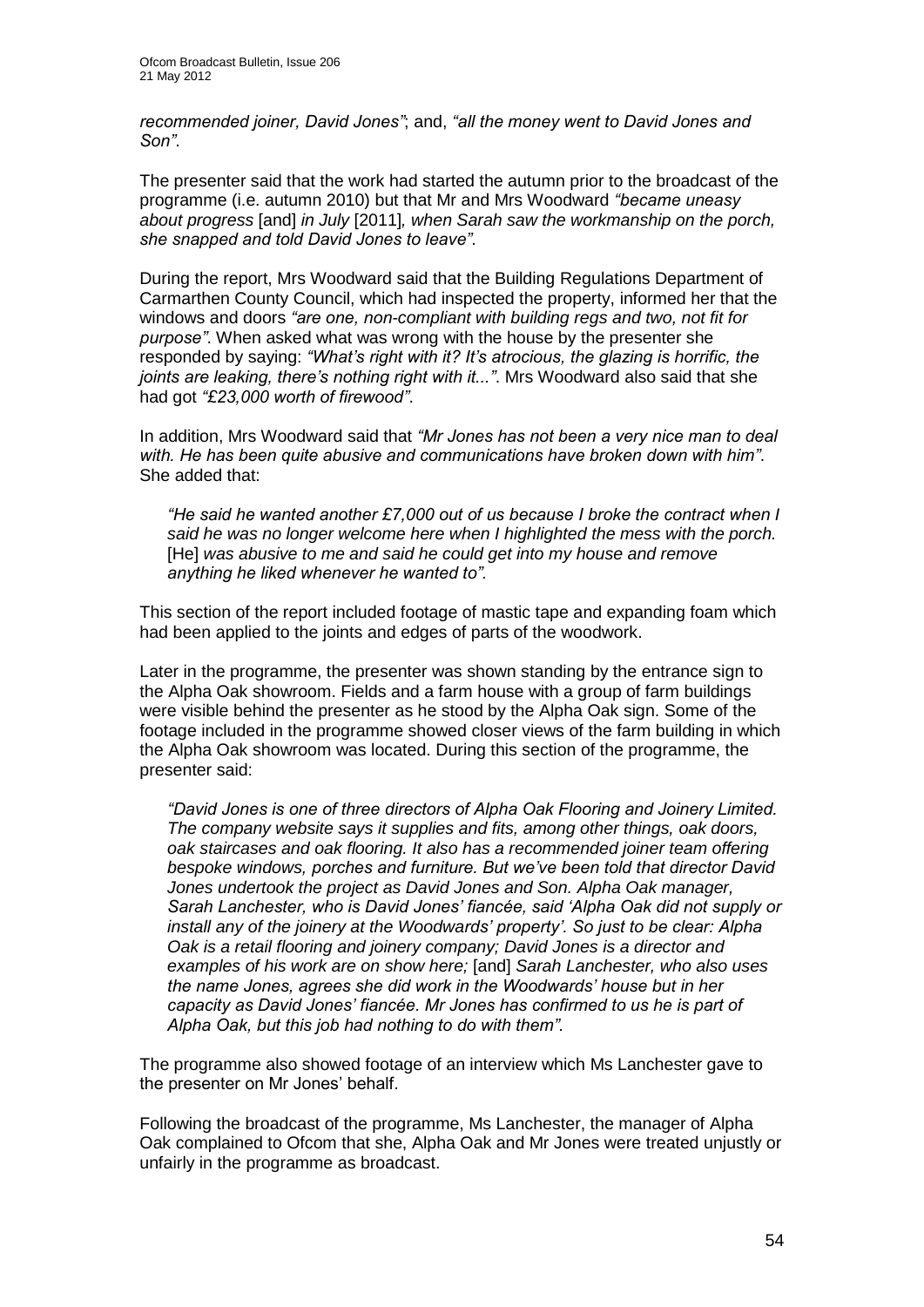*recommended joiner, David Jones"*; and, *"all the money went to David Jones and Son"*.

The presenter said that the work had started the autumn prior to the broadcast of the programme (i.e. autumn 2010) but that Mr and Mrs Woodward *"became uneasy about progress* [and] *in July* [2011]*, when Sarah saw the workmanship on the porch, she snapped and told David Jones to leave"*.

During the report, Mrs Woodward said that the Building Regulations Department of Carmarthen County Council, which had inspected the property, informed her that the windows and doors *"are one, non-compliant with building regs and two, not fit for purpose"*. When asked what was wrong with the house by the presenter she responded by saying: *"What's right with it? It's atrocious, the glazing is horrific, the joints are leaking, there's nothing right with it..."*. Mrs Woodward also said that she had got *"£23,000 worth of firewood"*.

In addition, Mrs Woodward said that *"Mr Jones has not been a very nice man to deal with. He has been quite abusive and communications have broken down with him"*. She added that:

> *"He said he wanted another £7,000 out of us because I broke the contract when I said he was no longer welcome here when I highlighted the mess with the porch.* [He] *was abusive to me and said he could get into my house and remove anything he liked whenever he wanted to".*

This section of the report included footage of mastic tape and expanding foam which had been applied to the joints and edges of parts of the woodwork.

Later in the programme, the presenter was shown standing by the entrance sign to the Alpha Oak showroom. Fields and a farm house with a group of farm buildings were visible behind the presenter as he stood by the Alpha Oak sign. Some of the footage included in the programme showed closer views of the farm building in which the Alpha Oak showroom was located. During this section of the programme, the presenter said:

> *"David Jones is one of three directors of Alpha Oak Flooring and Joinery Limited. The company website says it supplies and fits, among other things, oak doors, oak staircases and oak flooring. It also has a recommended joiner team offering bespoke windows, porches and furniture. But we've been told that director David Jones undertook the project as David Jones and Son. Alpha Oak manager, Sarah Lanchester, who is David Jones' fiancée, said 'Alpha Oak did not supply or install any of the joinery at the Woodwards' property'. So just to be clear: Alpha Oak is a retail flooring and joinery company; David Jones is a director and examples of his work are on show here;* [and] *Sarah Lanchester, who also uses the name Jones, agrees she did work in the Woodwards' house but in her capacity as David Jones' fiancée. Mr Jones has confirmed to us he is part of Alpha Oak, but this job had nothing to do with them".*

The programme also showed footage of an interview which Ms Lanchester gave to the presenter on Mr Jones' behalf.

Following the broadcast of the programme, Ms Lanchester, the manager of Alpha Oak complained to Ofcom that she, Alpha Oak and Mr Jones were treated unjustly or unfairly in the programme as broadcast.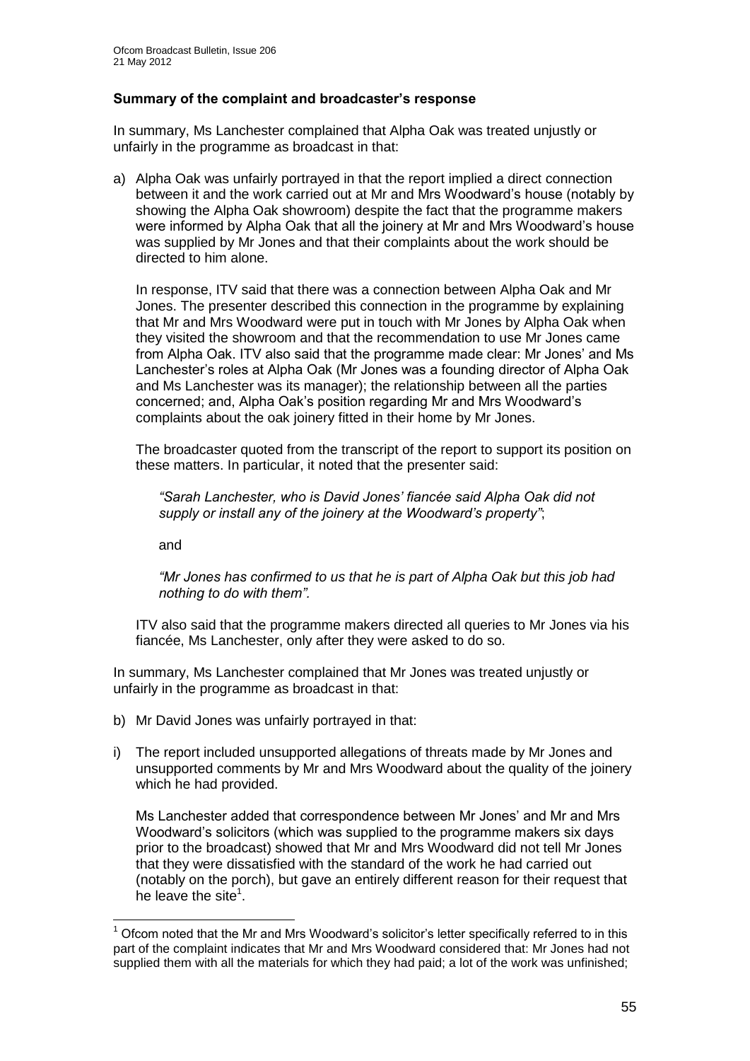### Summary of the complaint and broadcaster's response

In summary, Ms Lanchester complained that Alpha Oak was treated unjustly or unfairly in the programme as broadcast in that:

a) Alpha Oak was unfairly portrayed in that the report implied a direct connection between it and the work carried out at Mr and Mrs Woodward's house (notably by showing the Alpha Oak showroom) despite the fact that the programme makers were informed by Alpha Oak that all the joinery at Mr and Mrs Woodward's house was supplied by Mr Jones and that their complaints about the work should be directed to him alone.

   In response, ITV said that there was a connection between Alpha Oak and Mr Jones. The presenter described this connection in the programme by explaining that Mr and Mrs Woodward were put in touch with Mr Jones by Alpha Oak when they visited the showroom and that the recommendation to use Mr Jones came from Alpha Oak. ITV also said that the programme made clear: Mr Jones' and Ms Lanchester's roles at Alpha Oak (Mr Jones was a founding director of Alpha Oak and Ms Lanchester was its manager); the relationship between all the parties concerned; and, Alpha Oak's position regarding Mr and Mrs Woodward's complaints about the oak joinery fitted in their home by Mr Jones.

   The broadcaster quoted from the transcript of the report to support its position on these matters. In particular, it noted that the presenter said:

   > *"Sarah Lanchester, who is David Jones' fiancée said Alpha Oak did not supply or install any of the joinery at the Woodward's property"*;

   and

   > *"Mr Jones has confirmed to us that he is part of Alpha Oak but this job had nothing to do with them".*

   ITV also said that the programme makers directed all queries to Mr Jones via his fiancée, Ms Lanchester, only after they were asked to do so.

In summary, Ms Lanchester complained that Mr Jones was treated unjustly or unfairly in the programme as broadcast in that:

b) Mr David Jones was unfairly portrayed in that:

i) The report included unsupported allegations of threats made by Mr Jones and unsupported comments by Mr and Mrs Woodward about the quality of the joinery which he had provided.

   Ms Lanchester added that correspondence between Mr Jones' and Mr and Mrs Woodward's solicitors (which was supplied to the programme makers six days prior to the broadcast) showed that Mr and Mrs Woodward did not tell Mr Jones that they were dissatisfied with the standard of the work he had carried out (notably on the porch), but gave an entirely different reason for their request that he leave the site[1].

---

[1] Ofcom noted that the Mr and Mrs Woodward's solicitor's letter specifically referred to in this part of the complaint indicates that Mr and Mrs Woodward considered that: Mr Jones had not supplied them with all the materials for which they had paid; a lot of the work was unfinished;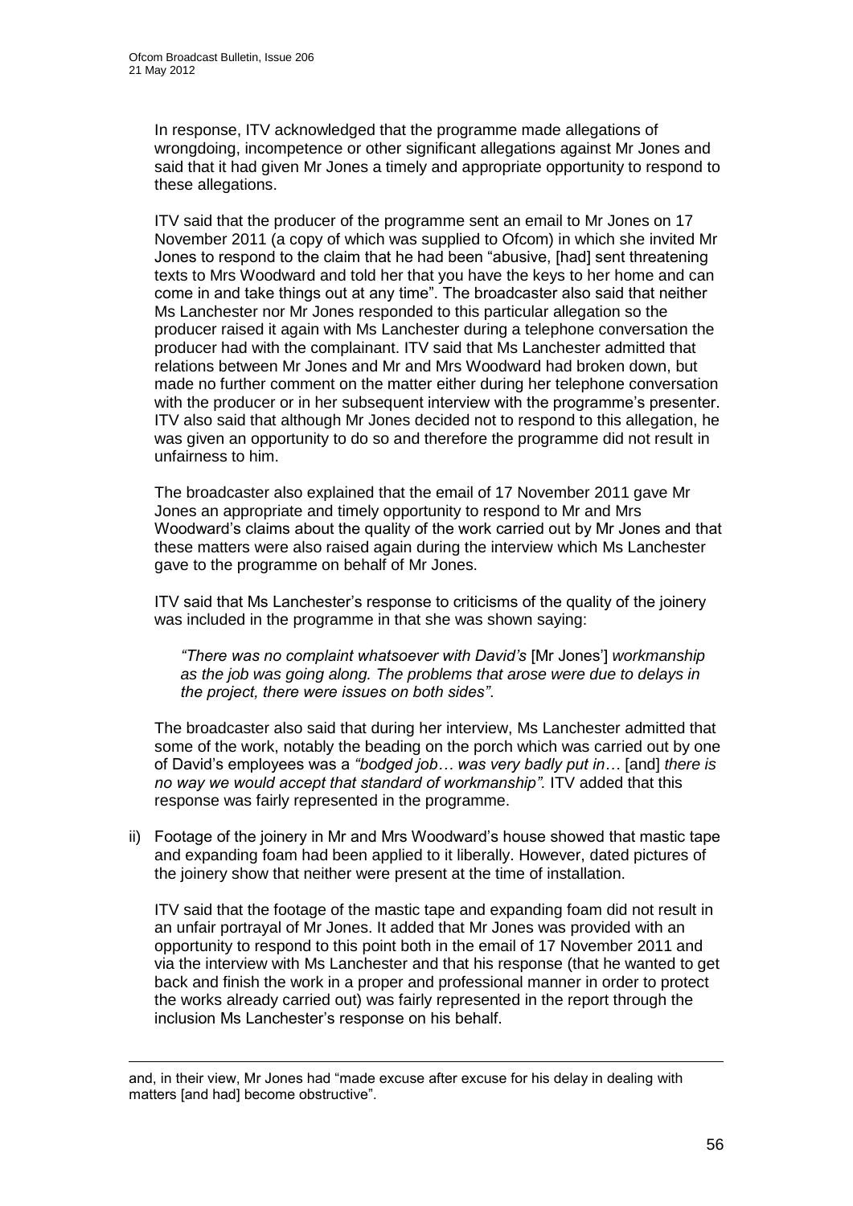In response, ITV acknowledged that the programme made allegations of wrongdoing, incompetence or other significant allegations against Mr Jones and said that it had given Mr Jones a timely and appropriate opportunity to respond to these allegations.

ITV said that the producer of the programme sent an email to Mr Jones on 17 November 2011 (a copy of which was supplied to Ofcom) in which she invited Mr Jones to respond to the claim that he had been "abusive, [had] sent threatening texts to Mrs Woodward and told her that you have the keys to her home and can come in and take things out at any time". The broadcaster also said that neither Ms Lanchester nor Mr Jones responded to this particular allegation so the producer raised it again with Ms Lanchester during a telephone conversation the producer had with the complainant. ITV said that Ms Lanchester admitted that relations between Mr Jones and Mr and Mrs Woodward had broken down, but made no further comment on the matter either during her telephone conversation with the producer or in her subsequent interview with the programme's presenter. ITV also said that although Mr Jones decided not to respond to this allegation, he was given an opportunity to do so and therefore the programme did not result in unfairness to him.

The broadcaster also explained that the email of 17 November 2011 gave Mr Jones an appropriate and timely opportunity to respond to Mr and Mrs Woodward's claims about the quality of the work carried out by Mr Jones and that these matters were also raised again during the interview which Ms Lanchester gave to the programme on behalf of Mr Jones.

ITV said that Ms Lanchester's response to criticisms of the quality of the joinery was included in the programme in that she was shown saying:

> *"There was no complaint whatsoever with David's* [Mr Jones'] *workmanship as the job was going along. The problems that arose were due to delays in the project, there were issues on both sides".*

The broadcaster also said that during her interview, Ms Lanchester admitted that some of the work, notably the beading on the porch which was carried out by one of David's employees was a *"bodged job… was very badly put in…* [and] *there is no way we would accept that standard of workmanship".* ITV added that this response was fairly represented in the programme.

ii) Footage of the joinery in Mr and Mrs Woodward's house showed that mastic tape and expanding foam had been applied to it liberally. However, dated pictures of the joinery show that neither were present at the time of installation.

ITV said that the footage of the mastic tape and expanding foam did not result in an unfair portrayal of Mr Jones. It added that Mr Jones was provided with an opportunity to respond to this point both in the email of 17 November 2011 and via the interview with Ms Lanchester and that his response (that he wanted to get back and finish the work in a proper and professional manner in order to protect the works already carried out) was fairly represented in the report through the inclusion Ms Lanchester's response on his behalf.

---

and, in their view, Mr Jones had "made excuse after excuse for his delay in dealing with matters [and had] become obstructive".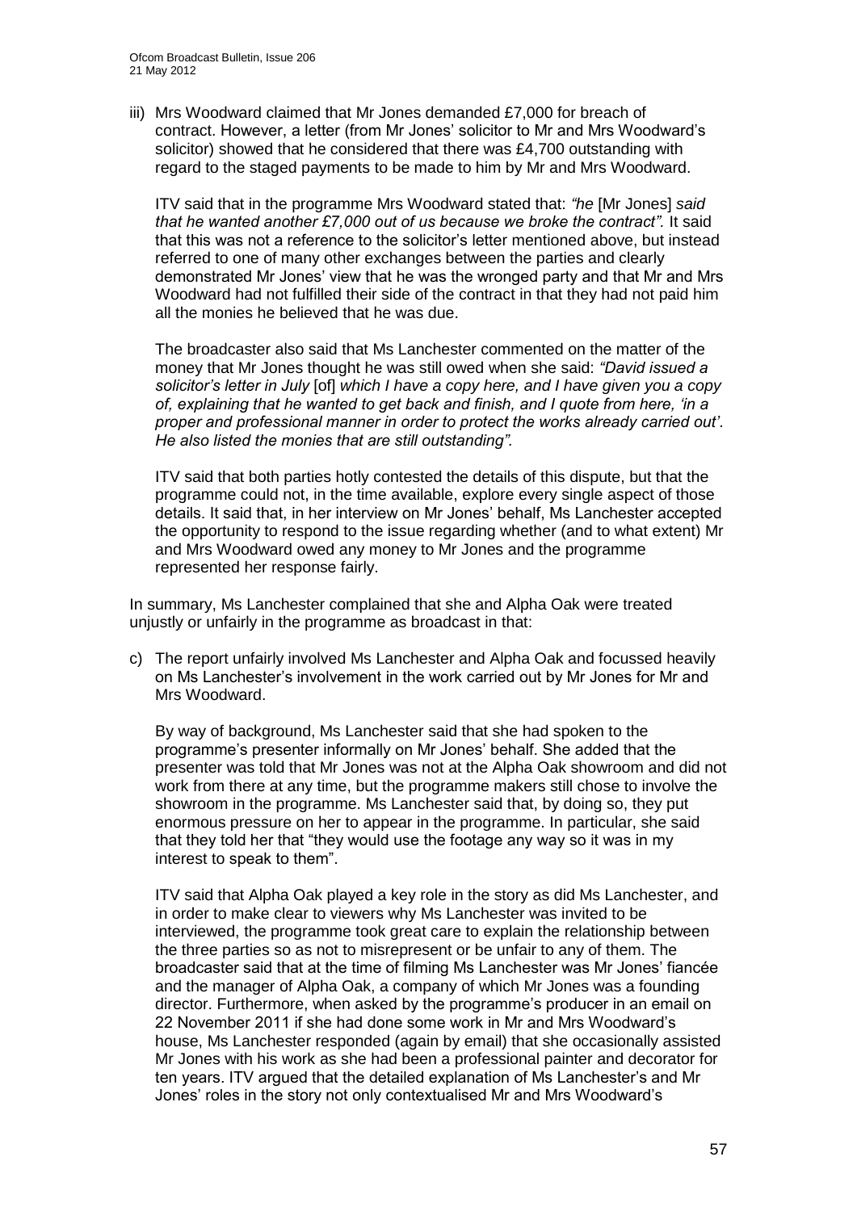iii) Mrs Woodward claimed that Mr Jones demanded £7,000 for breach of contract. However, a letter (from Mr Jones' solicitor to Mr and Mrs Woodward's solicitor) showed that he considered that there was £4,700 outstanding with regard to the staged payments to be made to him by Mr and Mrs Woodward.

ITV said that in the programme Mrs Woodward stated that: *"he* [Mr Jones] *said that he wanted another £7,000 out of us because we broke the contract".* It said that this was not a reference to the solicitor's letter mentioned above, but instead referred to one of many other exchanges between the parties and clearly demonstrated Mr Jones' view that he was the wronged party and that Mr and Mrs Woodward had not fulfilled their side of the contract in that they had not paid him all the monies he believed that he was due.

The broadcaster also said that Ms Lanchester commented on the matter of the money that Mr Jones thought he was still owed when she said: *"David issued a solicitor's letter in July* [of] *which I have a copy here, and I have given you a copy of, explaining that he wanted to get back and finish, and I quote from here, 'in a proper and professional manner in order to protect the works already carried out'. He also listed the monies that are still outstanding".*

ITV said that both parties hotly contested the details of this dispute, but that the programme could not, in the time available, explore every single aspect of those details. It said that, in her interview on Mr Jones' behalf, Ms Lanchester accepted the opportunity to respond to the issue regarding whether (and to what extent) Mr and Mrs Woodward owed any money to Mr Jones and the programme represented her response fairly.

In summary, Ms Lanchester complained that she and Alpha Oak were treated unjustly or unfairly in the programme as broadcast in that:

c) The report unfairly involved Ms Lanchester and Alpha Oak and focussed heavily on Ms Lanchester's involvement in the work carried out by Mr Jones for Mr and Mrs Woodward.

By way of background, Ms Lanchester said that she had spoken to the programme's presenter informally on Mr Jones' behalf. She added that the presenter was told that Mr Jones was not at the Alpha Oak showroom and did not work from there at any time, but the programme makers still chose to involve the showroom in the programme. Ms Lanchester said that, by doing so, they put enormous pressure on her to appear in the programme. In particular, she said that they told her that "they would use the footage any way so it was in my interest to speak to them".

ITV said that Alpha Oak played a key role in the story as did Ms Lanchester, and in order to make clear to viewers why Ms Lanchester was invited to be interviewed, the programme took great care to explain the relationship between the three parties so as not to misrepresent or be unfair to any of them. The broadcaster said that at the time of filming Ms Lanchester was Mr Jones' fiancée and the manager of Alpha Oak, a company of which Mr Jones was a founding director. Furthermore, when asked by the programme's producer in an email on 22 November 2011 if she had done some work in Mr and Mrs Woodward's house, Ms Lanchester responded (again by email) that she occasionally assisted Mr Jones with his work as she had been a professional painter and decorator for ten years. ITV argued that the detailed explanation of Ms Lanchester's and Mr Jones' roles in the story not only contextualised Mr and Mrs Woodward's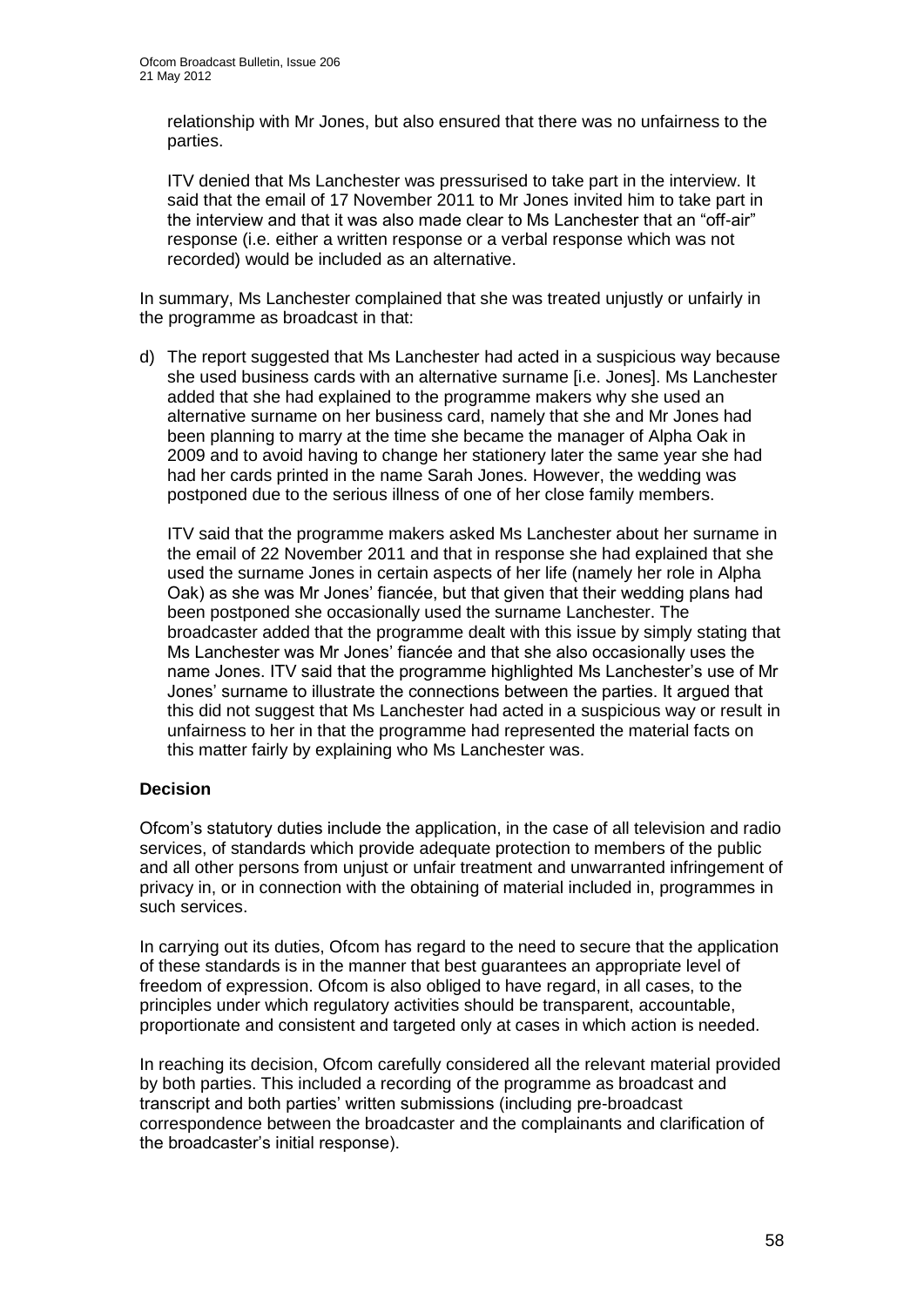relationship with Mr Jones, but also ensured that there was no unfairness to the parties.

ITV denied that Ms Lanchester was pressurised to take part in the interview. It said that the email of 17 November 2011 to Mr Jones invited him to take part in the interview and that it was also made clear to Ms Lanchester that an "off-air" response (i.e. either a written response or a verbal response which was not recorded) would be included as an alternative.

In summary, Ms Lanchester complained that she was treated unjustly or unfairly in the programme as broadcast in that:

d) The report suggested that Ms Lanchester had acted in a suspicious way because she used business cards with an alternative surname [i.e. Jones]. Ms Lanchester added that she had explained to the programme makers why she used an alternative surname on her business card, namely that she and Mr Jones had been planning to marry at the time she became the manager of Alpha Oak in 2009 and to avoid having to change her stationery later the same year she had had her cards printed in the name Sarah Jones. However, the wedding was postponed due to the serious illness of one of her close family members.

   ITV said that the programme makers asked Ms Lanchester about her surname in the email of 22 November 2011 and that in response she had explained that she used the surname Jones in certain aspects of her life (namely her role in Alpha Oak) as she was Mr Jones' fiancée, but that given that their wedding plans had been postponed she occasionally used the surname Lanchester. The broadcaster added that the programme dealt with this issue by simply stating that Ms Lanchester was Mr Jones' fiancée and that she also occasionally uses the name Jones. ITV said that the programme highlighted Ms Lanchester's use of Mr Jones' surname to illustrate the connections between the parties. It argued that this did not suggest that Ms Lanchester had acted in a suspicious way or result in unfairness to her in that the programme had represented the material facts on this matter fairly by explaining who Ms Lanchester was.

## Decision

Ofcom's statutory duties include the application, in the case of all television and radio services, of standards which provide adequate protection to members of the public and all other persons from unjust or unfair treatment and unwarranted infringement of privacy in, or in connection with the obtaining of material included in, programmes in such services.

In carrying out its duties, Ofcom has regard to the need to secure that the application of these standards is in the manner that best guarantees an appropriate level of freedom of expression. Ofcom is also obliged to have regard, in all cases, to the principles under which regulatory activities should be transparent, accountable, proportionate and consistent and targeted only at cases in which action is needed.

In reaching its decision, Ofcom carefully considered all the relevant material provided by both parties. This included a recording of the programme as broadcast and transcript and both parties' written submissions (including pre-broadcast correspondence between the broadcaster and the complainants and clarification of the broadcaster's initial response).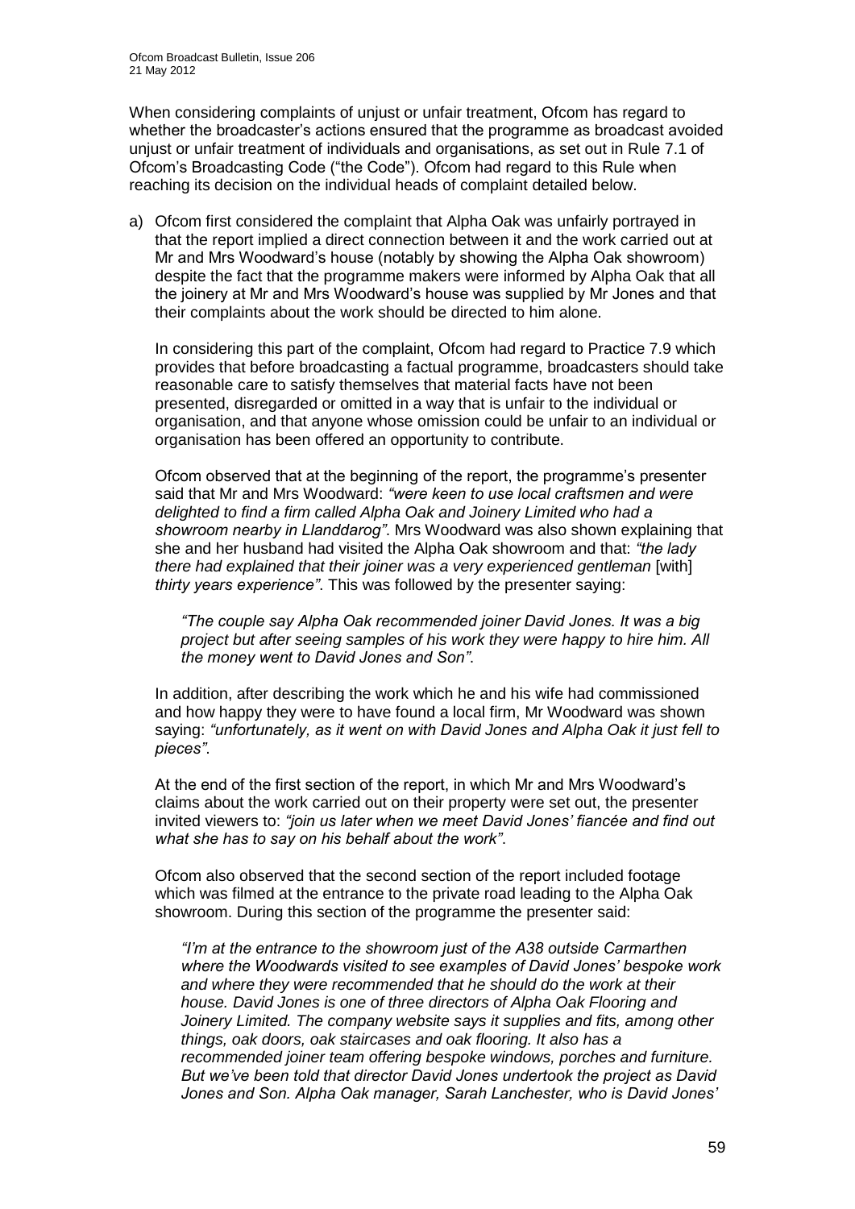When considering complaints of unjust or unfair treatment, Ofcom has regard to whether the broadcaster's actions ensured that the programme as broadcast avoided unjust or unfair treatment of individuals and organisations, as set out in Rule 7.1 of Ofcom's Broadcasting Code ("the Code"). Ofcom had regard to this Rule when reaching its decision on the individual heads of complaint detailed below.

a) Ofcom first considered the complaint that Alpha Oak was unfairly portrayed in that the report implied a direct connection between it and the work carried out at Mr and Mrs Woodward's house (notably by showing the Alpha Oak showroom) despite the fact that the programme makers were informed by Alpha Oak that all the joinery at Mr and Mrs Woodward's house was supplied by Mr Jones and that their complaints about the work should be directed to him alone.

   In considering this part of the complaint, Ofcom had regard to Practice 7.9 which provides that before broadcasting a factual programme, broadcasters should take reasonable care to satisfy themselves that material facts have not been presented, disregarded or omitted in a way that is unfair to the individual or organisation, and that anyone whose omission could be unfair to an individual or organisation has been offered an opportunity to contribute.

   Ofcom observed that at the beginning of the report, the programme's presenter said that Mr and Mrs Woodward: *"were keen to use local craftsmen and were delighted to find a firm called Alpha Oak and Joinery Limited who had a showroom nearby in Llanddarog"*. Mrs Woodward was also shown explaining that she and her husband had visited the Alpha Oak showroom and that: *"the lady there had explained that their joiner was a very experienced gentleman* [with] *thirty years experience"*. This was followed by the presenter saying:

   > *"The couple say Alpha Oak recommended joiner David Jones. It was a big project but after seeing samples of his work they were happy to hire him. All the money went to David Jones and Son".*

   In addition, after describing the work which he and his wife had commissioned and how happy they were to have found a local firm, Mr Woodward was shown saying: *"unfortunately, as it went on with David Jones and Alpha Oak it just fell to pieces"*.

   At the end of the first section of the report, in which Mr and Mrs Woodward's claims about the work carried out on their property were set out, the presenter invited viewers to: *"join us later when we meet David Jones' fiancée and find out what she has to say on his behalf about the work"*.

   Ofcom also observed that the second section of the report included footage which was filmed at the entrance to the private road leading to the Alpha Oak showroom. During this section of the programme the presenter said:

   > *"I'm at the entrance to the showroom just of the A38 outside Carmarthen where the Woodwards visited to see examples of David Jones' bespoke work and where they were recommended that he should do the work at their house. David Jones is one of three directors of Alpha Oak Flooring and Joinery Limited. The company website says it supplies and fits, among other things, oak doors, oak staircases and oak flooring. It also has a recommended joiner team offering bespoke windows, porches and furniture. But we've been told that director David Jones undertook the project as David Jones and Son. Alpha Oak manager, Sarah Lanchester, who is David Jones'*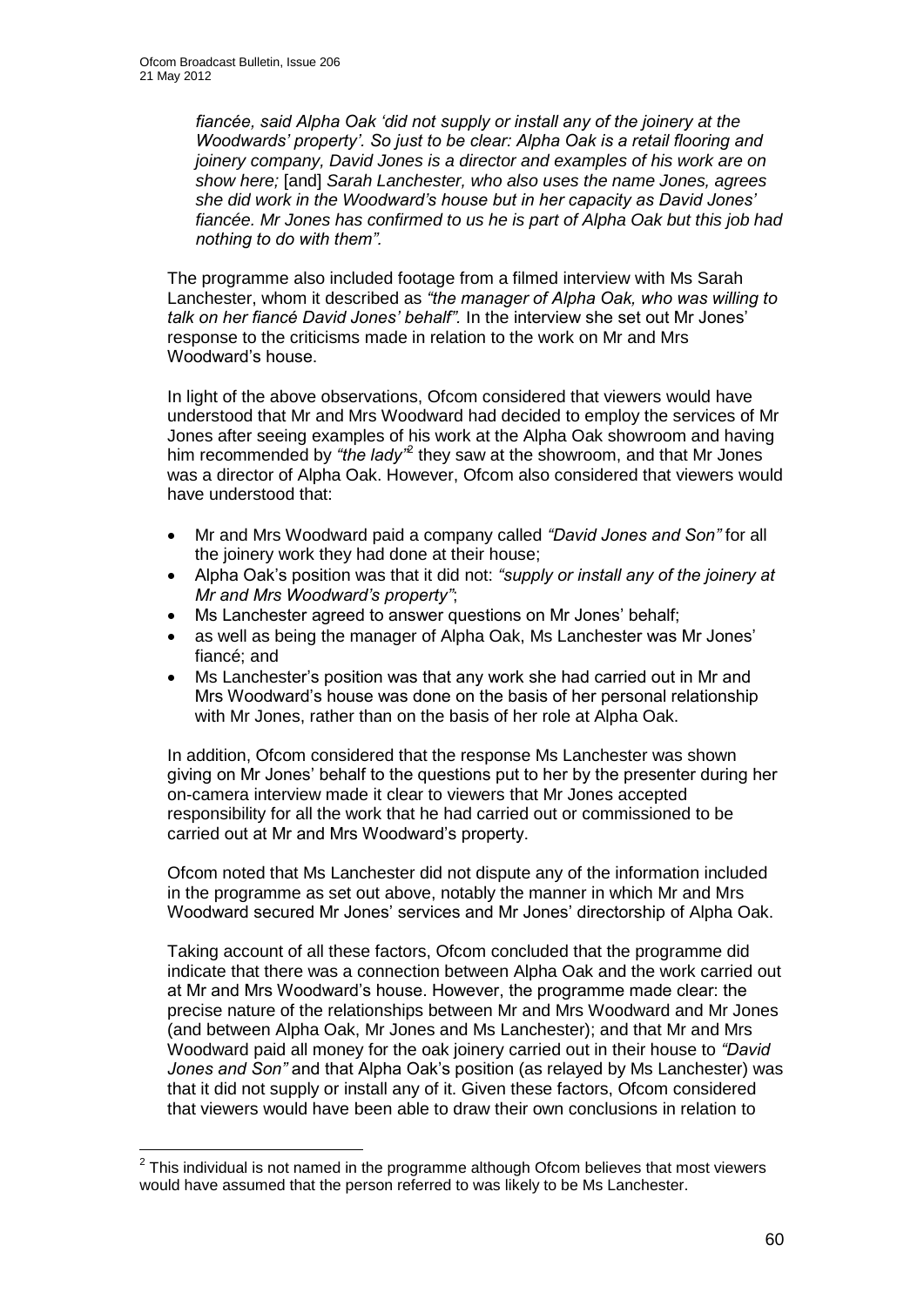*fiancée, said Alpha Oak 'did not supply or install any of the joinery at the Woodwards' property'. So just to be clear: Alpha Oak is a retail flooring and joinery company, David Jones is a director and examples of his work are on show here;* [and] *Sarah Lanchester, who also uses the name Jones, agrees she did work in the Woodward's house but in her capacity as David Jones' fiancée. Mr Jones has confirmed to us he is part of Alpha Oak but this job had nothing to do with them".*

The programme also included footage from a filmed interview with Ms Sarah Lanchester, whom it described as *"the manager of Alpha Oak, who was willing to talk on her fiancé David Jones' behalf".* In the interview she set out Mr Jones' response to the criticisms made in relation to the work on Mr and Mrs Woodward's house.

In light of the above observations, Ofcom considered that viewers would have understood that Mr and Mrs Woodward had decided to employ the services of Mr Jones after seeing examples of his work at the Alpha Oak showroom and having him recommended by *"the lady"*[2] they saw at the showroom, and that Mr Jones was a director of Alpha Oak. However, Ofcom also considered that viewers would have understood that:

- Mr and Mrs Woodward paid a company called *"David Jones and Son"* for all the joinery work they had done at their house;
- Alpha Oak's position was that it did not: *"supply or install any of the joinery at Mr and Mrs Woodward's property"*;
- Ms Lanchester agreed to answer questions on Mr Jones' behalf;
- as well as being the manager of Alpha Oak, Ms Lanchester was Mr Jones' fiancé; and
- Ms Lanchester's position was that any work she had carried out in Mr and Mrs Woodward's house was done on the basis of her personal relationship with Mr Jones, rather than on the basis of her role at Alpha Oak.

In addition, Ofcom considered that the response Ms Lanchester was shown giving on Mr Jones' behalf to the questions put to her by the presenter during her on-camera interview made it clear to viewers that Mr Jones accepted responsibility for all the work that he had carried out or commissioned to be carried out at Mr and Mrs Woodward's property.

Ofcom noted that Ms Lanchester did not dispute any of the information included in the programme as set out above, notably the manner in which Mr and Mrs Woodward secured Mr Jones' services and Mr Jones' directorship of Alpha Oak.

Taking account of all these factors, Ofcom concluded that the programme did indicate that there was a connection between Alpha Oak and the work carried out at Mr and Mrs Woodward's house. However, the programme made clear: the precise nature of the relationships between Mr and Mrs Woodward and Mr Jones (and between Alpha Oak, Mr Jones and Ms Lanchester); and that Mr and Mrs Woodward paid all money for the oak joinery carried out in their house to *"David Jones and Son"* and that Alpha Oak's position (as relayed by Ms Lanchester) was that it did not supply or install any of it. Given these factors, Ofcom considered that viewers would have been able to draw their own conclusions in relation to

---

[2] This individual is not named in the programme although Ofcom believes that most viewers would have assumed that the person referred to was likely to be Ms Lanchester.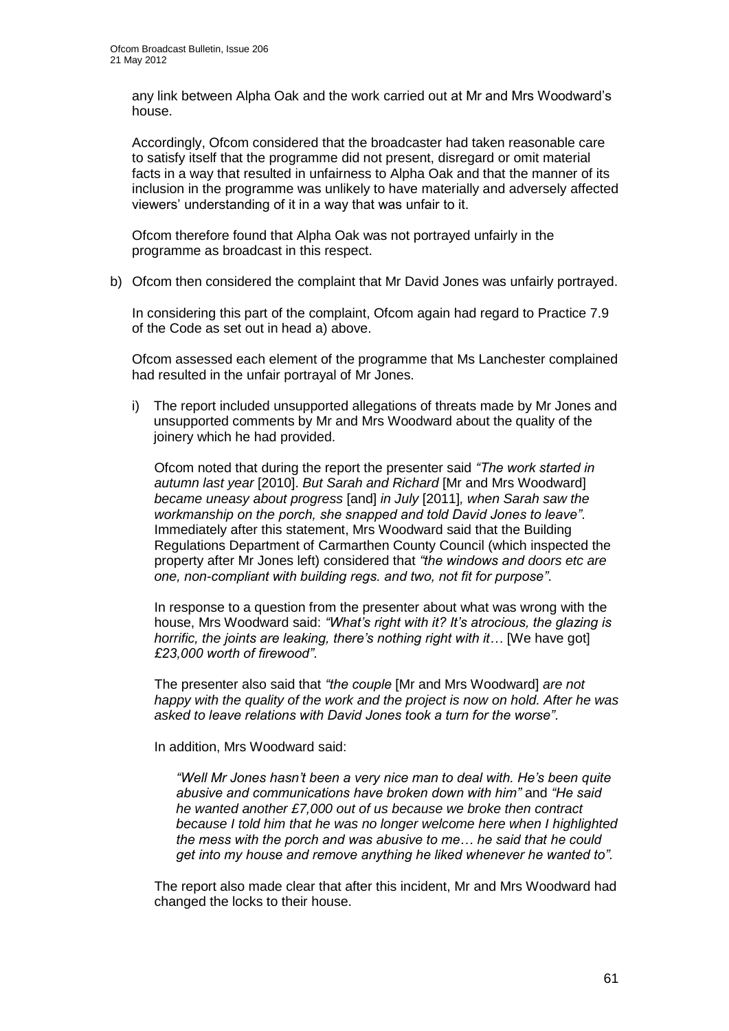any link between Alpha Oak and the work carried out at Mr and Mrs Woodward's house.

Accordingly, Ofcom considered that the broadcaster had taken reasonable care to satisfy itself that the programme did not present, disregard or omit material facts in a way that resulted in unfairness to Alpha Oak and that the manner of its inclusion in the programme was unlikely to have materially and adversely affected viewers' understanding of it in a way that was unfair to it.

Ofcom therefore found that Alpha Oak was not portrayed unfairly in the programme as broadcast in this respect.

b) Ofcom then considered the complaint that Mr David Jones was unfairly portrayed.

In considering this part of the complaint, Ofcom again had regard to Practice 7.9 of the Code as set out in head a) above.

Ofcom assessed each element of the programme that Ms Lanchester complained had resulted in the unfair portrayal of Mr Jones.

i) The report included unsupported allegations of threats made by Mr Jones and unsupported comments by Mr and Mrs Woodward about the quality of the joinery which he had provided.

   Ofcom noted that during the report the presenter said *"The work started in autumn last year* [2010]. *But Sarah and Richard* [Mr and Mrs Woodward] *became uneasy about progress* [and] *in July* [2011]*, when Sarah saw the workmanship on the porch, she snapped and told David Jones to leave"*. Immediately after this statement, Mrs Woodward said that the Building Regulations Department of Carmarthen County Council (which inspected the property after Mr Jones left) considered that *"the windows and doors etc are one, non-compliant with building regs. and two, not fit for purpose"*.

   In response to a question from the presenter about what was wrong with the house, Mrs Woodward said: *"What's right with it? It's atrocious, the glazing is horrific, the joints are leaking, there's nothing right with it…* [We have got] *£23,000 worth of firewood"*.

   The presenter also said that *"the couple* [Mr and Mrs Woodward] *are not happy with the quality of the work and the project is now on hold. After he was asked to leave relations with David Jones took a turn for the worse"*.

   In addition, Mrs Woodward said:

   > *"Well Mr Jones hasn't been a very nice man to deal with. He's been quite abusive and communications have broken down with him"* and *"He said he wanted another £7,000 out of us because we broke then contract because I told him that he was no longer welcome here when I highlighted the mess with the porch and was abusive to me… he said that he could get into my house and remove anything he liked whenever he wanted to"*.

   The report also made clear that after this incident, Mr and Mrs Woodward had changed the locks to their house.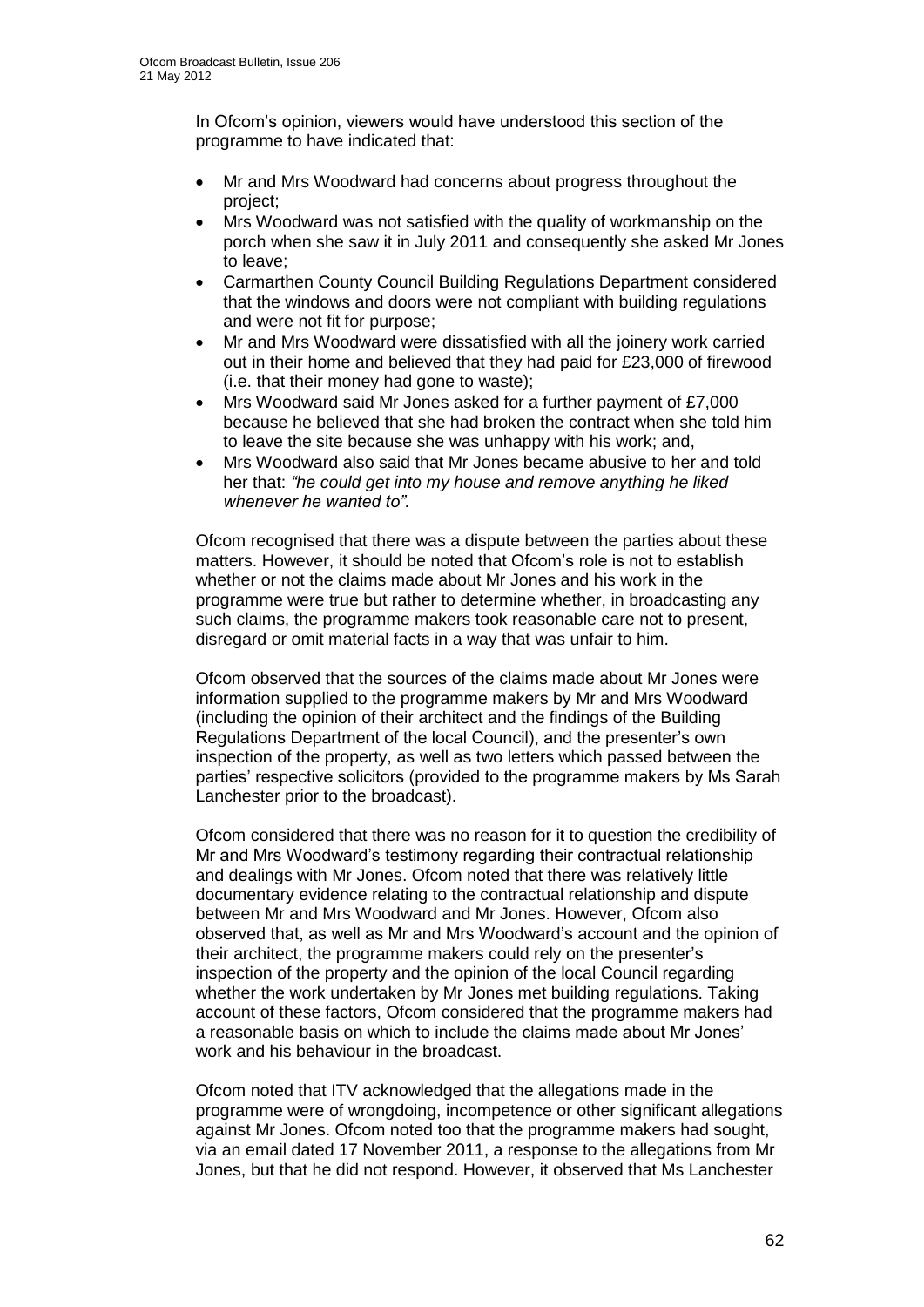In Ofcom's opinion, viewers would have understood this section of the programme to have indicated that:

- Mr and Mrs Woodward had concerns about progress throughout the project;
- Mrs Woodward was not satisfied with the quality of workmanship on the porch when she saw it in July 2011 and consequently she asked Mr Jones to leave;
- Carmarthen County Council Building Regulations Department considered that the windows and doors were not compliant with building regulations and were not fit for purpose;
- Mr and Mrs Woodward were dissatisfied with all the joinery work carried out in their home and believed that they had paid for £23,000 of firewood (i.e. that their money had gone to waste);
- Mrs Woodward said Mr Jones asked for a further payment of £7,000 because he believed that she had broken the contract when she told him to leave the site because she was unhappy with his work; and,
- Mrs Woodward also said that Mr Jones became abusive to her and told her that: *"he could get into my house and remove anything he liked whenever he wanted to".*

Ofcom recognised that there was a dispute between the parties about these matters. However, it should be noted that Ofcom's role is not to establish whether or not the claims made about Mr Jones and his work in the programme were true but rather to determine whether, in broadcasting any such claims, the programme makers took reasonable care not to present, disregard or omit material facts in a way that was unfair to him.

Ofcom observed that the sources of the claims made about Mr Jones were information supplied to the programme makers by Mr and Mrs Woodward (including the opinion of their architect and the findings of the Building Regulations Department of the local Council), and the presenter's own inspection of the property, as well as two letters which passed between the parties' respective solicitors (provided to the programme makers by Ms Sarah Lanchester prior to the broadcast).

Ofcom considered that there was no reason for it to question the credibility of Mr and Mrs Woodward's testimony regarding their contractual relationship and dealings with Mr Jones. Ofcom noted that there was relatively little documentary evidence relating to the contractual relationship and dispute between Mr and Mrs Woodward and Mr Jones. However, Ofcom also observed that, as well as Mr and Mrs Woodward's account and the opinion of their architect, the programme makers could rely on the presenter's inspection of the property and the opinion of the local Council regarding whether the work undertaken by Mr Jones met building regulations. Taking account of these factors, Ofcom considered that the programme makers had a reasonable basis on which to include the claims made about Mr Jones' work and his behaviour in the broadcast.

Ofcom noted that ITV acknowledged that the allegations made in the programme were of wrongdoing, incompetence or other significant allegations against Mr Jones. Ofcom noted too that the programme makers had sought, via an email dated 17 November 2011, a response to the allegations from Mr Jones, but that he did not respond. However, it observed that Ms Lanchester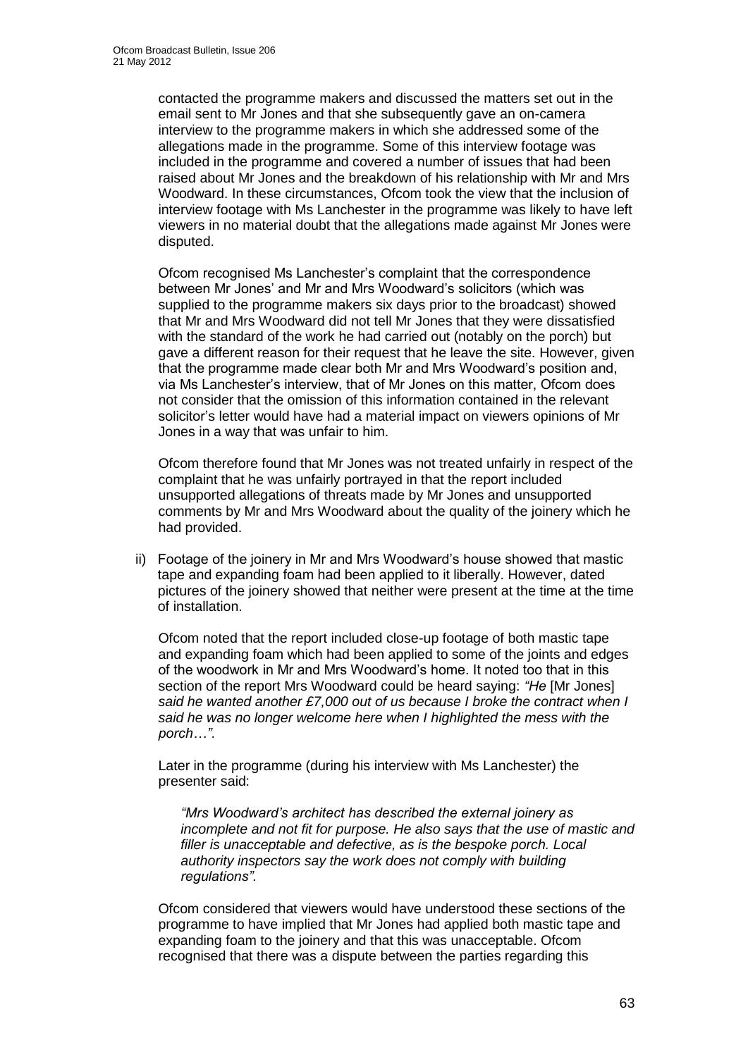contacted the programme makers and discussed the matters set out in the email sent to Mr Jones and that she subsequently gave an on-camera interview to the programme makers in which she addressed some of the allegations made in the programme. Some of this interview footage was included in the programme and covered a number of issues that had been raised about Mr Jones and the breakdown of his relationship with Mr and Mrs Woodward. In these circumstances, Ofcom took the view that the inclusion of interview footage with Ms Lanchester in the programme was likely to have left viewers in no material doubt that the allegations made against Mr Jones were disputed.

Ofcom recognised Ms Lanchester's complaint that the correspondence between Mr Jones' and Mr and Mrs Woodward's solicitors (which was supplied to the programme makers six days prior to the broadcast) showed that Mr and Mrs Woodward did not tell Mr Jones that they were dissatisfied with the standard of the work he had carried out (notably on the porch) but gave a different reason for their request that he leave the site. However, given that the programme made clear both Mr and Mrs Woodward's position and, via Ms Lanchester's interview, that of Mr Jones on this matter, Ofcom does not consider that the omission of this information contained in the relevant solicitor's letter would have had a material impact on viewers opinions of Mr Jones in a way that was unfair to him.

Ofcom therefore found that Mr Jones was not treated unfairly in respect of the complaint that he was unfairly portrayed in that the report included unsupported allegations of threats made by Mr Jones and unsupported comments by Mr and Mrs Woodward about the quality of the joinery which he had provided.

ii) Footage of the joinery in Mr and Mrs Woodward's house showed that mastic tape and expanding foam had been applied to it liberally. However, dated pictures of the joinery showed that neither were present at the time at the time of installation.

Ofcom noted that the report included close-up footage of both mastic tape and expanding foam which had been applied to some of the joints and edges of the woodwork in Mr and Mrs Woodward's home. It noted too that in this section of the report Mrs Woodward could be heard saying: *"He* [Mr Jones] *said he wanted another £7,000 out of us because I broke the contract when I said he was no longer welcome here when I highlighted the mess with the porch…"*.

Later in the programme (during his interview with Ms Lanchester) the presenter said:

> *"Mrs Woodward's architect has described the external joinery as incomplete and not fit for purpose. He also says that the use of mastic and filler is unacceptable and defective, as is the bespoke porch. Local authority inspectors say the work does not comply with building regulations".*

Ofcom considered that viewers would have understood these sections of the programme to have implied that Mr Jones had applied both mastic tape and expanding foam to the joinery and that this was unacceptable. Ofcom recognised that there was a dispute between the parties regarding this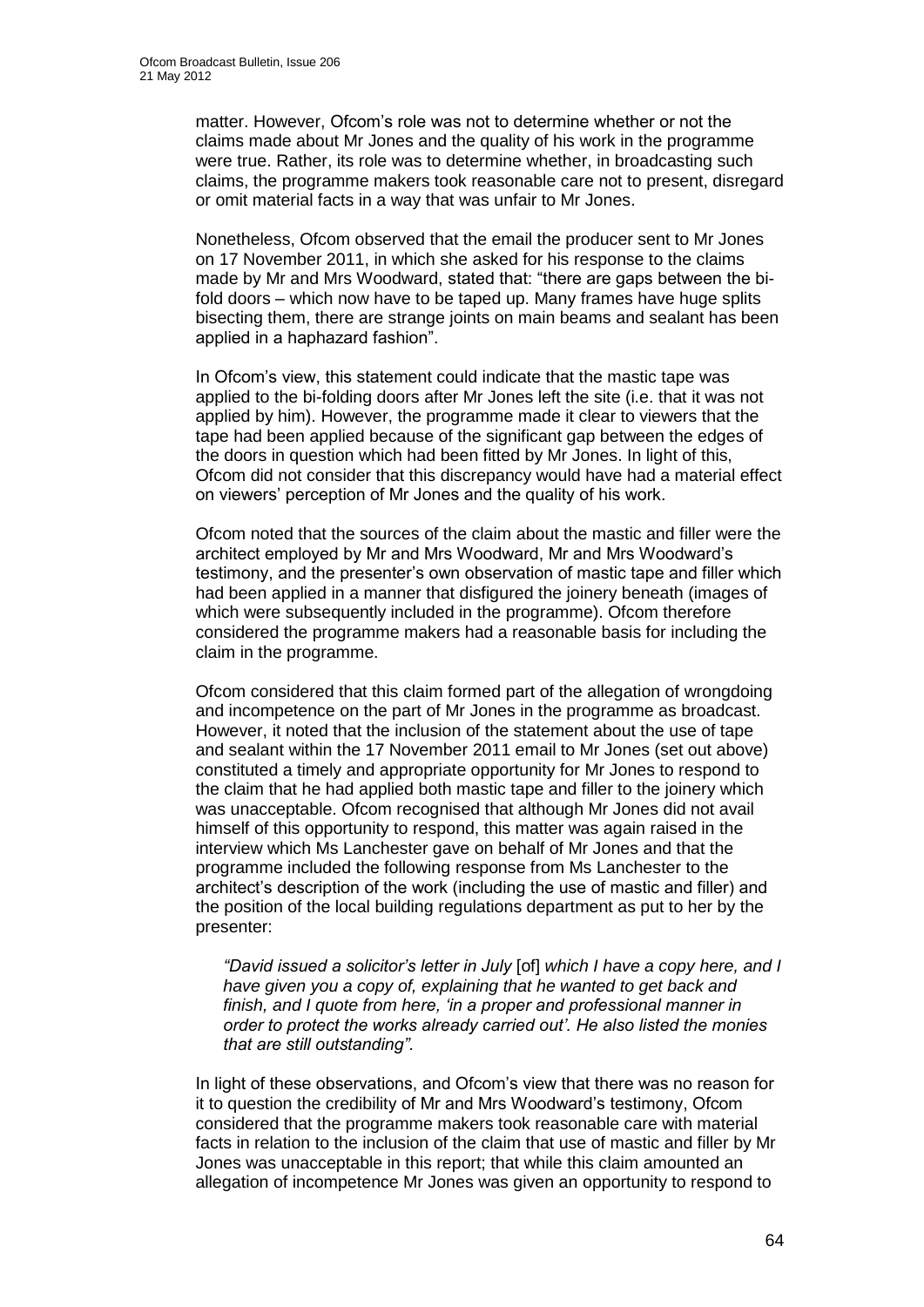matter. However, Ofcom's role was not to determine whether or not the claims made about Mr Jones and the quality of his work in the programme were true. Rather, its role was to determine whether, in broadcasting such claims, the programme makers took reasonable care not to present, disregard or omit material facts in a way that was unfair to Mr Jones.

Nonetheless, Ofcom observed that the email the producer sent to Mr Jones on 17 November 2011, in which she asked for his response to the claims made by Mr and Mrs Woodward, stated that: "there are gaps between the bi-fold doors – which now have to be taped up. Many frames have huge splits bisecting them, there are strange joints on main beams and sealant has been applied in a haphazard fashion".

In Ofcom's view, this statement could indicate that the mastic tape was applied to the bi-folding doors after Mr Jones left the site (i.e. that it was not applied by him). However, the programme made it clear to viewers that the tape had been applied because of the significant gap between the edges of the doors in question which had been fitted by Mr Jones. In light of this, Ofcom did not consider that this discrepancy would have had a material effect on viewers' perception of Mr Jones and the quality of his work.

Ofcom noted that the sources of the claim about the mastic and filler were the architect employed by Mr and Mrs Woodward, Mr and Mrs Woodward's testimony, and the presenter's own observation of mastic tape and filler which had been applied in a manner that disfigured the joinery beneath (images of which were subsequently included in the programme). Ofcom therefore considered the programme makers had a reasonable basis for including the claim in the programme.

Ofcom considered that this claim formed part of the allegation of wrongdoing and incompetence on the part of Mr Jones in the programme as broadcast. However, it noted that the inclusion of the statement about the use of tape and sealant within the 17 November 2011 email to Mr Jones (set out above) constituted a timely and appropriate opportunity for Mr Jones to respond to the claim that he had applied both mastic tape and filler to the joinery which was unacceptable. Ofcom recognised that although Mr Jones did not avail himself of this opportunity to respond, this matter was again raised in the interview which Ms Lanchester gave on behalf of Mr Jones and that the programme included the following response from Ms Lanchester to the architect's description of the work (including the use of mastic and filler) and the position of the local building regulations department as put to her by the presenter:

> *"David issued a solicitor's letter in July* [of] *which I have a copy here, and I have given you a copy of, explaining that he wanted to get back and finish, and I quote from here, 'in a proper and professional manner in order to protect the works already carried out'. He also listed the monies that are still outstanding".*

In light of these observations, and Ofcom's view that there was no reason for it to question the credibility of Mr and Mrs Woodward's testimony, Ofcom considered that the programme makers took reasonable care with material facts in relation to the inclusion of the claim that use of mastic and filler by Mr Jones was unacceptable in this report; that while this claim amounted an allegation of incompetence Mr Jones was given an opportunity to respond to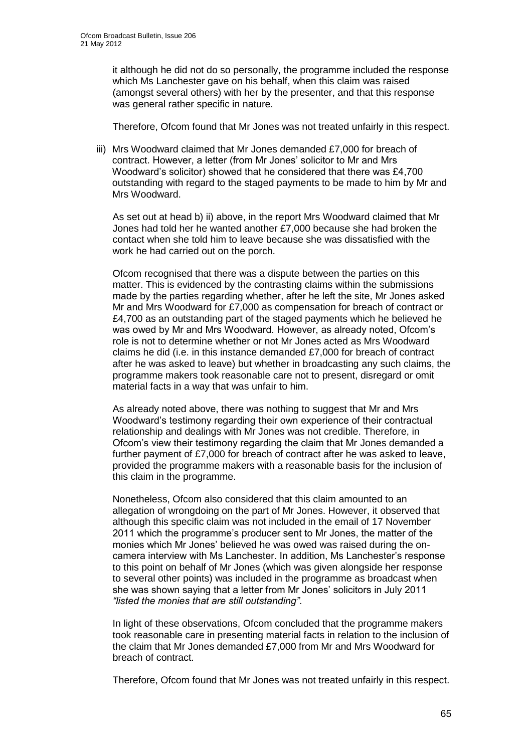it although he did not do so personally, the programme included the response which Ms Lanchester gave on his behalf, when this claim was raised (amongst several others) with her by the presenter, and that this response was general rather specific in nature.

Therefore, Ofcom found that Mr Jones was not treated unfairly in this respect.

iii) Mrs Woodward claimed that Mr Jones demanded £7,000 for breach of contract. However, a letter (from Mr Jones' solicitor to Mr and Mrs Woodward's solicitor) showed that he considered that there was £4,700 outstanding with regard to the staged payments to be made to him by Mr and Mrs Woodward.

As set out at head b) ii) above, in the report Mrs Woodward claimed that Mr Jones had told her he wanted another £7,000 because she had broken the contact when she told him to leave because she was dissatisfied with the work he had carried out on the porch.

Ofcom recognised that there was a dispute between the parties on this matter. This is evidenced by the contrasting claims within the submissions made by the parties regarding whether, after he left the site, Mr Jones asked Mr and Mrs Woodward for £7,000 as compensation for breach of contract or £4,700 as an outstanding part of the staged payments which he believed he was owed by Mr and Mrs Woodward. However, as already noted, Ofcom's role is not to determine whether or not Mr Jones acted as Mrs Woodward claims he did (i.e. in this instance demanded £7,000 for breach of contract after he was asked to leave) but whether in broadcasting any such claims, the programme makers took reasonable care not to present, disregard or omit material facts in a way that was unfair to him.

As already noted above, there was nothing to suggest that Mr and Mrs Woodward's testimony regarding their own experience of their contractual relationship and dealings with Mr Jones was not credible. Therefore, in Ofcom's view their testimony regarding the claim that Mr Jones demanded a further payment of £7,000 for breach of contract after he was asked to leave, provided the programme makers with a reasonable basis for the inclusion of this claim in the programme.

Nonetheless, Ofcom also considered that this claim amounted to an allegation of wrongdoing on the part of Mr Jones. However, it observed that although this specific claim was not included in the email of 17 November 2011 which the programme's producer sent to Mr Jones, the matter of the monies which Mr Jones' believed he was owed was raised during the on-camera interview with Ms Lanchester. In addition, Ms Lanchester's response to this point on behalf of Mr Jones (which was given alongside her response to several other points) was included in the programme as broadcast when she was shown saying that a letter from Mr Jones' solicitors in July 2011 *"listed the monies that are still outstanding"*.

In light of these observations, Ofcom concluded that the programme makers took reasonable care in presenting material facts in relation to the inclusion of the claim that Mr Jones demanded £7,000 from Mr and Mrs Woodward for breach of contract.

Therefore, Ofcom found that Mr Jones was not treated unfairly in this respect.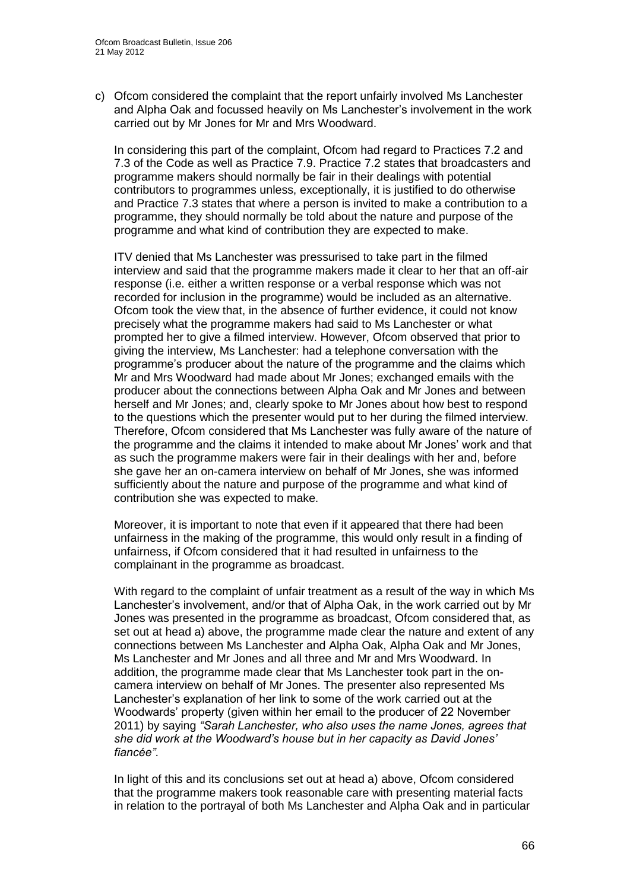c) Ofcom considered the complaint that the report unfairly involved Ms Lanchester and Alpha Oak and focussed heavily on Ms Lanchester's involvement in the work carried out by Mr Jones for Mr and Mrs Woodward.

   In considering this part of the complaint, Ofcom had regard to Practices 7.2 and 7.3 of the Code as well as Practice 7.9. Practice 7.2 states that broadcasters and programme makers should normally be fair in their dealings with potential contributors to programmes unless, exceptionally, it is justified to do otherwise and Practice 7.3 states that where a person is invited to make a contribution to a programme, they should normally be told about the nature and purpose of the programme and what kind of contribution they are expected to make.

   ITV denied that Ms Lanchester was pressurised to take part in the filmed interview and said that the programme makers made it clear to her that an off-air response (i.e. either a written response or a verbal response which was not recorded for inclusion in the programme) would be included as an alternative. Ofcom took the view that, in the absence of further evidence, it could not know precisely what the programme makers had said to Ms Lanchester or what prompted her to give a filmed interview. However, Ofcom observed that prior to giving the interview, Ms Lanchester: had a telephone conversation with the programme's producer about the nature of the programme and the claims which Mr and Mrs Woodward had made about Mr Jones; exchanged emails with the producer about the connections between Alpha Oak and Mr Jones and between herself and Mr Jones; and, clearly spoke to Mr Jones about how best to respond to the questions which the presenter would put to her during the filmed interview. Therefore, Ofcom considered that Ms Lanchester was fully aware of the nature of the programme and the claims it intended to make about Mr Jones' work and that as such the programme makers were fair in their dealings with her and, before she gave her an on-camera interview on behalf of Mr Jones, she was informed sufficiently about the nature and purpose of the programme and what kind of contribution she was expected to make.

   Moreover, it is important to note that even if it appeared that there had been unfairness in the making of the programme, this would only result in a finding of unfairness, if Ofcom considered that it had resulted in unfairness to the complainant in the programme as broadcast.

   With regard to the complaint of unfair treatment as a result of the way in which Ms Lanchester's involvement, and/or that of Alpha Oak, in the work carried out by Mr Jones was presented in the programme as broadcast, Ofcom considered that, as set out at head a) above, the programme made clear the nature and extent of any connections between Ms Lanchester and Alpha Oak, Alpha Oak and Mr Jones, Ms Lanchester and Mr Jones and all three and Mr and Mrs Woodward. In addition, the programme made clear that Ms Lanchester took part in the on-camera interview on behalf of Mr Jones. The presenter also represented Ms Lanchester's explanation of her link to some of the work carried out at the Woodwards' property (given within her email to the producer of 22 November 2011) by saying *"Sarah Lanchester, who also uses the name Jones, agrees that she did work at the Woodward's house but in her capacity as David Jones' fiancée"*.

   In light of this and its conclusions set out at head a) above, Ofcom considered that the programme makers took reasonable care with presenting material facts in relation to the portrayal of both Ms Lanchester and Alpha Oak and in particular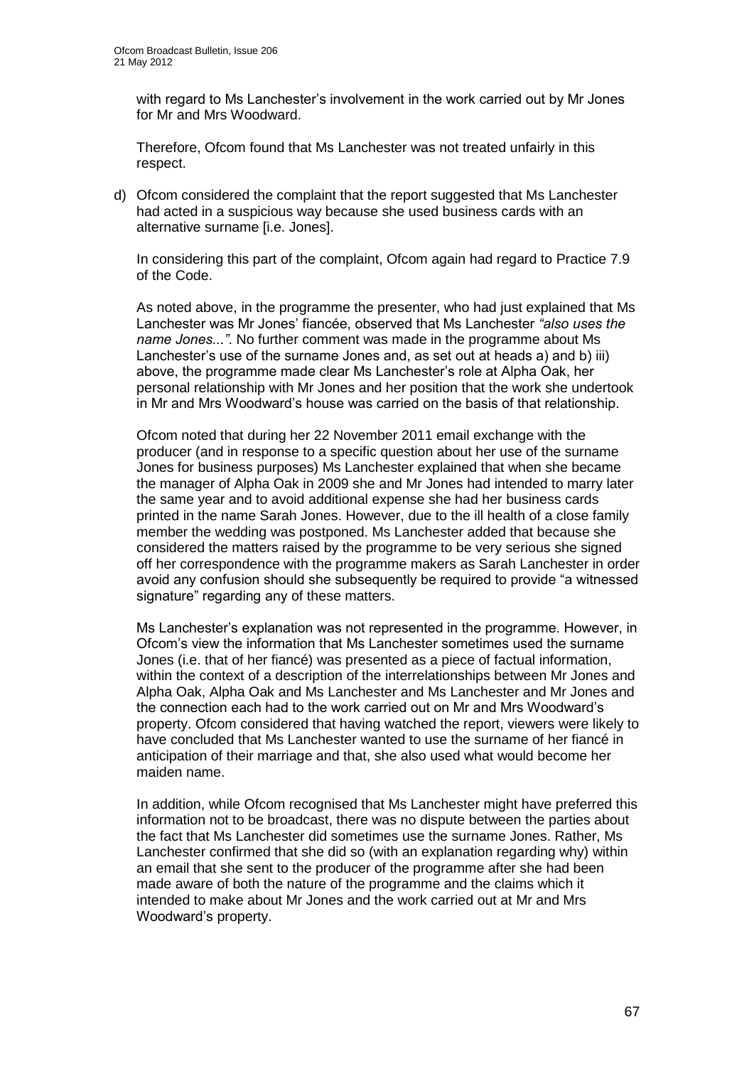with regard to Ms Lanchester's involvement in the work carried out by Mr Jones for Mr and Mrs Woodward.

Therefore, Ofcom found that Ms Lanchester was not treated unfairly in this respect.

d) Ofcom considered the complaint that the report suggested that Ms Lanchester had acted in a suspicious way because she used business cards with an alternative surname [i.e. Jones].

   In considering this part of the complaint, Ofcom again had regard to Practice 7.9 of the Code.

   As noted above, in the programme the presenter, who had just explained that Ms Lanchester was Mr Jones' fiancée, observed that Ms Lanchester *"also uses the name Jones..."*. No further comment was made in the programme about Ms Lanchester's use of the surname Jones and, as set out at heads a) and b) iii) above, the programme made clear Ms Lanchester's role at Alpha Oak, her personal relationship with Mr Jones and her position that the work she undertook in Mr and Mrs Woodward's house was carried on the basis of that relationship.

   Ofcom noted that during her 22 November 2011 email exchange with the producer (and in response to a specific question about her use of the surname Jones for business purposes) Ms Lanchester explained that when she became the manager of Alpha Oak in 2009 she and Mr Jones had intended to marry later the same year and to avoid additional expense she had her business cards printed in the name Sarah Jones. However, due to the ill health of a close family member the wedding was postponed. Ms Lanchester added that because she considered the matters raised by the programme to be very serious she signed off her correspondence with the programme makers as Sarah Lanchester in order avoid any confusion should she subsequently be required to provide "a witnessed signature" regarding any of these matters.

   Ms Lanchester's explanation was not represented in the programme. However, in Ofcom's view the information that Ms Lanchester sometimes used the surname Jones (i.e. that of her fiancé) was presented as a piece of factual information, within the context of a description of the interrelationships between Mr Jones and Alpha Oak, Alpha Oak and Ms Lanchester and Ms Lanchester and Mr Jones and the connection each had to the work carried out on Mr and Mrs Woodward's property. Ofcom considered that having watched the report, viewers were likely to have concluded that Ms Lanchester wanted to use the surname of her fiancé in anticipation of their marriage and that, she also used what would become her maiden name.

   In addition, while Ofcom recognised that Ms Lanchester might have preferred this information not to be broadcast, there was no dispute between the parties about the fact that Ms Lanchester did sometimes use the surname Jones. Rather, Ms Lanchester confirmed that she did so (with an explanation regarding why) within an email that she sent to the producer of the programme after she had been made aware of both the nature of the programme and the claims which it intended to make about Mr Jones and the work carried out at Mr and Mrs Woodward's property.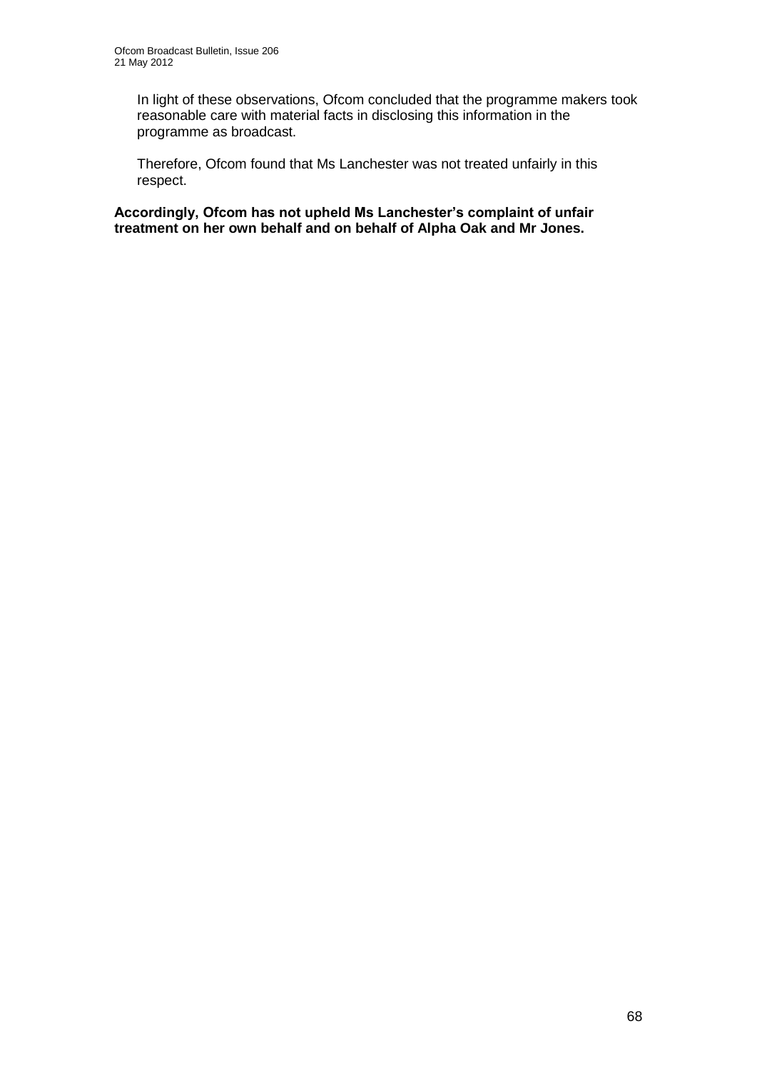In light of these observations, Ofcom concluded that the programme makers took reasonable care with material facts in disclosing this information in the programme as broadcast.

Therefore, Ofcom found that Ms Lanchester was not treated unfairly in this respect.

**Accordingly, Ofcom has not upheld Ms Lanchester's complaint of unfair treatment on her own behalf and on behalf of Alpha Oak and Mr Jones.**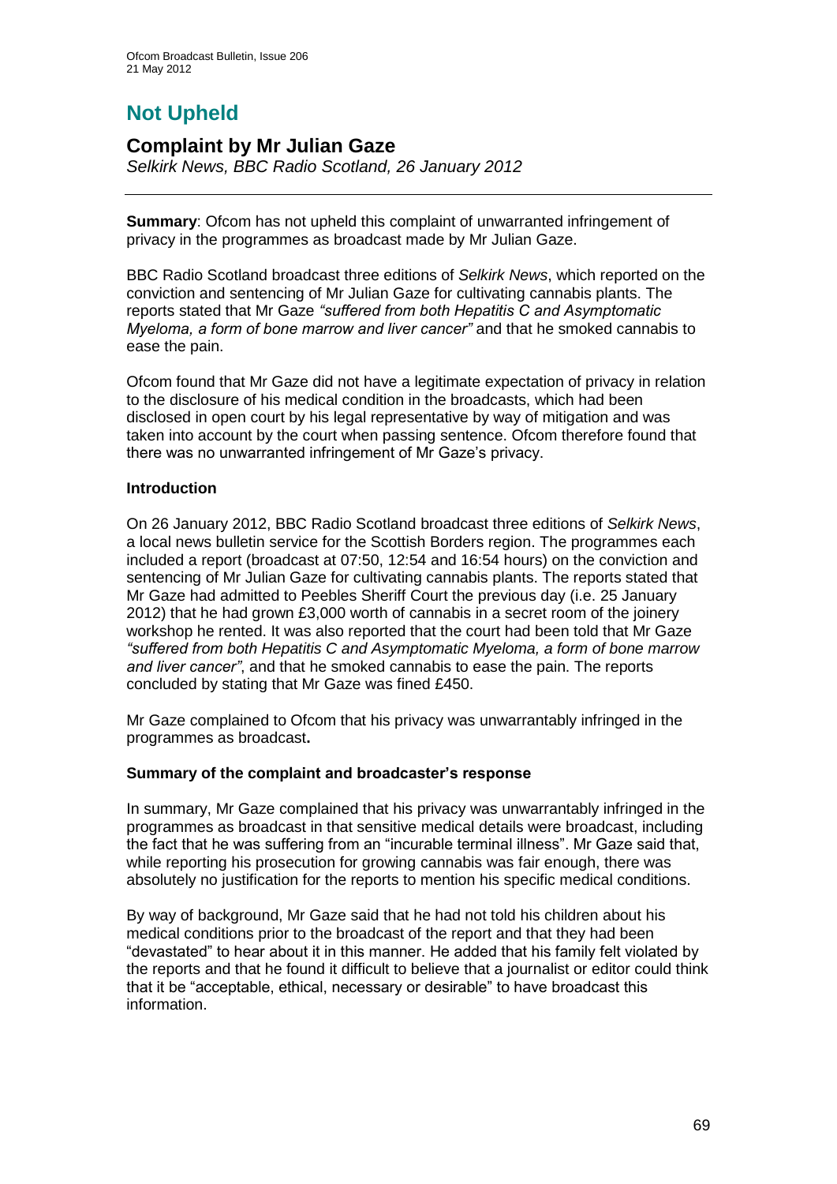## Not Upheld

### Complaint by Mr Julian Gaze

*Selkirk News, BBC Radio Scotland, 26 January 2012*

---

**Summary**: Ofcom has not upheld this complaint of unwarranted infringement of privacy in the programmes as broadcast made by Mr Julian Gaze.

BBC Radio Scotland broadcast three editions of *Selkirk News*, which reported on the conviction and sentencing of Mr Julian Gaze for cultivating cannabis plants. The reports stated that Mr Gaze *"suffered from both Hepatitis C and Asymptomatic Myeloma, a form of bone marrow and liver cancer"* and that he smoked cannabis to ease the pain.

Ofcom found that Mr Gaze did not have a legitimate expectation of privacy in relation to the disclosure of his medical condition in the broadcasts, which had been disclosed in open court by his legal representative by way of mitigation and was taken into account by the court when passing sentence. Ofcom therefore found that there was no unwarranted infringement of Mr Gaze's privacy.

**Introduction**

On 26 January 2012, BBC Radio Scotland broadcast three editions of *Selkirk News*, a local news bulletin service for the Scottish Borders region. The programmes each included a report (broadcast at 07:50, 12:54 and 16:54 hours) on the conviction and sentencing of Mr Julian Gaze for cultivating cannabis plants. The reports stated that Mr Gaze had admitted to Peebles Sheriff Court the previous day (i.e. 25 January 2012) that he had grown £3,000 worth of cannabis in a secret room of the joinery workshop he rented. It was also reported that the court had been told that Mr Gaze *"suffered from both Hepatitis C and Asymptomatic Myeloma, a form of bone marrow and liver cancer"*, and that he smoked cannabis to ease the pain. The reports concluded by stating that Mr Gaze was fined £450.

Mr Gaze complained to Ofcom that his privacy was unwarrantably infringed in the programmes as broadcast**.**

**Summary of the complaint and broadcaster's response**

In summary, Mr Gaze complained that his privacy was unwarrantably infringed in the programmes as broadcast in that sensitive medical details were broadcast, including the fact that he was suffering from an "incurable terminal illness". Mr Gaze said that, while reporting his prosecution for growing cannabis was fair enough, there was absolutely no justification for the reports to mention his specific medical conditions.

By way of background, Mr Gaze said that he had not told his children about his medical conditions prior to the broadcast of the report and that they had been "devastated" to hear about it in this manner. He added that his family felt violated by the reports and that he found it difficult to believe that a journalist or editor could think that it be "acceptable, ethical, necessary or desirable" to have broadcast this information.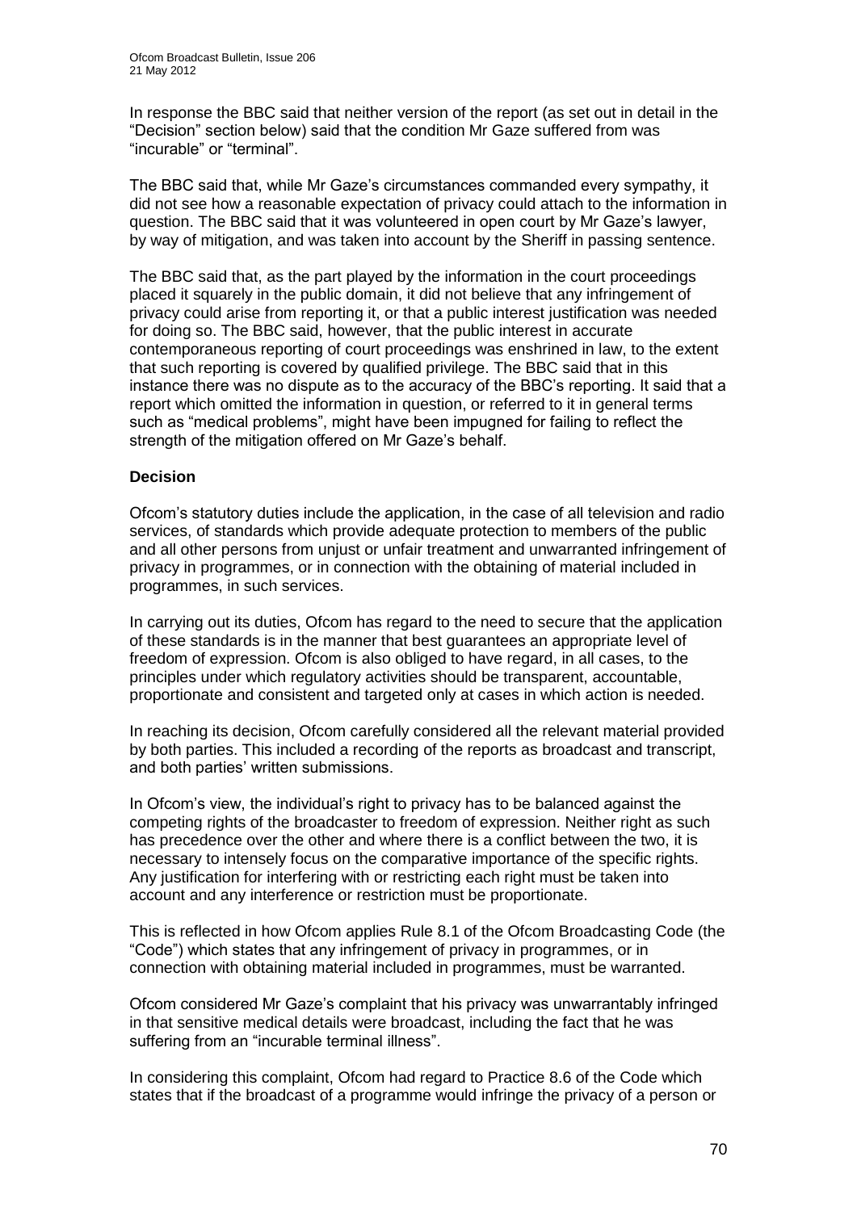In response the BBC said that neither version of the report (as set out in detail in the "Decision" section below) said that the condition Mr Gaze suffered from was "incurable" or "terminal".

The BBC said that, while Mr Gaze's circumstances commanded every sympathy, it did not see how a reasonable expectation of privacy could attach to the information in question. The BBC said that it was volunteered in open court by Mr Gaze's lawyer, by way of mitigation, and was taken into account by the Sheriff in passing sentence.

The BBC said that, as the part played by the information in the court proceedings placed it squarely in the public domain, it did not believe that any infringement of privacy could arise from reporting it, or that a public interest justification was needed for doing so. The BBC said, however, that the public interest in accurate contemporaneous reporting of court proceedings was enshrined in law, to the extent that such reporting is covered by qualified privilege. The BBC said that in this instance there was no dispute as to the accuracy of the BBC's reporting. It said that a report which omitted the information in question, or referred to it in general terms such as "medical problems", might have been impugned for failing to reflect the strength of the mitigation offered on Mr Gaze's behalf.

**Decision**

Ofcom's statutory duties include the application, in the case of all television and radio services, of standards which provide adequate protection to members of the public and all other persons from unjust or unfair treatment and unwarranted infringement of privacy in programmes, or in connection with the obtaining of material included in programmes, in such services.

In carrying out its duties, Ofcom has regard to the need to secure that the application of these standards is in the manner that best guarantees an appropriate level of freedom of expression. Ofcom is also obliged to have regard, in all cases, to the principles under which regulatory activities should be transparent, accountable, proportionate and consistent and targeted only at cases in which action is needed.

In reaching its decision, Ofcom carefully considered all the relevant material provided by both parties. This included a recording of the reports as broadcast and transcript, and both parties' written submissions.

In Ofcom's view, the individual's right to privacy has to be balanced against the competing rights of the broadcaster to freedom of expression. Neither right as such has precedence over the other and where there is a conflict between the two, it is necessary to intensely focus on the comparative importance of the specific rights. Any justification for interfering with or restricting each right must be taken into account and any interference or restriction must be proportionate.

This is reflected in how Ofcom applies Rule 8.1 of the Ofcom Broadcasting Code (the "Code") which states that any infringement of privacy in programmes, or in connection with obtaining material included in programmes, must be warranted.

Ofcom considered Mr Gaze's complaint that his privacy was unwarrantably infringed in that sensitive medical details were broadcast, including the fact that he was suffering from an "incurable terminal illness".

In considering this complaint, Ofcom had regard to Practice 8.6 of the Code which states that if the broadcast of a programme would infringe the privacy of a person or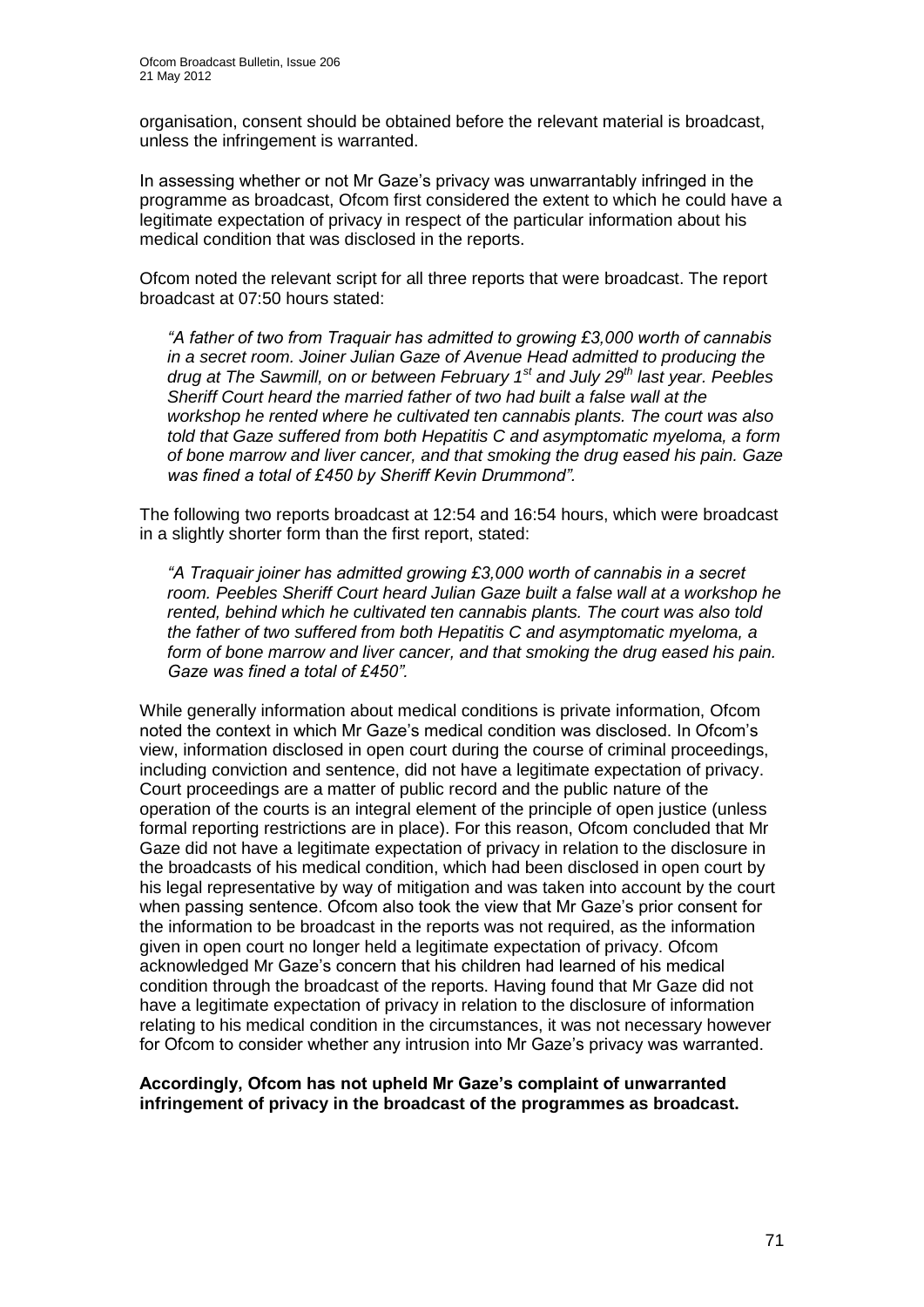organisation, consent should be obtained before the relevant material is broadcast, unless the infringement is warranted.

In assessing whether or not Mr Gaze's privacy was unwarrantably infringed in the programme as broadcast, Ofcom first considered the extent to which he could have a legitimate expectation of privacy in respect of the particular information about his medical condition that was disclosed in the reports.

Ofcom noted the relevant script for all three reports that were broadcast. The report broadcast at 07:50 hours stated:

> *"A father of two from Traquair has admitted to growing £3,000 worth of cannabis in a secret room. Joiner Julian Gaze of Avenue Head admitted to producing the drug at The Sawmill, on or between February 1st and July 29th last year. Peebles Sheriff Court heard the married father of two had built a false wall at the workshop he rented where he cultivated ten cannabis plants. The court was also told that Gaze suffered from both Hepatitis C and asymptomatic myeloma, a form of bone marrow and liver cancer, and that smoking the drug eased his pain. Gaze was fined a total of £450 by Sheriff Kevin Drummond".*

The following two reports broadcast at 12:54 and 16:54 hours, which were broadcast in a slightly shorter form than the first report, stated:

> *"A Traquair joiner has admitted growing £3,000 worth of cannabis in a secret room. Peebles Sheriff Court heard Julian Gaze built a false wall at a workshop he rented, behind which he cultivated ten cannabis plants. The court was also told the father of two suffered from both Hepatitis C and asymptomatic myeloma, a form of bone marrow and liver cancer, and that smoking the drug eased his pain. Gaze was fined a total of £450".*

While generally information about medical conditions is private information, Ofcom noted the context in which Mr Gaze's medical condition was disclosed. In Ofcom's view, information disclosed in open court during the course of criminal proceedings, including conviction and sentence, did not have a legitimate expectation of privacy. Court proceedings are a matter of public record and the public nature of the operation of the courts is an integral element of the principle of open justice (unless formal reporting restrictions are in place). For this reason, Ofcom concluded that Mr Gaze did not have a legitimate expectation of privacy in relation to the disclosure in the broadcasts of his medical condition, which had been disclosed in open court by his legal representative by way of mitigation and was taken into account by the court when passing sentence. Ofcom also took the view that Mr Gaze's prior consent for the information to be broadcast in the reports was not required, as the information given in open court no longer held a legitimate expectation of privacy. Ofcom acknowledged Mr Gaze's concern that his children had learned of his medical condition through the broadcast of the reports. Having found that Mr Gaze did not have a legitimate expectation of privacy in relation to the disclosure of information relating to his medical condition in the circumstances, it was not necessary however for Ofcom to consider whether any intrusion into Mr Gaze's privacy was warranted.

**Accordingly, Ofcom has not upheld Mr Gaze's complaint of unwarranted infringement of privacy in the broadcast of the programmes as broadcast.**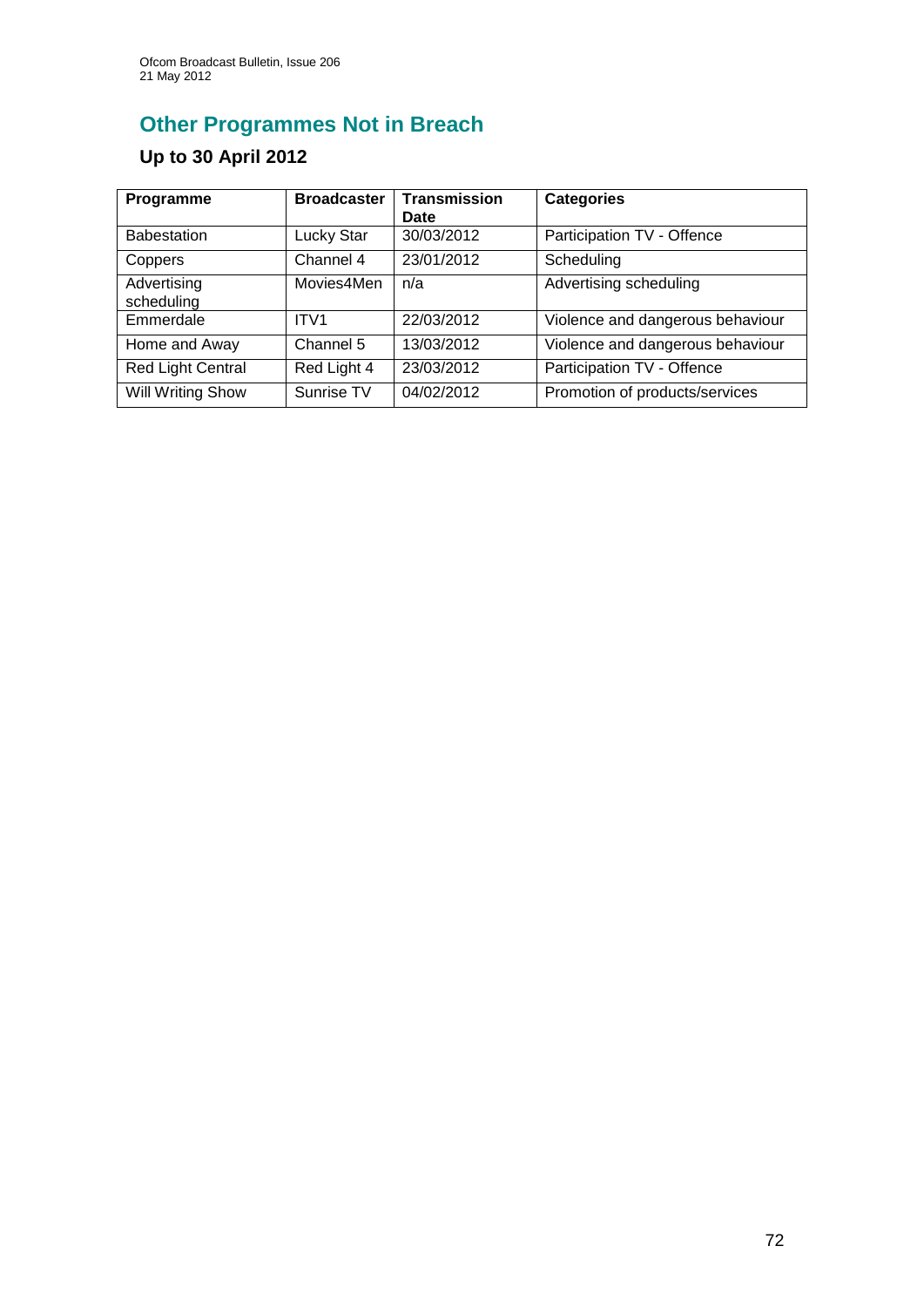## Other Programmes Not in Breach

### Up to 30 April 2012

| Programme | Broadcaster | Transmission Date | Categories |
|---|---|---|---|
| Babestation | Lucky Star | 30/03/2012 | Participation TV - Offence |
| Coppers | Channel 4 | 23/01/2012 | Scheduling |
| Advertising scheduling | Movies4Men | n/a | Advertising scheduling |
| Emmerdale | ITV1 | 22/03/2012 | Violence and dangerous behaviour |
| Home and Away | Channel 5 | 13/03/2012 | Violence and dangerous behaviour |
| Red Light Central | Red Light 4 | 23/03/2012 | Participation TV - Offence |
| Will Writing Show | Sunrise TV | 04/02/2012 | Promotion of products/services |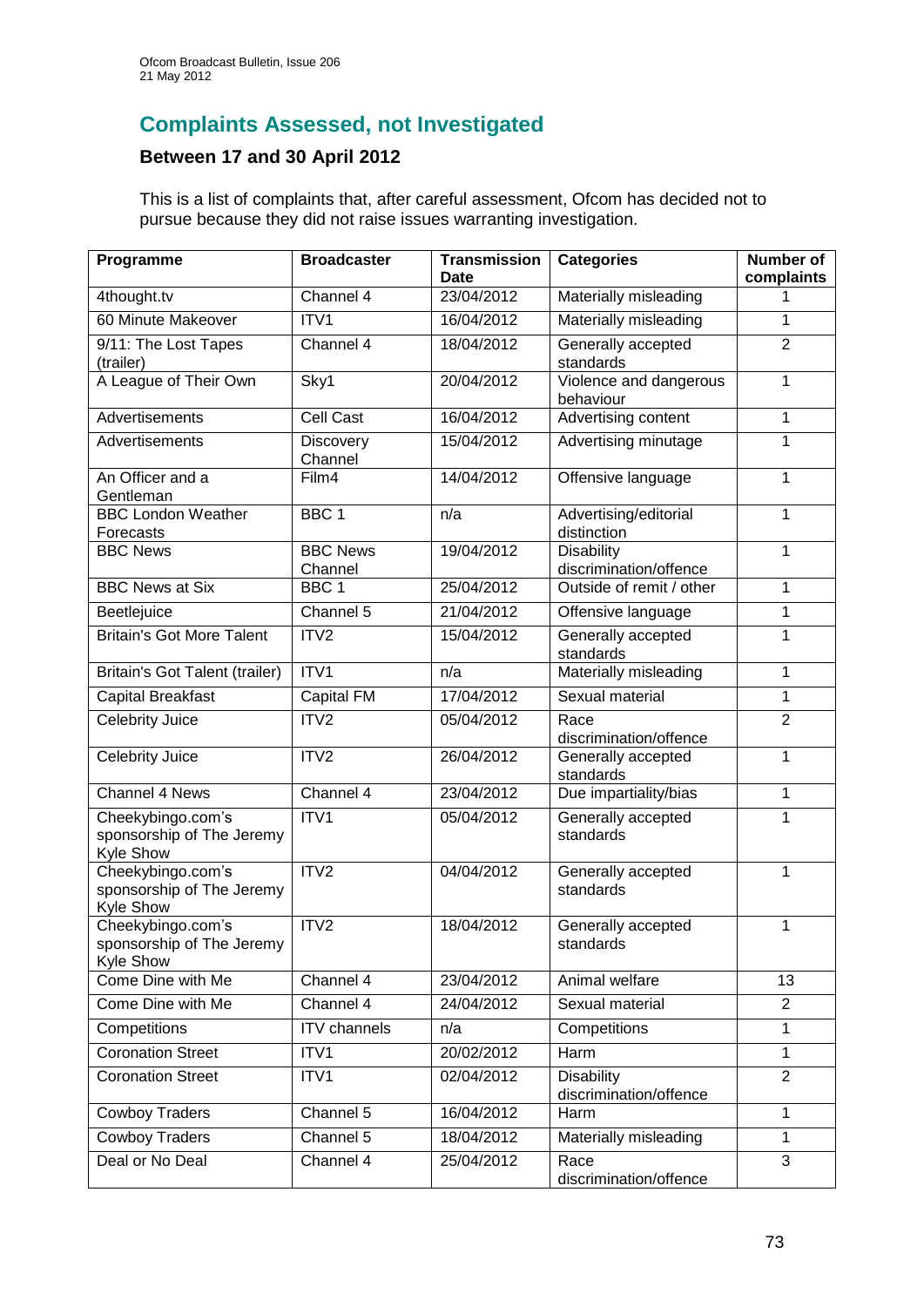## Complaints Assessed, not Investigated

### Between 17 and 30 April 2012

This is a list of complaints that, after careful assessment, Ofcom has decided not to pursue because they did not raise issues warranting investigation.

| Programme | Broadcaster | Transmission Date | Categories | Number of complaints |
|---|---|---|---|---|
| 4thought.tv | Channel 4 | 23/04/2012 | Materially misleading | 1 |
| 60 Minute Makeover | ITV1 | 16/04/2012 | Materially misleading | 1 |
| 9/11: The Lost Tapes (trailer) | Channel 4 | 18/04/2012 | Generally accepted standards | 2 |
| A League of Their Own | Sky1 | 20/04/2012 | Violence and dangerous behaviour | 1 |
| Advertisements | Cell Cast | 16/04/2012 | Advertising content | 1 |
| Advertisements | Discovery Channel | 15/04/2012 | Advertising minutage | 1 |
| An Officer and a Gentleman | Film4 | 14/04/2012 | Offensive language | 1 |
| BBC London Weather Forecasts | BBC 1 | n/a | Advertising/editorial distinction | 1 |
| BBC News | BBC News Channel | 19/04/2012 | Disability discrimination/offence | 1 |
| BBC News at Six | BBC 1 | 25/04/2012 | Outside of remit / other | 1 |
| Beetlejuice | Channel 5 | 21/04/2012 | Offensive language | 1 |
| Britain's Got More Talent | ITV2 | 15/04/2012 | Generally accepted standards | 1 |
| Britain's Got Talent (trailer) | ITV1 | n/a | Materially misleading | 1 |
| Capital Breakfast | Capital FM | 17/04/2012 | Sexual material | 1 |
| Celebrity Juice | ITV2 | 05/04/2012 | Race discrimination/offence | 2 |
| Celebrity Juice | ITV2 | 26/04/2012 | Generally accepted standards | 1 |
| Channel 4 News | Channel 4 | 23/04/2012 | Due impartiality/bias | 1 |
| Cheekybingo.com's sponsorship of The Jeremy Kyle Show | ITV1 | 05/04/2012 | Generally accepted standards | 1 |
| Cheekybingo.com's sponsorship of The Jeremy Kyle Show | ITV2 | 04/04/2012 | Generally accepted standards | 1 |
| Cheekybingo.com's sponsorship of The Jeremy Kyle Show | ITV2 | 18/04/2012 | Generally accepted standards | 1 |
| Come Dine with Me | Channel 4 | 23/04/2012 | Animal welfare | 13 |
| Come Dine with Me | Channel 4 | 24/04/2012 | Sexual material | 2 |
| Competitions | ITV channels | n/a | Competitions | 1 |
| Coronation Street | ITV1 | 20/02/2012 | Harm | 1 |
| Coronation Street | ITV1 | 02/04/2012 | Disability discrimination/offence | 2 |
| Cowboy Traders | Channel 5 | 16/04/2012 | Harm | 1 |
| Cowboy Traders | Channel 5 | 18/04/2012 | Materially misleading | 1 |
| Deal or No Deal | Channel 4 | 25/04/2012 | Race discrimination/offence | 3 |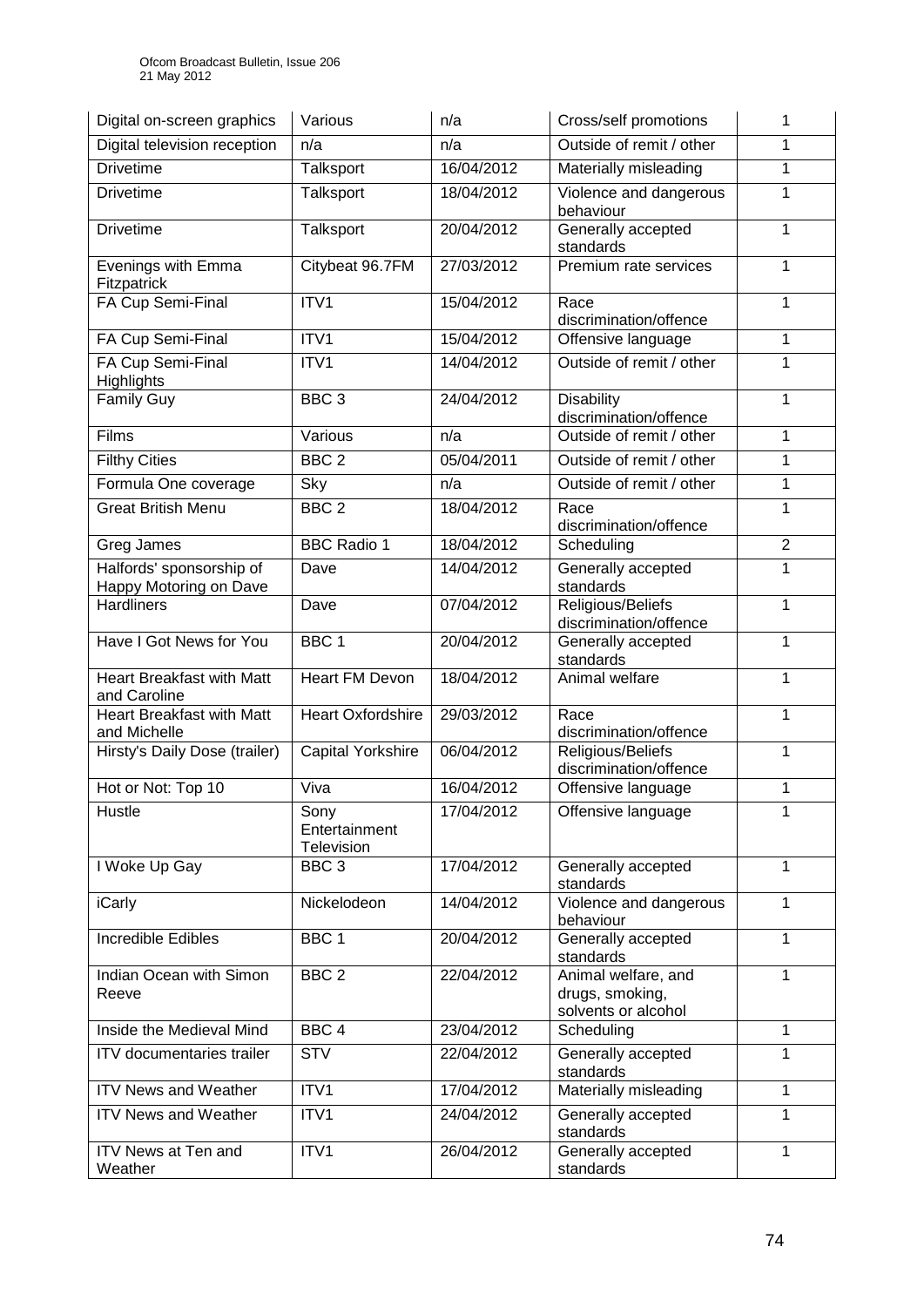| Digital on-screen graphics | Various | n/a | Cross/self promotions | 1 |
|---|---|---|---|---|
| Digital television reception | n/a | n/a | Outside of remit / other | 1 |
| Drivetime | Talksport | 16/04/2012 | Materially misleading | 1 |
| Drivetime | Talksport | 18/04/2012 | Violence and dangerous behaviour | 1 |
| Drivetime | Talksport | 20/04/2012 | Generally accepted standards | 1 |
| Evenings with Emma Fitzpatrick | Citybeat 96.7FM | 27/03/2012 | Premium rate services | 1 |
| FA Cup Semi-Final | ITV1 | 15/04/2012 | Race discrimination/offence | 1 |
| FA Cup Semi-Final | ITV1 | 15/04/2012 | Offensive language | 1 |
| FA Cup Semi-Final Highlights | ITV1 | 14/04/2012 | Outside of remit / other | 1 |
| Family Guy | BBC 3 | 24/04/2012 | Disability discrimination/offence | 1 |
| Films | Various | n/a | Outside of remit / other | 1 |
| Filthy Cities | BBC 2 | 05/04/2011 | Outside of remit / other | 1 |
| Formula One coverage | Sky | n/a | Outside of remit / other | 1 |
| Great British Menu | BBC 2 | 18/04/2012 | Race discrimination/offence | 1 |
| Greg James | BBC Radio 1 | 18/04/2012 | Scheduling | 2 |
| Halfords' sponsorship of Happy Motoring on Dave | Dave | 14/04/2012 | Generally accepted standards | 1 |
| Hardliners | Dave | 07/04/2012 | Religious/Beliefs discrimination/offence | 1 |
| Have I Got News for You | BBC 1 | 20/04/2012 | Generally accepted standards | 1 |
| Heart Breakfast with Matt and Caroline | Heart FM Devon | 18/04/2012 | Animal welfare | 1 |
| Heart Breakfast with Matt and Michelle | Heart Oxfordshire | 29/03/2012 | Race discrimination/offence | 1 |
| Hirsty's Daily Dose (trailer) | Capital Yorkshire | 06/04/2012 | Religious/Beliefs discrimination/offence | 1 |
| Hot or Not: Top 10 | Viva | 16/04/2012 | Offensive language | 1 |
| Hustle | Sony Entertainment Television | 17/04/2012 | Offensive language | 1 |
| I Woke Up Gay | BBC 3 | 17/04/2012 | Generally accepted standards | 1 |
| iCarly | Nickelodeon | 14/04/2012 | Violence and dangerous behaviour | 1 |
| Incredible Edibles | BBC 1 | 20/04/2012 | Generally accepted standards | 1 |
| Indian Ocean with Simon Reeve | BBC 2 | 22/04/2012 | Animal welfare, and drugs, smoking, solvents or alcohol | 1 |
| Inside the Medieval Mind | BBC 4 | 23/04/2012 | Scheduling | 1 |
| ITV documentaries trailer | STV | 22/04/2012 | Generally accepted standards | 1 |
| ITV News and Weather | ITV1 | 17/04/2012 | Materially misleading | 1 |
| ITV News and Weather | ITV1 | 24/04/2012 | Generally accepted standards | 1 |
| ITV News at Ten and Weather | ITV1 | 26/04/2012 | Generally accepted standards | 1 |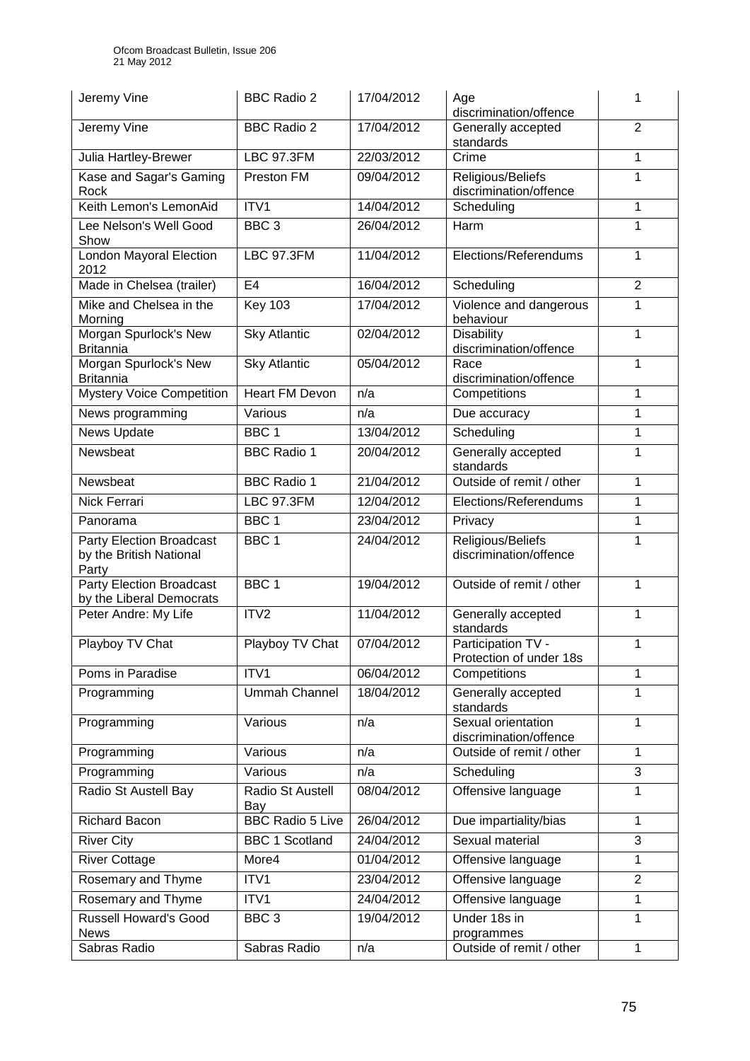| Jeremy Vine | BBC Radio 2 | 17/04/2012 | Age discrimination/offence | 1 |
|---|---|---|---|---|
| Jeremy Vine | BBC Radio 2 | 17/04/2012 | Generally accepted standards | 2 |
| Julia Hartley-Brewer | LBC 97.3FM | 22/03/2012 | Crime | 1 |
| Kase and Sagar's Gaming Rock | Preston FM | 09/04/2012 | Religious/Beliefs discrimination/offence | 1 |
| Keith Lemon's LemonAid | ITV1 | 14/04/2012 | Scheduling | 1 |
| Lee Nelson's Well Good Show | BBC 3 | 26/04/2012 | Harm | 1 |
| London Mayoral Election 2012 | LBC 97.3FM | 11/04/2012 | Elections/Referendums | 1 |
| Made in Chelsea (trailer) | E4 | 16/04/2012 | Scheduling | 2 |
| Mike and Chelsea in the Morning | Key 103 | 17/04/2012 | Violence and dangerous behaviour | 1 |
| Morgan Spurlock's New Britannia | Sky Atlantic | 02/04/2012 | Disability discrimination/offence | 1 |
| Morgan Spurlock's New Britannia | Sky Atlantic | 05/04/2012 | Race discrimination/offence | 1 |
| Mystery Voice Competition | Heart FM Devon | n/a | Competitions | 1 |
| News programming | Various | n/a | Due accuracy | 1 |
| News Update | BBC 1 | 13/04/2012 | Scheduling | 1 |
| Newsbeat | BBC Radio 1 | 20/04/2012 | Generally accepted standards | 1 |
| Newsbeat | BBC Radio 1 | 21/04/2012 | Outside of remit / other | 1 |
| Nick Ferrari | LBC 97.3FM | 12/04/2012 | Elections/Referendums | 1 |
| Panorama | BBC 1 | 23/04/2012 | Privacy | 1 |
| Party Election Broadcast by the British National Party | BBC 1 | 24/04/2012 | Religious/Beliefs discrimination/offence | 1 |
| Party Election Broadcast by the Liberal Democrats | BBC 1 | 19/04/2012 | Outside of remit / other | 1 |
| Peter Andre: My Life | ITV2 | 11/04/2012 | Generally accepted standards | 1 |
| Playboy TV Chat | Playboy TV Chat | 07/04/2012 | Participation TV - Protection of under 18s | 1 |
| Poms in Paradise | ITV1 | 06/04/2012 | Competitions | 1 |
| Programming | Ummah Channel | 18/04/2012 | Generally accepted standards | 1 |
| Programming | Various | n/a | Sexual orientation discrimination/offence | 1 |
| Programming | Various | n/a | Outside of remit / other | 1 |
| Programming | Various | n/a | Scheduling | 3 |
| Radio St Austell Bay | Radio St Austell Bay | 08/04/2012 | Offensive language | 1 |
| Richard Bacon | BBC Radio 5 Live | 26/04/2012 | Due impartiality/bias | 1 |
| River City | BBC 1 Scotland | 24/04/2012 | Sexual material | 3 |
| River Cottage | More4 | 01/04/2012 | Offensive language | 1 |
| Rosemary and Thyme | ITV1 | 23/04/2012 | Offensive language | 2 |
| Rosemary and Thyme | ITV1 | 24/04/2012 | Offensive language | 1 |
| Russell Howard's Good News | BBC 3 | 19/04/2012 | Under 18s in programmes | 1 |
| Sabras Radio | Sabras Radio | n/a | Outside of remit / other | 1 |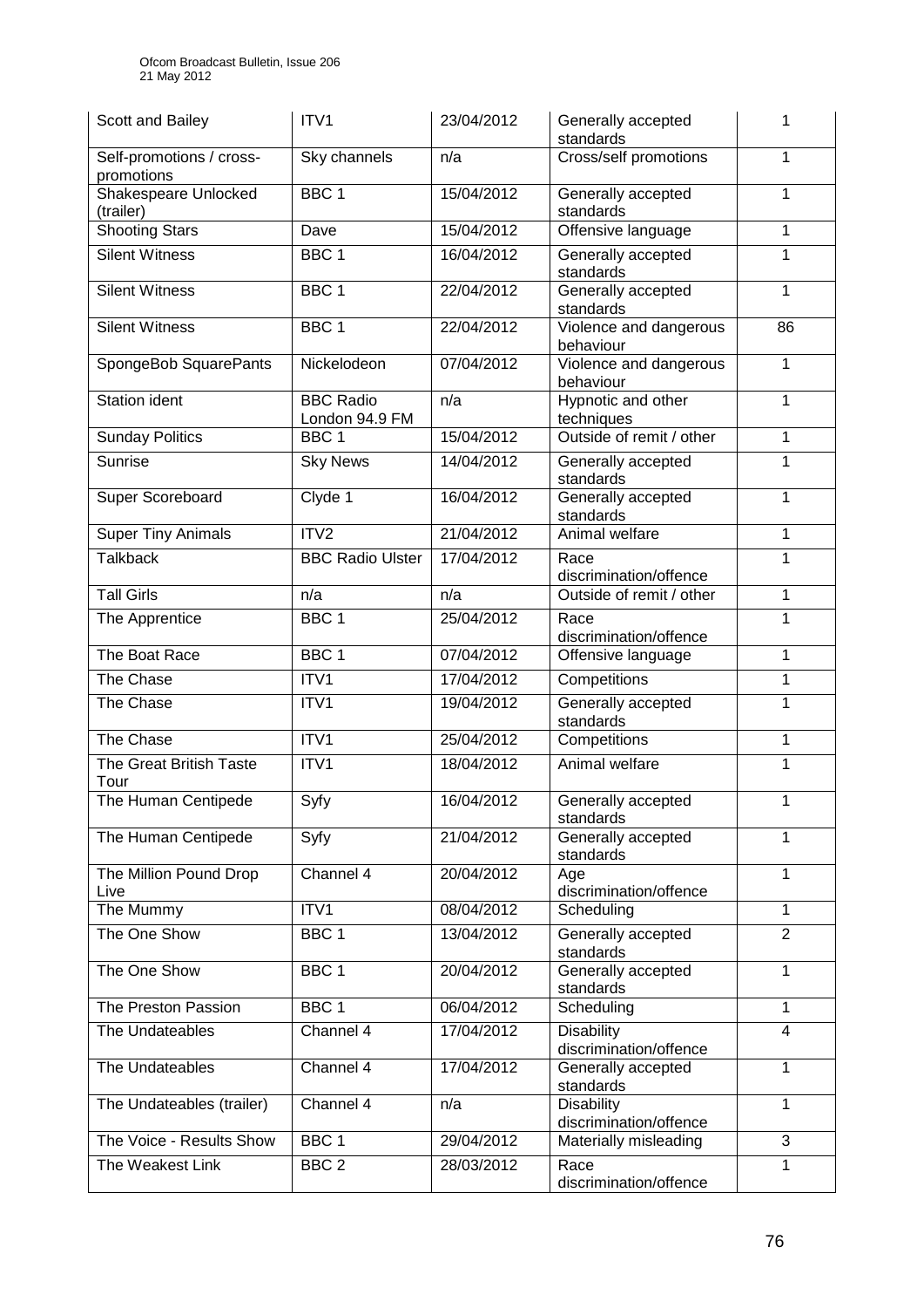| Scott and Bailey | ITV1 | 23/04/2012 | Generally accepted standards | 1 |
|---|---|---|---|---|
| Self-promotions / cross-promotions | Sky channels | n/a | Cross/self promotions | 1 |
| Shakespeare Unlocked (trailer) | BBC 1 | 15/04/2012 | Generally accepted standards | 1 |
| Shooting Stars | Dave | 15/04/2012 | Offensive language | 1 |
| Silent Witness | BBC 1 | 16/04/2012 | Generally accepted standards | 1 |
| Silent Witness | BBC 1 | 22/04/2012 | Generally accepted standards | 1 |
| Silent Witness | BBC 1 | 22/04/2012 | Violence and dangerous behaviour | 86 |
| SpongeBob SquarePants | Nickelodeon | 07/04/2012 | Violence and dangerous behaviour | 1 |
| Station ident | BBC Radio London 94.9 FM | n/a | Hypnotic and other techniques | 1 |
| Sunday Politics | BBC 1 | 15/04/2012 | Outside of remit / other | 1 |
| Sunrise | Sky News | 14/04/2012 | Generally accepted standards | 1 |
| Super Scoreboard | Clyde 1 | 16/04/2012 | Generally accepted standards | 1 |
| Super Tiny Animals | ITV2 | 21/04/2012 | Animal welfare | 1 |
| Talkback | BBC Radio Ulster | 17/04/2012 | Race discrimination/offence | 1 |
| Tall Girls | n/a | n/a | Outside of remit / other | 1 |
| The Apprentice | BBC 1 | 25/04/2012 | Race discrimination/offence | 1 |
| The Boat Race | BBC 1 | 07/04/2012 | Offensive language | 1 |
| The Chase | ITV1 | 17/04/2012 | Competitions | 1 |
| The Chase | ITV1 | 19/04/2012 | Generally accepted standards | 1 |
| The Chase | ITV1 | 25/04/2012 | Competitions | 1 |
| The Great British Taste Tour | ITV1 | 18/04/2012 | Animal welfare | 1 |
| The Human Centipede | Syfy | 16/04/2012 | Generally accepted standards | 1 |
| The Human Centipede | Syfy | 21/04/2012 | Generally accepted standards | 1 |
| The Million Pound Drop Live | Channel 4 | 20/04/2012 | Age discrimination/offence | 1 |
| The Mummy | ITV1 | 08/04/2012 | Scheduling | 1 |
| The One Show | BBC 1 | 13/04/2012 | Generally accepted standards | 2 |
| The One Show | BBC 1 | 20/04/2012 | Generally accepted standards | 1 |
| The Preston Passion | BBC 1 | 06/04/2012 | Scheduling | 1 |
| The Undateables | Channel 4 | 17/04/2012 | Disability discrimination/offence | 4 |
| The Undateables | Channel 4 | 17/04/2012 | Generally accepted standards | 1 |
| The Undateables (trailer) | Channel 4 | n/a | Disability discrimination/offence | 1 |
| The Voice - Results Show | BBC 1 | 29/04/2012 | Materially misleading | 3 |
| The Weakest Link | BBC 2 | 28/03/2012 | Race discrimination/offence | 1 |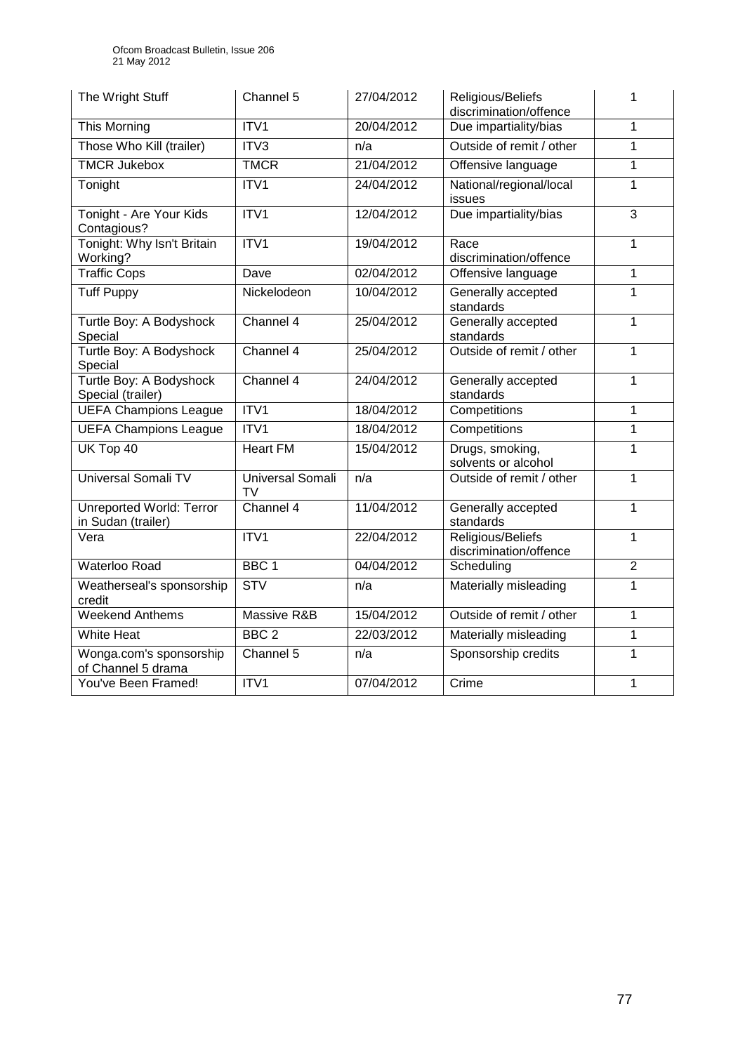| The Wright Stuff | Channel 5 | 27/04/2012 | Religious/Beliefs discrimination/offence | 1 |
|---|---|---|---|---|
| This Morning | ITV1 | 20/04/2012 | Due impartiality/bias | 1 |
| Those Who Kill (trailer) | ITV3 | n/a | Outside of remit / other | 1 |
| TMCR Jukebox | TMCR | 21/04/2012 | Offensive language | 1 |
| Tonight | ITV1 | 24/04/2012 | National/regional/local issues | 1 |
| Tonight - Are Your Kids Contagious? | ITV1 | 12/04/2012 | Due impartiality/bias | 3 |
| Tonight: Why Isn't Britain Working? | ITV1 | 19/04/2012 | Race discrimination/offence | 1 |
| Traffic Cops | Dave | 02/04/2012 | Offensive language | 1 |
| Tuff Puppy | Nickelodeon | 10/04/2012 | Generally accepted standards | 1 |
| Turtle Boy: A Bodyshock Special | Channel 4 | 25/04/2012 | Generally accepted standards | 1 |
| Turtle Boy: A Bodyshock Special | Channel 4 | 25/04/2012 | Outside of remit / other | 1 |
| Turtle Boy: A Bodyshock Special (trailer) | Channel 4 | 24/04/2012 | Generally accepted standards | 1 |
| UEFA Champions League | ITV1 | 18/04/2012 | Competitions | 1 |
| UEFA Champions League | ITV1 | 18/04/2012 | Competitions | 1 |
| UK Top 40 | Heart FM | 15/04/2012 | Drugs, smoking, solvents or alcohol | 1 |
| Universal Somali TV | Universal Somali TV | n/a | Outside of remit / other | 1 |
| Unreported World: Terror in Sudan (trailer) | Channel 4 | 11/04/2012 | Generally accepted standards | 1 |
| Vera | ITV1 | 22/04/2012 | Religious/Beliefs discrimination/offence | 1 |
| Waterloo Road | BBC 1 | 04/04/2012 | Scheduling | 2 |
| Weatherseal's sponsorship credit | STV | n/a | Materially misleading | 1 |
| Weekend Anthems | Massive R&B | 15/04/2012 | Outside of remit / other | 1 |
| White Heat | BBC 2 | 22/03/2012 | Materially misleading | 1 |
| Wonga.com's sponsorship of Channel 5 drama | Channel 5 | n/a | Sponsorship credits | 1 |
| You've Been Framed! | ITV1 | 07/04/2012 | Crime | 1 |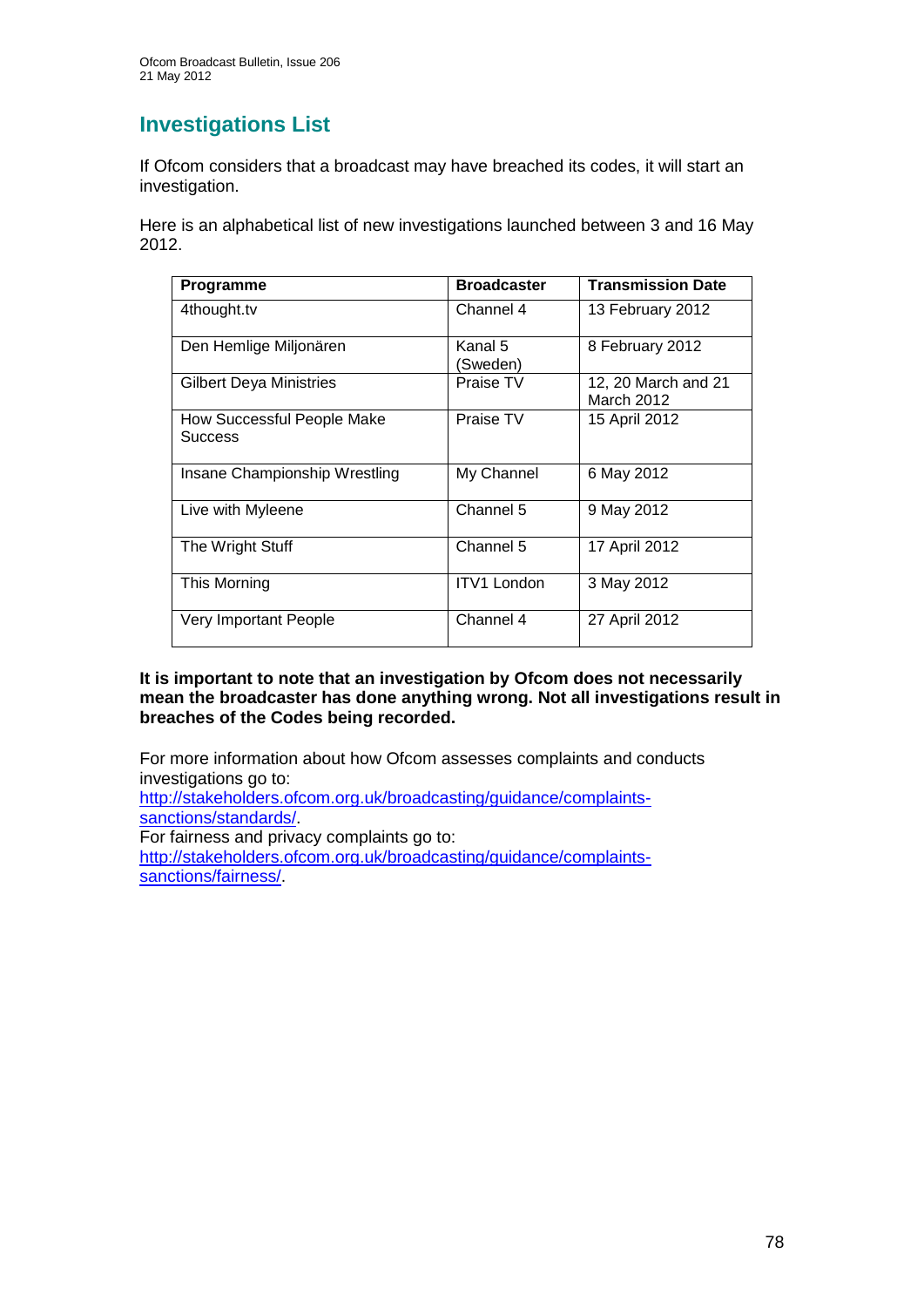## Investigations List

If Ofcom considers that a broadcast may have breached its codes, it will start an investigation.

Here is an alphabetical list of new investigations launched between 3 and 16 May 2012.

| Programme | Broadcaster | Transmission Date |
|---|---|---|
| 4thought.tv | Channel 4 | 13 February 2012 |
| Den Hemlige Miljonären | Kanal 5 (Sweden) | 8 February 2012 |
| Gilbert Deya Ministries | Praise TV | 12, 20 March and 21 March 2012 |
| How Successful People Make Success | Praise TV | 15 April 2012 |
| Insane Championship Wrestling | My Channel | 6 May 2012 |
| Live with Myleene | Channel 5 | 9 May 2012 |
| The Wright Stuff | Channel 5 | 17 April 2012 |
| This Morning | ITV1 London | 3 May 2012 |
| Very Important People | Channel 4 | 27 April 2012 |

**It is important to note that an investigation by Ofcom does not necessarily mean the broadcaster has done anything wrong. Not all investigations result in breaches of the Codes being recorded.**

For more information about how Ofcom assesses complaints and conducts investigations go to:
http://stakeholders.ofcom.org.uk/broadcasting/guidance/complaints-sanctions/standards/.
For fairness and privacy complaints go to:
http://stakeholders.ofcom.org.uk/broadcasting/guidance/complaints-sanctions/fairness/.